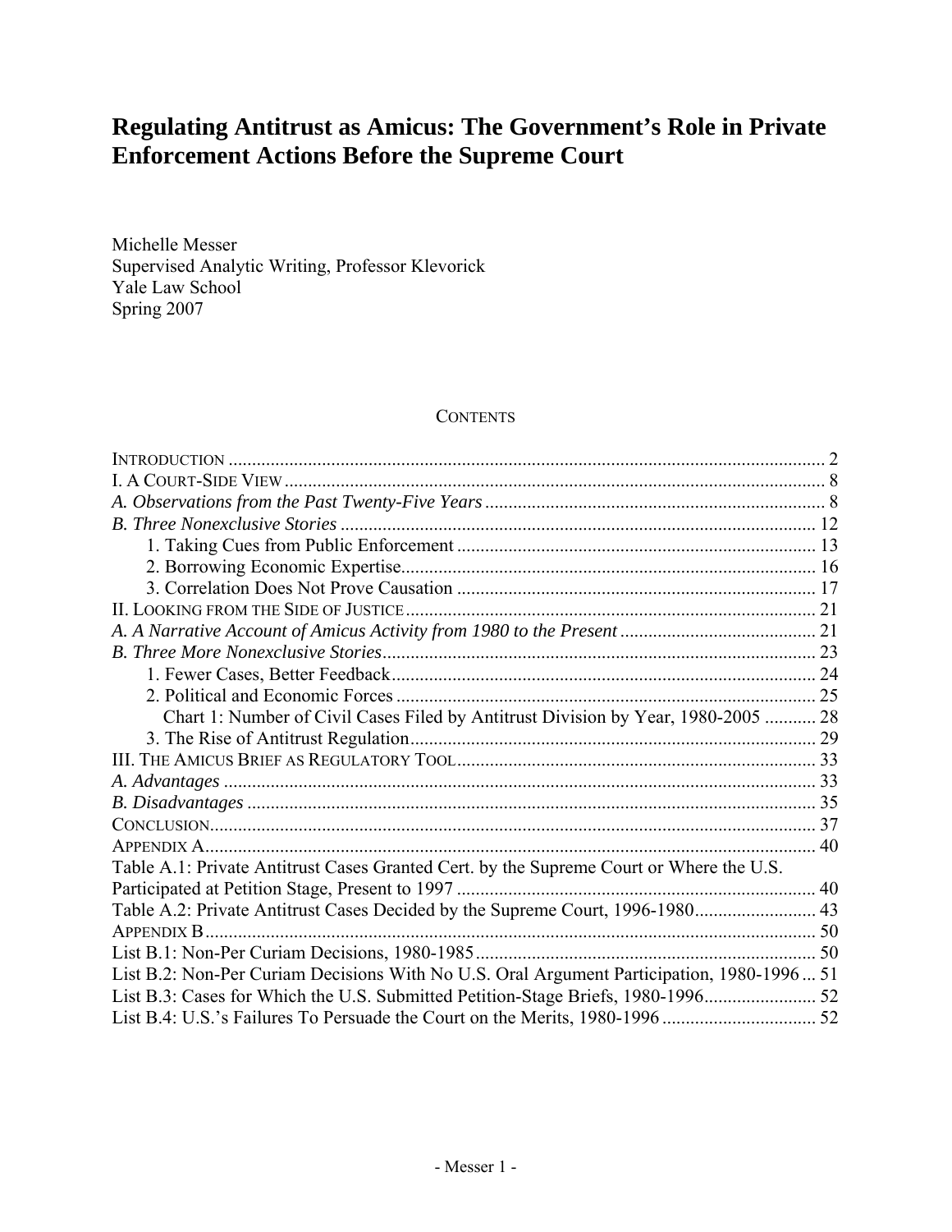# Regulating Antitrust as Amicus: The Government's Role in Private Enforcement Actions Before the Supreme Court

Michelle Messer
Supervised Analytic Writing, Professor Klevorick
Yale Law School
Spring 2007

## CONTENTS

INTRODUCTION ..... 2
I. A COURT-SIDE VIEW ..... 8
*A. Observations from the Past Twenty-Five Years* ..... 8
*B. Three Nonexclusive Stories* ..... 12
  1. Taking Cues from Public Enforcement ..... 13
  2. Borrowing Economic Expertise ..... 16
  3. Correlation Does Not Prove Causation ..... 17
II. LOOKING FROM THE SIDE OF JUSTICE ..... 21
*A. A Narrative Account of Amicus Activity from 1980 to the Present* ..... 21
*B. Three More Nonexclusive Stories* ..... 23
  1. Fewer Cases, Better Feedback ..... 24
  2. Political and Economic Forces ..... 25
    Chart 1: Number of Civil Cases Filed by Antitrust Division by Year, 1980-2005 ..... 28
  3. The Rise of Antitrust Regulation ..... 29
III. THE AMICUS BRIEF AS REGULATORY TOOL ..... 33
*A. Advantages* ..... 33
*B. Disadvantages* ..... 35
CONCLUSION ..... 37
APPENDIX A ..... 40
Table A.1: Private Antitrust Cases Granted Cert. by the Supreme Court or Where the U.S. Participated at Petition Stage, Present to 1997 ..... 40
Table A.2: Private Antitrust Cases Decided by the Supreme Court, 1996-1980 ..... 43
APPENDIX B ..... 50
List B.1: Non-Per Curiam Decisions, 1980-1985 ..... 50
List B.2: Non-Per Curiam Decisions With No U.S. Oral Argument Participation, 1980-1996 ..... 51
List B.3: Cases for Which the U.S. Submitted Petition-Stage Briefs, 1980-1996 ..... 52
List B.4: U.S.'s Failures To Persuade the Court on the Merits, 1980-1996 ..... 52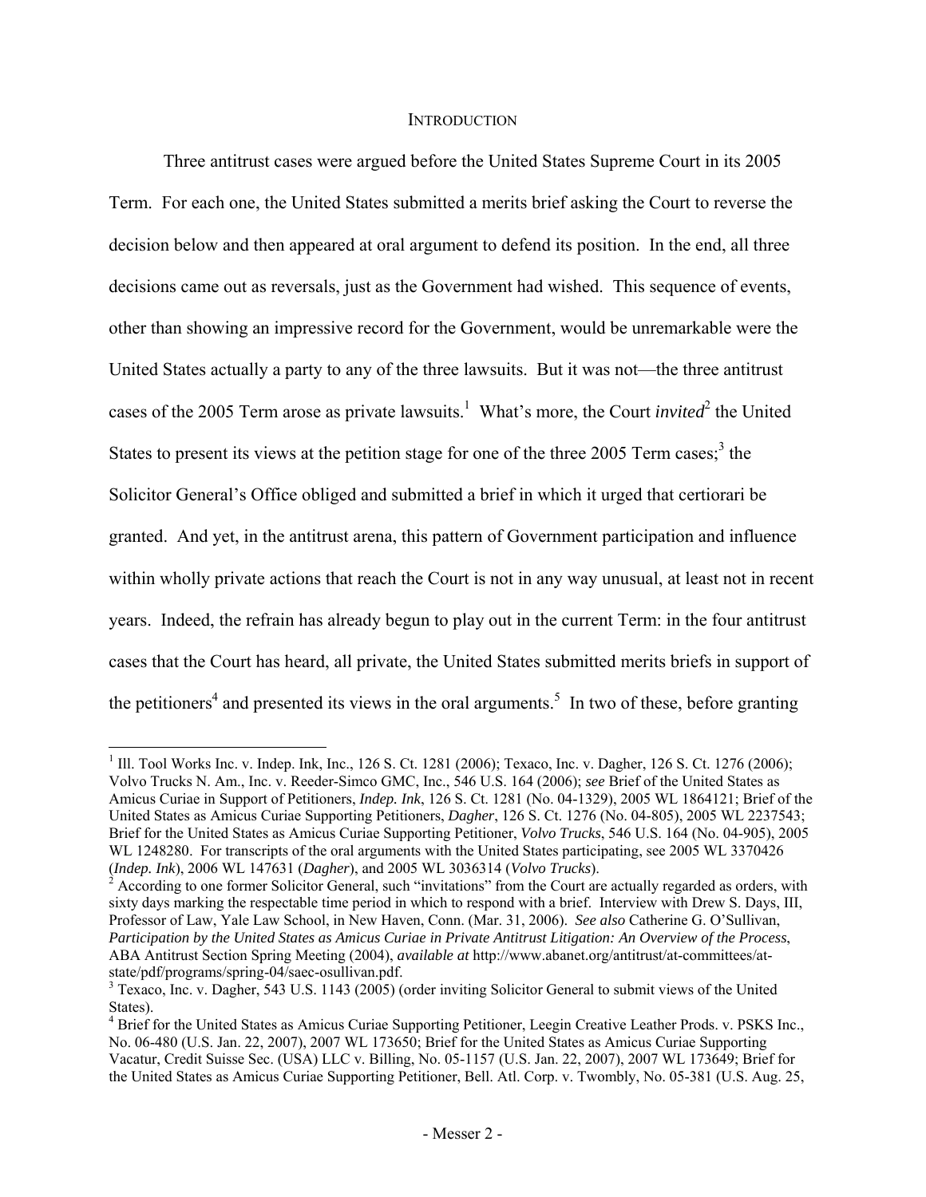## INTRODUCTION

Three antitrust cases were argued before the United States Supreme Court in its 2005 Term. For each one, the United States submitted a merits brief asking the Court to reverse the decision below and then appeared at oral argument to defend its position. In the end, all three decisions came out as reversals, just as the Government had wished. This sequence of events, other than showing an impressive record for the Government, would be unremarkable were the United States actually a party to any of the three lawsuits. But it was not—the three antitrust cases of the 2005 Term arose as private lawsuits.[1] What's more, the Court *invited*[2] the United States to present its views at the petition stage for one of the three 2005 Term cases;[3] the Solicitor General's Office obliged and submitted a brief in which it urged that certiorari be granted. And yet, in the antitrust arena, this pattern of Government participation and influence within wholly private actions that reach the Court is not in any way unusual, at least not in recent years. Indeed, the refrain has already begun to play out in the current Term: in the four antitrust cases that the Court has heard, all private, the United States submitted merits briefs in support of the petitioners[4] and presented its views in the oral arguments.[5] In two of these, before granting

---

[1] Ill. Tool Works Inc. v. Indep. Ink, Inc., 126 S. Ct. 1281 (2006); Texaco, Inc. v. Dagher, 126 S. Ct. 1276 (2006); Volvo Trucks N. Am., Inc. v. Reeder-Simco GMC, Inc., 546 U.S. 164 (2006); *see* Brief of the United States as Amicus Curiae in Support of Petitioners, *Indep. Ink*, 126 S. Ct. 1281 (No. 04-1329), 2005 WL 1864121; Brief of the United States as Amicus Curiae Supporting Petitioners, *Dagher*, 126 S. Ct. 1276 (No. 04-805), 2005 WL 2237543; Brief for the United States as Amicus Curiae Supporting Petitioner, *Volvo Trucks*, 546 U.S. 164 (No. 04-905), 2005 WL 1248280. For transcripts of the oral arguments with the United States participating, see 2005 WL 3370426 (*Indep. Ink*), 2006 WL 147631 (*Dagher*), and 2005 WL 3036314 (*Volvo Trucks*).

[2] According to one former Solicitor General, such "invitations" from the Court are actually regarded as orders, with sixty days marking the respectable time period in which to respond with a brief. Interview with Drew S. Days, III, Professor of Law, Yale Law School, in New Haven, Conn. (Mar. 31, 2006). *See also* Catherine G. O'Sullivan, *Participation by the United States as Amicus Curiae in Private Antitrust Litigation: An Overview of the Process*, ABA Antitrust Section Spring Meeting (2004), *available at* http://www.abanet.org/antitrust/at-committees/at-state/pdf/programs/spring-04/saec-osullivan.pdf.

[3] Texaco, Inc. v. Dagher, 543 U.S. 1143 (2005) (order inviting Solicitor General to submit views of the United States).

[4] Brief for the United States as Amicus Curiae Supporting Petitioner, Leegin Creative Leather Prods. v. PSKS Inc., No. 06-480 (U.S. Jan. 22, 2007), 2007 WL 173650; Brief for the United States as Amicus Curiae Supporting Vacatur, Credit Suisse Sec. (USA) LLC v. Billing, No. 05-1157 (U.S. Jan. 22, 2007), 2007 WL 173649; Brief for the United States as Amicus Curiae Supporting Petitioner, Bell. Atl. Corp. v. Twombly, No. 05-381 (U.S. Aug. 25,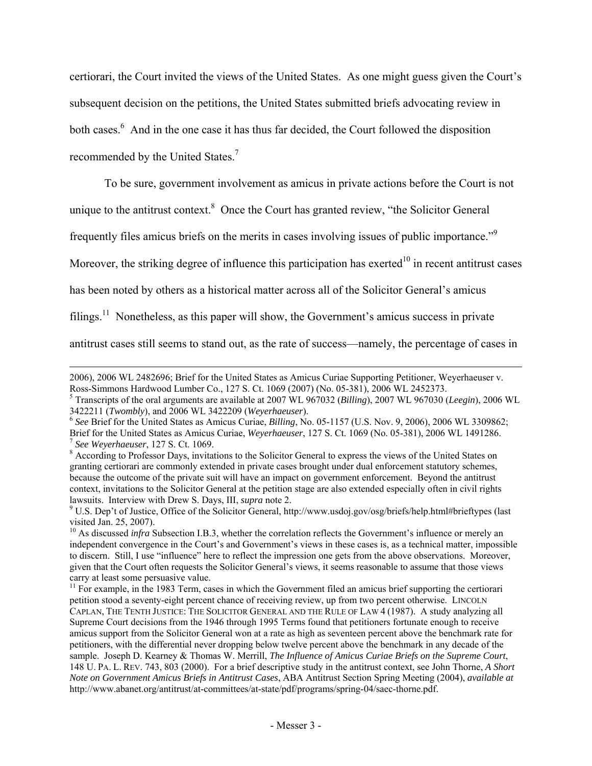certiorari, the Court invited the views of the United States. As one might guess given the Court's subsequent decision on the petitions, the United States submitted briefs advocating review in both cases.[6] And in the one case it has thus far decided, the Court followed the disposition recommended by the United States.[7]

To be sure, government involvement as amicus in private actions before the Court is not unique to the antitrust context.[8] Once the Court has granted review, "the Solicitor General frequently files amicus briefs on the merits in cases involving issues of public importance."[9] Moreover, the striking degree of influence this participation has exerted[10] in recent antitrust cases has been noted by others as a historical matter across all of the Solicitor General's amicus filings.[11] Nonetheless, as this paper will show, the Government's amicus success in private antitrust cases still seems to stand out, as the rate of success—namely, the percentage of cases in

---

2006), 2006 WL 2482696; Brief for the United States as Amicus Curiae Supporting Petitioner, Weyerhaeuser v. Ross-Simmons Hardwood Lumber Co., 127 S. Ct. 1069 (2007) (No. 05-381), 2006 WL 2452373.

[5] Transcripts of the oral arguments are available at 2007 WL 967032 (*Billing*), 2007 WL 967030 (*Leegin*), 2006 WL 3422211 (*Twombly*), and 2006 WL 3422209 (*Weyerhaeuser*).

[6] *See* Brief for the United States as Amicus Curiae, *Billing*, No. 05-1157 (U.S. Nov. 9, 2006), 2006 WL 3309862; Brief for the United States as Amicus Curiae, *Weyerhaeuser*, 127 S. Ct. 1069 (No. 05-381), 2006 WL 1491286.

[7] *See Weyerhaeuser*, 127 S. Ct. 1069.

[8] According to Professor Days, invitations to the Solicitor General to express the views of the United States on granting certiorari are commonly extended in private cases brought under dual enforcement statutory schemes, because the outcome of the private suit will have an impact on government enforcement. Beyond the antitrust context, invitations to the Solicitor General at the petition stage are also extended especially often in civil rights lawsuits. Interview with Drew S. Days, III, *supra* note 2.

[9] U.S. Dep't of Justice, Office of the Solicitor General, http://www.usdoj.gov/osg/briefs/help.html#brieftypes (last visited Jan. 25, 2007).

[10] As discussed *infra* Subsection I.B.3, whether the correlation reflects the Government's influence or merely an independent convergence in the Court's and Government's views in these cases is, as a technical matter, impossible to discern. Still, I use "influence" here to reflect the impression one gets from the above observations. Moreover, given that the Court often requests the Solicitor General's views, it seems reasonable to assume that those views carry at least some persuasive value.

[11] For example, in the 1983 Term, cases in which the Government filed an amicus brief supporting the certiorari petition stood a seventy-eight percent chance of receiving review, up from two percent otherwise. LINCOLN CAPLAN, THE TENTH JUSTICE: THE SOLICITOR GENERAL AND THE RULE OF LAW 4 (1987). A study analyzing all Supreme Court decisions from the 1946 through 1995 Terms found that petitioners fortunate enough to receive amicus support from the Solicitor General won at a rate as high as seventeen percent above the benchmark rate for petitioners, with the differential never dropping below twelve percent above the benchmark in any decade of the sample. Joseph D. Kearney & Thomas W. Merrill, *The Influence of Amicus Curiae Briefs on the Supreme Court*, 148 U. PA. L. REV. 743, 803 (2000). For a brief descriptive study in the antitrust context, see John Thorne, *A Short Note on Government Amicus Briefs in Antitrust Cases*, ABA Antitrust Section Spring Meeting (2004), *available at* http://www.abanet.org/antitrust/at-committees/at-state/pdf/programs/spring-04/saec-thorne.pdf.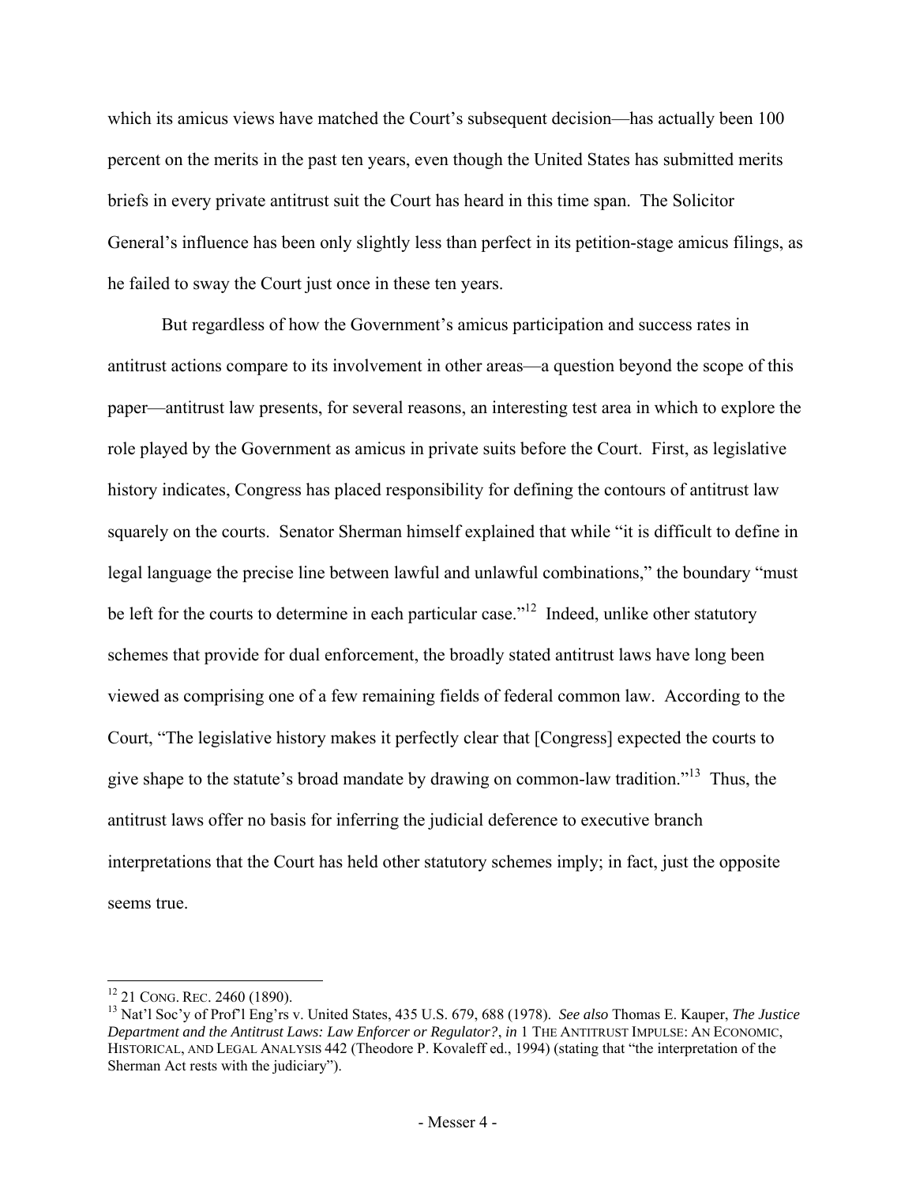which its amicus views have matched the Court's subsequent decision—has actually been 100 percent on the merits in the past ten years, even though the United States has submitted merits briefs in every private antitrust suit the Court has heard in this time span. The Solicitor General's influence has been only slightly less than perfect in its petition-stage amicus filings, as he failed to sway the Court just once in these ten years.

But regardless of how the Government's amicus participation and success rates in antitrust actions compare to its involvement in other areas—a question beyond the scope of this paper—antitrust law presents, for several reasons, an interesting test area in which to explore the role played by the Government as amicus in private suits before the Court. First, as legislative history indicates, Congress has placed responsibility for defining the contours of antitrust law squarely on the courts. Senator Sherman himself explained that while "it is difficult to define in legal language the precise line between lawful and unlawful combinations," the boundary "must be left for the courts to determine in each particular case."[12] Indeed, unlike other statutory schemes that provide for dual enforcement, the broadly stated antitrust laws have long been viewed as comprising one of a few remaining fields of federal common law. According to the Court, "The legislative history makes it perfectly clear that [Congress] expected the courts to give shape to the statute's broad mandate by drawing on common-law tradition."[13] Thus, the antitrust laws offer no basis for inferring the judicial deference to executive branch interpretations that the Court has held other statutory schemes imply; in fact, just the opposite seems true.

---

[12] 21 CONG. REC. 2460 (1890).

[13] Nat'l Soc'y of Prof'l Eng'rs v. United States, 435 U.S. 679, 688 (1978). *See also* Thomas E. Kauper, *The Justice Department and the Antitrust Laws: Law Enforcer or Regulator?*, *in* 1 THE ANTITRUST IMPULSE: AN ECONOMIC, HISTORICAL, AND LEGAL ANALYSIS 442 (Theodore P. Kovaleff ed., 1994) (stating that "the interpretation of the Sherman Act rests with the judiciary").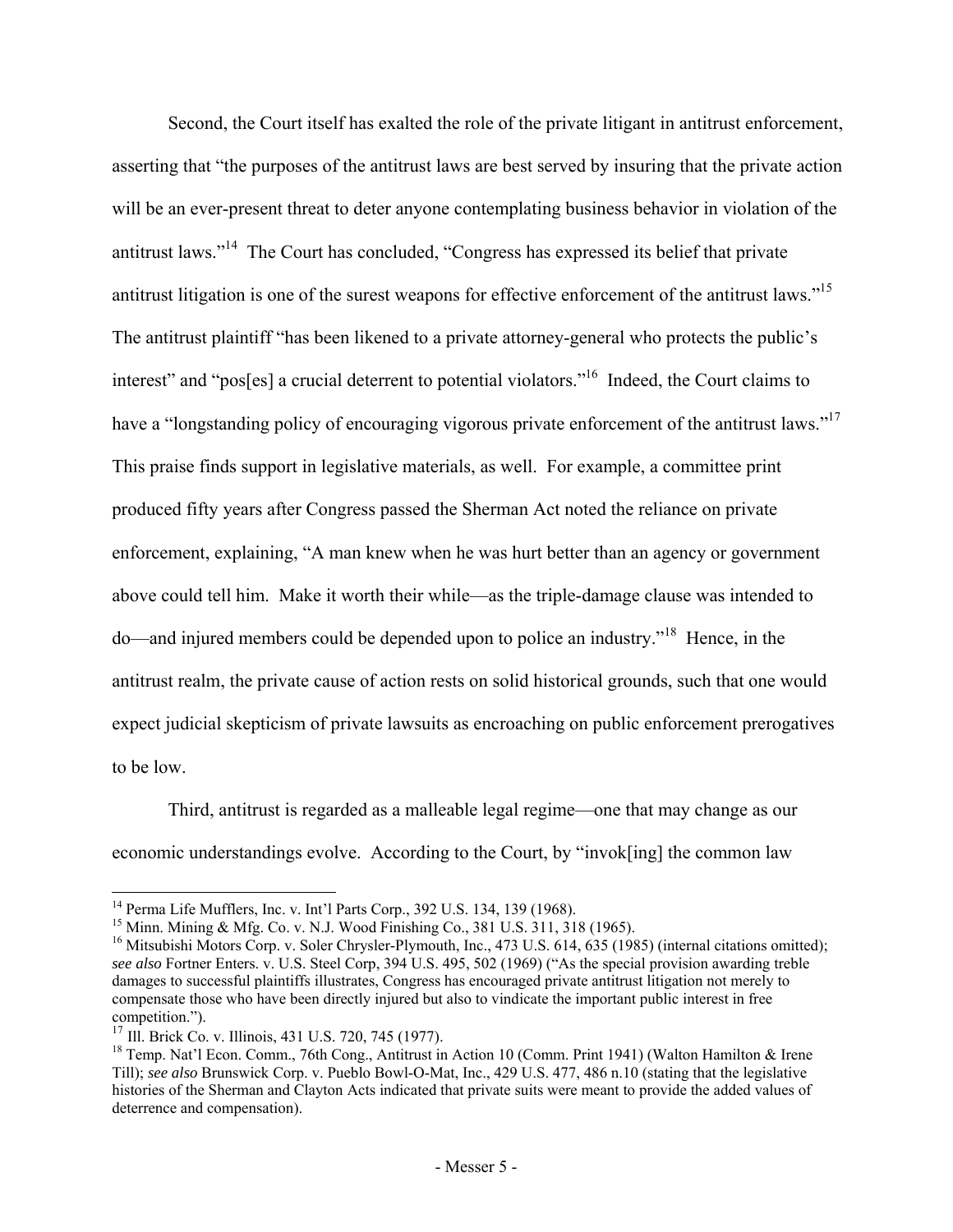Second, the Court itself has exalted the role of the private litigant in antitrust enforcement, asserting that "the purposes of the antitrust laws are best served by insuring that the private action will be an ever-present threat to deter anyone contemplating business behavior in violation of the antitrust laws."[14] The Court has concluded, "Congress has expressed its belief that private antitrust litigation is one of the surest weapons for effective enforcement of the antitrust laws."[15] The antitrust plaintiff "has been likened to a private attorney-general who protects the public's interest" and "pos[es] a crucial deterrent to potential violators."[16] Indeed, the Court claims to have a "longstanding policy of encouraging vigorous private enforcement of the antitrust laws."[17] This praise finds support in legislative materials, as well. For example, a committee print produced fifty years after Congress passed the Sherman Act noted the reliance on private enforcement, explaining, "A man knew when he was hurt better than an agency or government above could tell him. Make it worth their while—as the triple-damage clause was intended to do—and injured members could be depended upon to police an industry."[18] Hence, in the antitrust realm, the private cause of action rests on solid historical grounds, such that one would expect judicial skepticism of private lawsuits as encroaching on public enforcement prerogatives to be low.

Third, antitrust is regarded as a malleable legal regime—one that may change as our economic understandings evolve. According to the Court, by "invok[ing] the common law

---

[14] Perma Life Mufflers, Inc. v. Int'l Parts Corp., 392 U.S. 134, 139 (1968).

[15] Minn. Mining & Mfg. Co. v. N.J. Wood Finishing Co., 381 U.S. 311, 318 (1965).

[16] Mitsubishi Motors Corp. v. Soler Chrysler-Plymouth, Inc., 473 U.S. 614, 635 (1985) (internal citations omitted); *see also* Fortner Enters. v. U.S. Steel Corp, 394 U.S. 495, 502 (1969) ("As the special provision awarding treble damages to successful plaintiffs illustrates, Congress has encouraged private antitrust litigation not merely to compensate those who have been directly injured but also to vindicate the important public interest in free competition.").

[17] Ill. Brick Co. v. Illinois, 431 U.S. 720, 745 (1977).

[18] Temp. Nat'l Econ. Comm., 76th Cong., Antitrust in Action 10 (Comm. Print 1941) (Walton Hamilton & Irene Till); *see also* Brunswick Corp. v. Pueblo Bowl-O-Mat, Inc., 429 U.S. 477, 486 n.10 (stating that the legislative histories of the Sherman and Clayton Acts indicated that private suits were meant to provide the added values of deterrence and compensation).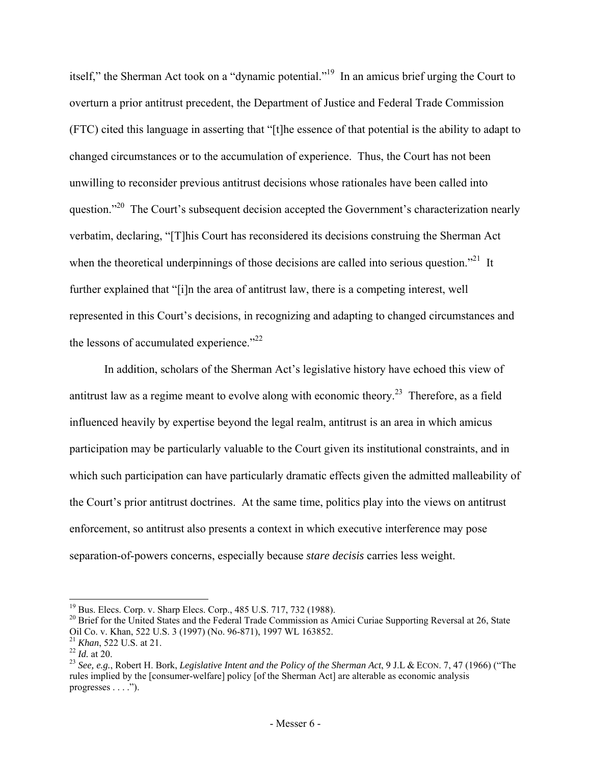itself," the Sherman Act took on a "dynamic potential."[19] In an amicus brief urging the Court to overturn a prior antitrust precedent, the Department of Justice and Federal Trade Commission (FTC) cited this language in asserting that "[t]he essence of that potential is the ability to adapt to changed circumstances or to the accumulation of experience. Thus, the Court has not been unwilling to reconsider previous antitrust decisions whose rationales have been called into question."[20] The Court's subsequent decision accepted the Government's characterization nearly verbatim, declaring, "[T]his Court has reconsidered its decisions construing the Sherman Act when the theoretical underpinnings of those decisions are called into serious question."[21] It further explained that "[i]n the area of antitrust law, there is a competing interest, well represented in this Court's decisions, in recognizing and adapting to changed circumstances and the lessons of accumulated experience."[22]

In addition, scholars of the Sherman Act's legislative history have echoed this view of antitrust law as a regime meant to evolve along with economic theory.[23] Therefore, as a field influenced heavily by expertise beyond the legal realm, antitrust is an area in which amicus participation may be particularly valuable to the Court given its institutional constraints, and in which such participation can have particularly dramatic effects given the admitted malleability of the Court's prior antitrust doctrines. At the same time, politics play into the views on antitrust enforcement, so antitrust also presents a context in which executive interference may pose separation-of-powers concerns, especially because *stare decisis* carries less weight.

---

[19] Bus. Elecs. Corp. v. Sharp Elecs. Corp., 485 U.S. 717, 732 (1988).

[20] Brief for the United States and the Federal Trade Commission as Amici Curiae Supporting Reversal at 26, State Oil Co. v. Khan, 522 U.S. 3 (1997) (No. 96-871), 1997 WL 163852.

[21] *Khan*, 522 U.S. at 21.

[22] *Id.* at 20.

[23] *See, e.g.*, Robert H. Bork, *Legislative Intent and the Policy of the Sherman Act*, 9 J.L & ECON. 7, 47 (1966) ("The rules implied by the [consumer-welfare] policy [of the Sherman Act] are alterable as economic analysis progresses . . . .").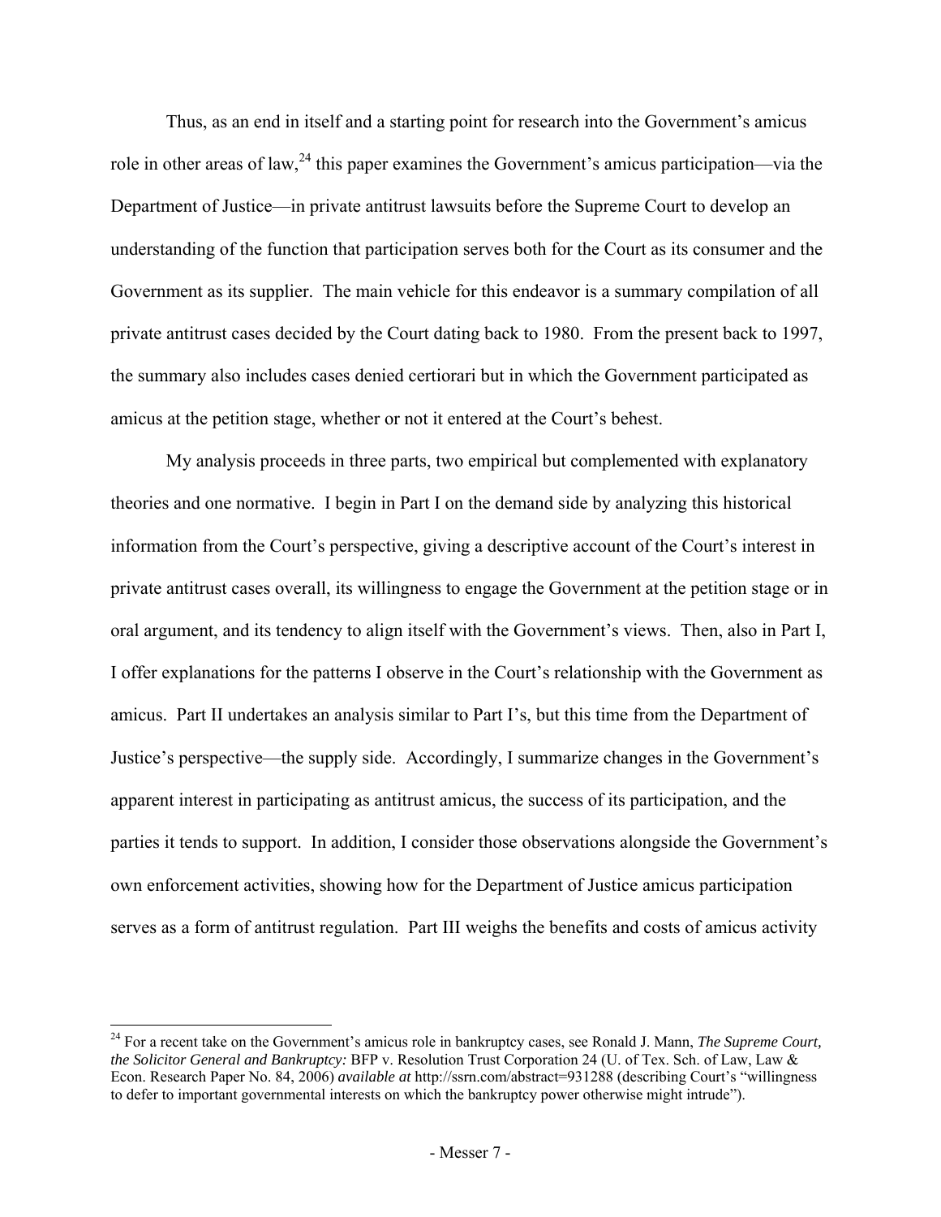Thus, as an end in itself and a starting point for research into the Government's amicus role in other areas of law,[24] this paper examines the Government's amicus participation—via the Department of Justice—in private antitrust lawsuits before the Supreme Court to develop an understanding of the function that participation serves both for the Court as its consumer and the Government as its supplier. The main vehicle for this endeavor is a summary compilation of all private antitrust cases decided by the Court dating back to 1980. From the present back to 1997, the summary also includes cases denied certiorari but in which the Government participated as amicus at the petition stage, whether or not it entered at the Court's behest.

My analysis proceeds in three parts, two empirical but complemented with explanatory theories and one normative. I begin in Part I on the demand side by analyzing this historical information from the Court's perspective, giving a descriptive account of the Court's interest in private antitrust cases overall, its willingness to engage the Government at the petition stage or in oral argument, and its tendency to align itself with the Government's views. Then, also in Part I, I offer explanations for the patterns I observe in the Court's relationship with the Government as amicus. Part II undertakes an analysis similar to Part I's, but this time from the Department of Justice's perspective—the supply side. Accordingly, I summarize changes in the Government's apparent interest in participating as antitrust amicus, the success of its participation, and the parties it tends to support. In addition, I consider those observations alongside the Government's own enforcement activities, showing how for the Department of Justice amicus participation serves as a form of antitrust regulation. Part III weighs the benefits and costs of amicus activity

[24] For a recent take on the Government's amicus role in bankruptcy cases, see Ronald J. Mann, *The Supreme Court, the Solicitor General and Bankruptcy:* BFP v. Resolution Trust Corporation 24 (U. of Tex. Sch. of Law, Law & Econ. Research Paper No. 84, 2006) *available at* http://ssrn.com/abstract=931288 (describing Court's "willingness to defer to important governmental interests on which the bankruptcy power otherwise might intrude").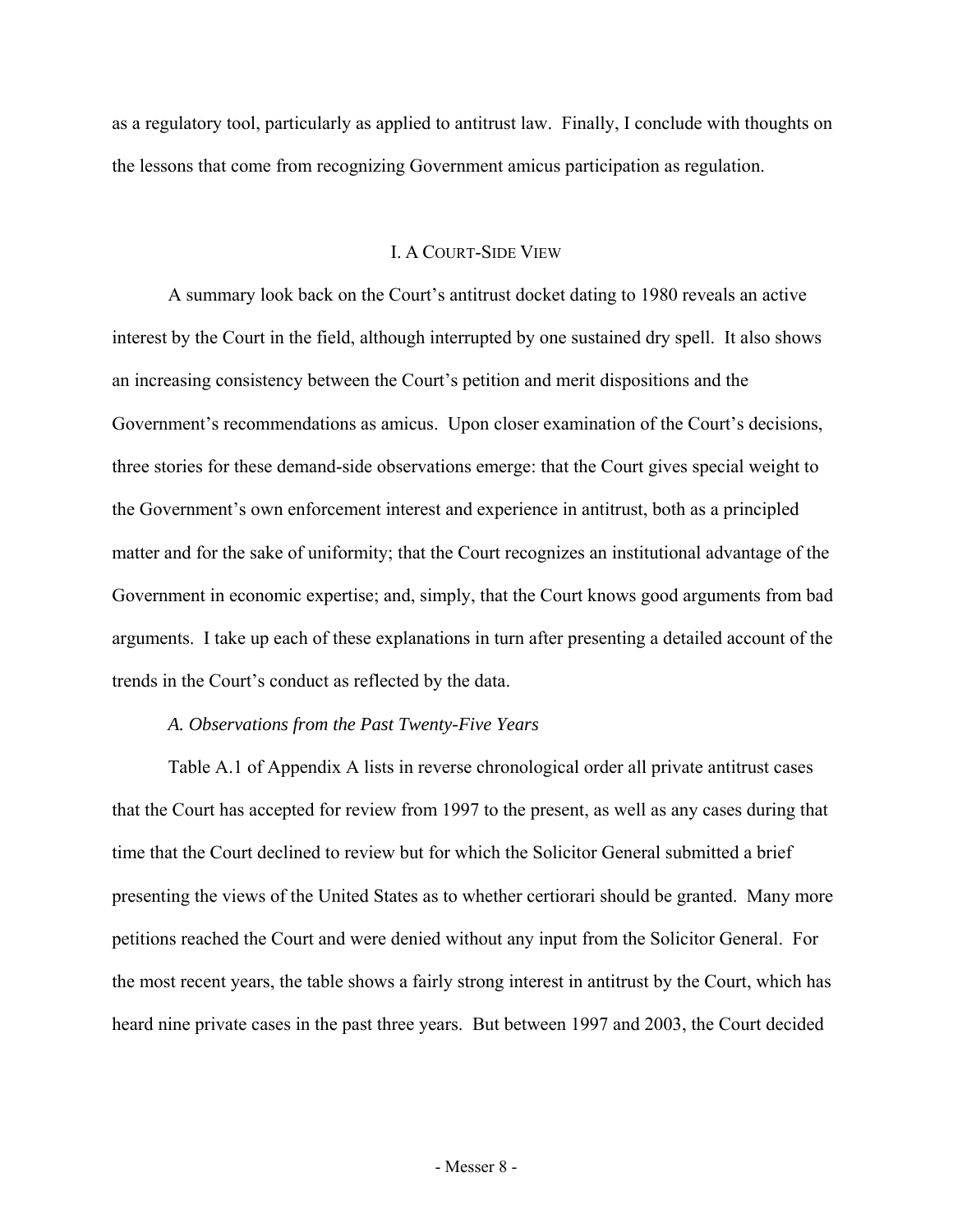as a regulatory tool, particularly as applied to antitrust law. Finally, I conclude with thoughts on the lessons that come from recognizing Government amicus participation as regulation.

## I. A COURT-SIDE VIEW

A summary look back on the Court's antitrust docket dating to 1980 reveals an active interest by the Court in the field, although interrupted by one sustained dry spell. It also shows an increasing consistency between the Court's petition and merit dispositions and the Government's recommendations as amicus. Upon closer examination of the Court's decisions, three stories for these demand-side observations emerge: that the Court gives special weight to the Government's own enforcement interest and experience in antitrust, both as a principled matter and for the sake of uniformity; that the Court recognizes an institutional advantage of the Government in economic expertise; and, simply, that the Court knows good arguments from bad arguments. I take up each of these explanations in turn after presenting a detailed account of the trends in the Court's conduct as reflected by the data.

### *A. Observations from the Past Twenty-Five Years*

Table A.1 of Appendix A lists in reverse chronological order all private antitrust cases that the Court has accepted for review from 1997 to the present, as well as any cases during that time that the Court declined to review but for which the Solicitor General submitted a brief presenting the views of the United States as to whether certiorari should be granted. Many more petitions reached the Court and were denied without any input from the Solicitor General. For the most recent years, the table shows a fairly strong interest in antitrust by the Court, which has heard nine private cases in the past three years. But between 1997 and 2003, the Court decided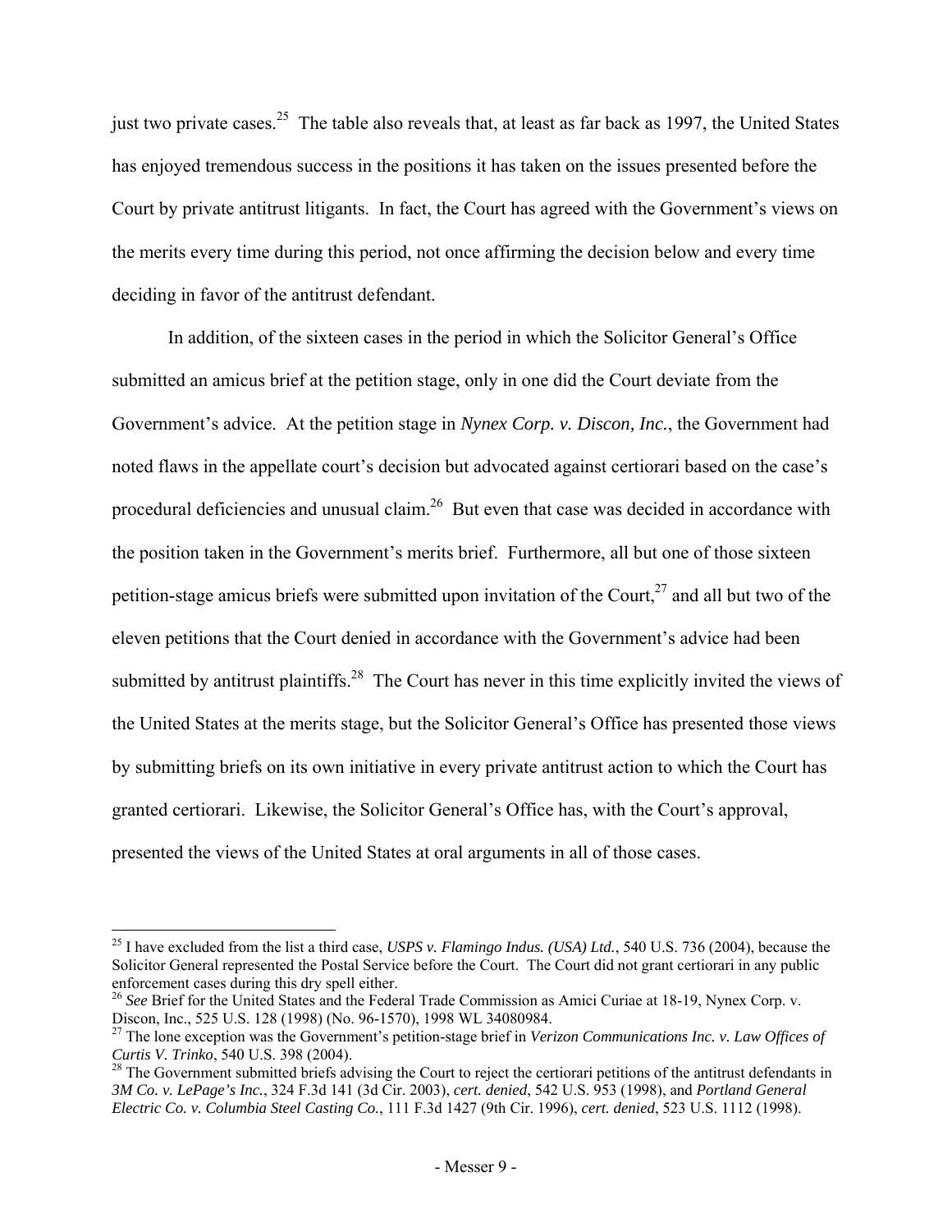just two private cases.[25] The table also reveals that, at least as far back as 1997, the United States has enjoyed tremendous success in the positions it has taken on the issues presented before the Court by private antitrust litigants. In fact, the Court has agreed with the Government's views on the merits every time during this period, not once affirming the decision below and every time deciding in favor of the antitrust defendant.

In addition, of the sixteen cases in the period in which the Solicitor General's Office submitted an amicus brief at the petition stage, only in one did the Court deviate from the Government's advice. At the petition stage in *Nynex Corp. v. Discon, Inc.*, the Government had noted flaws in the appellate court's decision but advocated against certiorari based on the case's procedural deficiencies and unusual claim.[26] But even that case was decided in accordance with the position taken in the Government's merits brief. Furthermore, all but one of those sixteen petition-stage amicus briefs were submitted upon invitation of the Court,[27] and all but two of the eleven petitions that the Court denied in accordance with the Government's advice had been submitted by antitrust plaintiffs.[28] The Court has never in this time explicitly invited the views of the United States at the merits stage, but the Solicitor General's Office has presented those views by submitting briefs on its own initiative in every private antitrust action to which the Court has granted certiorari. Likewise, the Solicitor General's Office has, with the Court's approval, presented the views of the United States at oral arguments in all of those cases.

---

[25] I have excluded from the list a third case, *USPS v. Flamingo Indus. (USA) Ltd.*, 540 U.S. 736 (2004), because the Solicitor General represented the Postal Service before the Court. The Court did not grant certiorari in any public enforcement cases during this dry spell either.

[26] *See* Brief for the United States and the Federal Trade Commission as Amici Curiae at 18-19, Nynex Corp. v. Discon, Inc., 525 U.S. 128 (1998) (No. 96-1570), 1998 WL 34080984.

[27] The lone exception was the Government's petition-stage brief in *Verizon Communications Inc. v. Law Offices of Curtis V. Trinko*, 540 U.S. 398 (2004).

[28] The Government submitted briefs advising the Court to reject the certiorari petitions of the antitrust defendants in *3M Co. v. LePage's Inc.*, 324 F.3d 141 (3d Cir. 2003), *cert. denied*, 542 U.S. 953 (1998), and *Portland General Electric Co. v. Columbia Steel Casting Co.*, 111 F.3d 1427 (9th Cir. 1996), *cert. denied*, 523 U.S. 1112 (1998).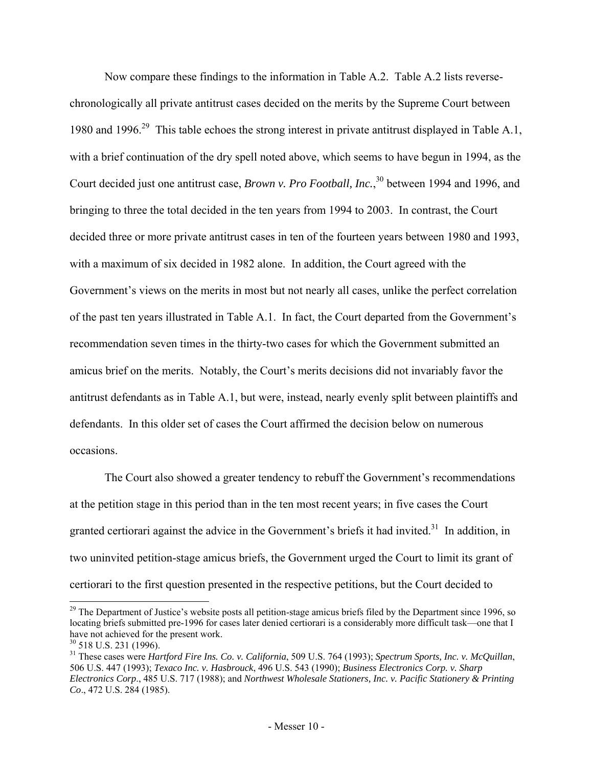Now compare these findings to the information in Table A.2. Table A.2 lists reverse-chronologically all private antitrust cases decided on the merits by the Supreme Court between 1980 and 1996.[29] This table echoes the strong interest in private antitrust displayed in Table A.1, with a brief continuation of the dry spell noted above, which seems to have begun in 1994, as the Court decided just one antitrust case, *Brown v. Pro Football, Inc.*,[30] between 1994 and 1996, and bringing to three the total decided in the ten years from 1994 to 2003. In contrast, the Court decided three or more private antitrust cases in ten of the fourteen years between 1980 and 1993, with a maximum of six decided in 1982 alone. In addition, the Court agreed with the Government's views on the merits in most but not nearly all cases, unlike the perfect correlation of the past ten years illustrated in Table A.1. In fact, the Court departed from the Government's recommendation seven times in the thirty-two cases for which the Government submitted an amicus brief on the merits. Notably, the Court's merits decisions did not invariably favor the antitrust defendants as in Table A.1, but were, instead, nearly evenly split between plaintiffs and defendants. In this older set of cases the Court affirmed the decision below on numerous occasions.

The Court also showed a greater tendency to rebuff the Government's recommendations at the petition stage in this period than in the ten most recent years; in five cases the Court granted certiorari against the advice in the Government's briefs it had invited.[31] In addition, in two uninvited petition-stage amicus briefs, the Government urged the Court to limit its grant of certiorari to the first question presented in the respective petitions, but the Court decided to

---

[29] The Department of Justice's website posts all petition-stage amicus briefs filed by the Department since 1996, so locating briefs submitted pre-1996 for cases later denied certiorari is a considerably more difficult task—one that I have not achieved for the present work.

[30] 518 U.S. 231 (1996).

[31] These cases were *Hartford Fire Ins. Co. v. California*, 509 U.S. 764 (1993); *Spectrum Sports, Inc. v. McQuillan*, 506 U.S. 447 (1993); *Texaco Inc. v. Hasbrouck*, 496 U.S. 543 (1990); *Business Electronics Corp. v. Sharp Electronics Corp*., 485 U.S. 717 (1988); and *Northwest Wholesale Stationers, Inc. v. Pacific Stationery & Printing Co*., 472 U.S. 284 (1985).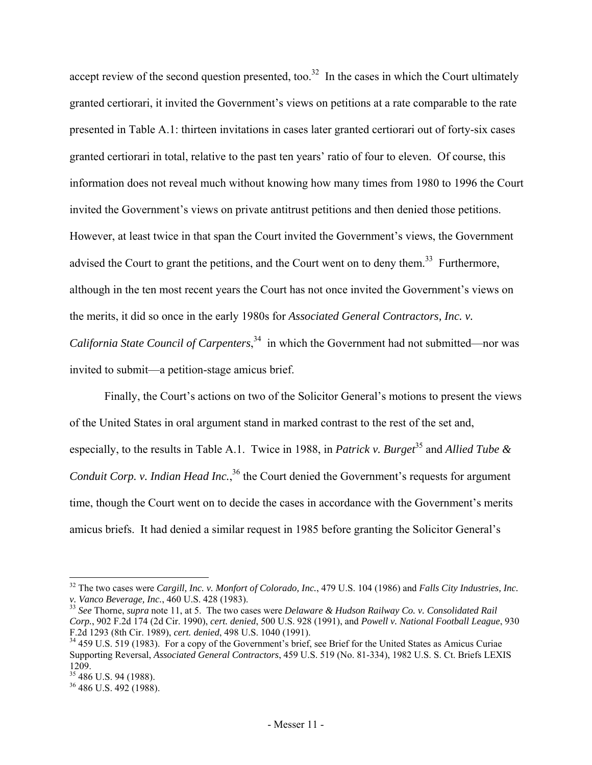accept review of the second question presented, too.[32] In the cases in which the Court ultimately granted certiorari, it invited the Government's views on petitions at a rate comparable to the rate presented in Table A.1: thirteen invitations in cases later granted certiorari out of forty-six cases granted certiorari in total, relative to the past ten years' ratio of four to eleven. Of course, this information does not reveal much without knowing how many times from 1980 to 1996 the Court invited the Government's views on private antitrust petitions and then denied those petitions. However, at least twice in that span the Court invited the Government's views, the Government advised the Court to grant the petitions, and the Court went on to deny them.[33] Furthermore, although in the ten most recent years the Court has not once invited the Government's views on the merits, it did so once in the early 1980s for *Associated General Contractors, Inc. v. California State Council of Carpenters*,[34] in which the Government had not submitted—nor was invited to submit—a petition-stage amicus brief.

Finally, the Court's actions on two of the Solicitor General's motions to present the views of the United States in oral argument stand in marked contrast to the rest of the set and, especially, to the results in Table A.1. Twice in 1988, in *Patrick v. Burget*[35] and *Allied Tube & Conduit Corp. v. Indian Head Inc.*,[36] the Court denied the Government's requests for argument time, though the Court went on to decide the cases in accordance with the Government's merits amicus briefs. It had denied a similar request in 1985 before granting the Solicitor General's

---

[32] The two cases were *Cargill, Inc. v. Monfort of Colorado, Inc.*, 479 U.S. 104 (1986) and *Falls City Industries, Inc. v. Vanco Beverage, Inc.*, 460 U.S. 428 (1983).

[33] *See* Thorne, *supra* note 11, at 5. The two cases were *Delaware & Hudson Railway Co. v. Consolidated Rail Corp.*, 902 F.2d 174 (2d Cir. 1990), *cert. denied*, 500 U.S. 928 (1991), and *Powell v. National Football League*, 930 F.2d 1293 (8th Cir. 1989), *cert. denied*, 498 U.S. 1040 (1991).

[34] 459 U.S. 519 (1983). For a copy of the Government's brief, see Brief for the United States as Amicus Curiae Supporting Reversal, *Associated General Contractors*, 459 U.S. 519 (No. 81-334), 1982 U.S. S. Ct. Briefs LEXIS 1209.

[35] 486 U.S. 94 (1988).

[36] 486 U.S. 492 (1988).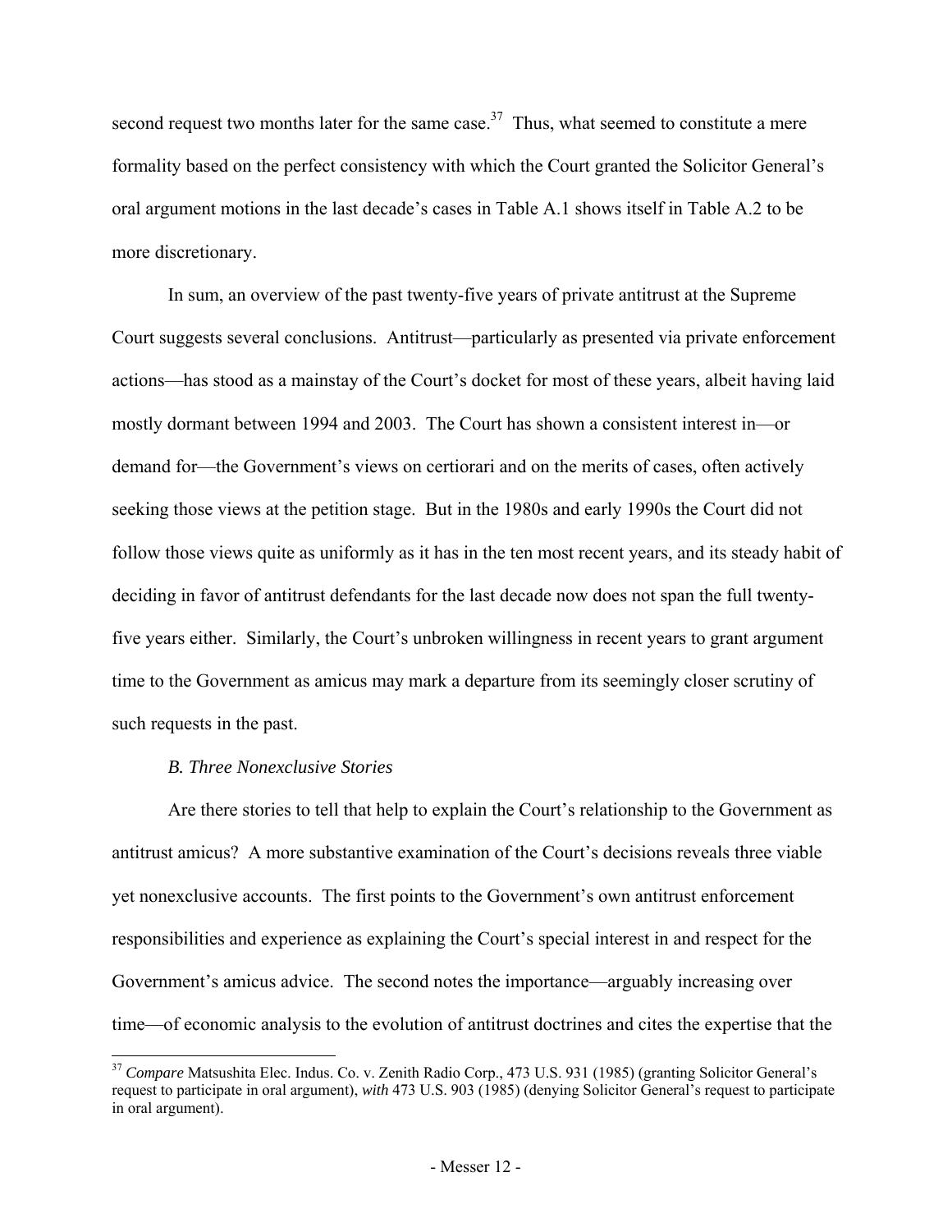second request two months later for the same case.[37] Thus, what seemed to constitute a mere formality based on the perfect consistency with which the Court granted the Solicitor General's oral argument motions in the last decade's cases in Table A.1 shows itself in Table A.2 to be more discretionary.

In sum, an overview of the past twenty-five years of private antitrust at the Supreme Court suggests several conclusions. Antitrust—particularly as presented via private enforcement actions—has stood as a mainstay of the Court's docket for most of these years, albeit having laid mostly dormant between 1994 and 2003. The Court has shown a consistent interest in—or demand for—the Government's views on certiorari and on the merits of cases, often actively seeking those views at the petition stage. But in the 1980s and early 1990s the Court did not follow those views quite as uniformly as it has in the ten most recent years, and its steady habit of deciding in favor of antitrust defendants for the last decade now does not span the full twenty-five years either. Similarly, the Court's unbroken willingness in recent years to grant argument time to the Government as amicus may mark a departure from its seemingly closer scrutiny of such requests in the past.

### *B. Three Nonexclusive Stories*

Are there stories to tell that help to explain the Court's relationship to the Government as antitrust amicus? A more substantive examination of the Court's decisions reveals three viable yet nonexclusive accounts. The first points to the Government's own antitrust enforcement responsibilities and experience as explaining the Court's special interest in and respect for the Government's amicus advice. The second notes the importance—arguably increasing over time—of economic analysis to the evolution of antitrust doctrines and cites the expertise that the

---

[37] *Compare* Matsushita Elec. Indus. Co. v. Zenith Radio Corp., 473 U.S. 931 (1985) (granting Solicitor General's request to participate in oral argument), *with* 473 U.S. 903 (1985) (denying Solicitor General's request to participate in oral argument).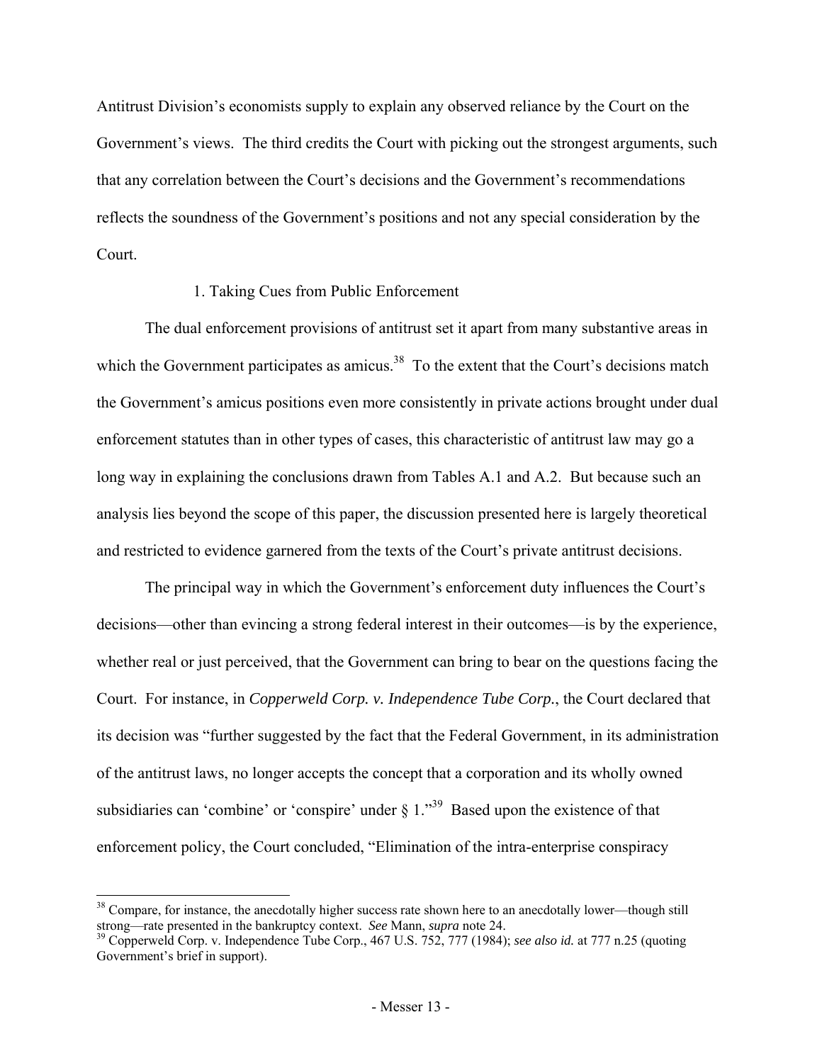Antitrust Division's economists supply to explain any observed reliance by the Court on the Government's views. The third credits the Court with picking out the strongest arguments, such that any correlation between the Court's decisions and the Government's recommendations reflects the soundness of the Government's positions and not any special consideration by the Court.

### 1. Taking Cues from Public Enforcement

The dual enforcement provisions of antitrust set it apart from many substantive areas in which the Government participates as amicus.[38] To the extent that the Court's decisions match the Government's amicus positions even more consistently in private actions brought under dual enforcement statutes than in other types of cases, this characteristic of antitrust law may go a long way in explaining the conclusions drawn from Tables A.1 and A.2. But because such an analysis lies beyond the scope of this paper, the discussion presented here is largely theoretical and restricted to evidence garnered from the texts of the Court's private antitrust decisions.

The principal way in which the Government's enforcement duty influences the Court's decisions—other than evincing a strong federal interest in their outcomes—is by the experience, whether real or just perceived, that the Government can bring to bear on the questions facing the Court. For instance, in *Copperweld Corp. v. Independence Tube Corp.*, the Court declared that its decision was "further suggested by the fact that the Federal Government, in its administration of the antitrust laws, no longer accepts the concept that a corporation and its wholly owned subsidiaries can 'combine' or 'conspire' under § 1."[39] Based upon the existence of that enforcement policy, the Court concluded, "Elimination of the intra-enterprise conspiracy

---

[38] Compare, for instance, the anecdotally higher success rate shown here to an anecdotally lower—though still strong—rate presented in the bankruptcy context. *See* Mann, *supra* note 24.

[39] Copperweld Corp. v. Independence Tube Corp., 467 U.S. 752, 777 (1984); *see also id.* at 777 n.25 (quoting Government's brief in support).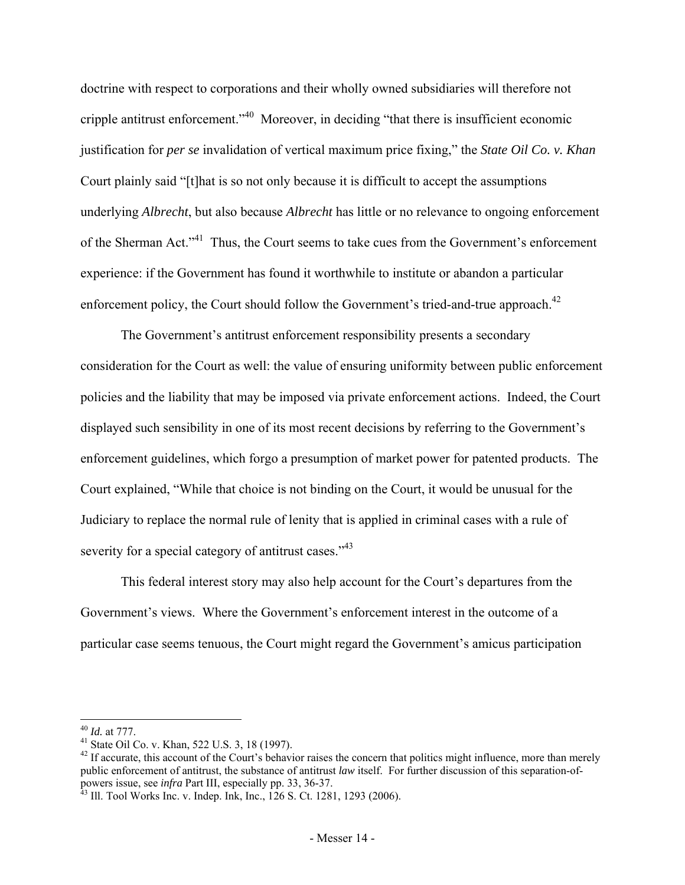doctrine with respect to corporations and their wholly owned subsidiaries will therefore not cripple antitrust enforcement."[40] Moreover, in deciding "that there is insufficient economic justification for *per se* invalidation of vertical maximum price fixing," the *State Oil Co. v. Khan* Court plainly said "[t]hat is so not only because it is difficult to accept the assumptions underlying *Albrecht*, but also because *Albrecht* has little or no relevance to ongoing enforcement of the Sherman Act."[41] Thus, the Court seems to take cues from the Government's enforcement experience: if the Government has found it worthwhile to institute or abandon a particular enforcement policy, the Court should follow the Government's tried-and-true approach.[42]

The Government's antitrust enforcement responsibility presents a secondary consideration for the Court as well: the value of ensuring uniformity between public enforcement policies and the liability that may be imposed via private enforcement actions. Indeed, the Court displayed such sensibility in one of its most recent decisions by referring to the Government's enforcement guidelines, which forgo a presumption of market power for patented products. The Court explained, "While that choice is not binding on the Court, it would be unusual for the Judiciary to replace the normal rule of lenity that is applied in criminal cases with a rule of severity for a special category of antitrust cases."[43]

This federal interest story may also help account for the Court's departures from the Government's views. Where the Government's enforcement interest in the outcome of a particular case seems tenuous, the Court might regard the Government's amicus participation

---

[40] *Id.* at 777.

[41] State Oil Co. v. Khan, 522 U.S. 3, 18 (1997).

[42] If accurate, this account of the Court's behavior raises the concern that politics might influence, more than merely public enforcement of antitrust, the substance of antitrust *law* itself. For further discussion of this separation-of-powers issue, see *infra* Part III, especially pp. 33, 36-37.

[43] Ill. Tool Works Inc. v. Indep. Ink, Inc., 126 S. Ct. 1281, 1293 (2006).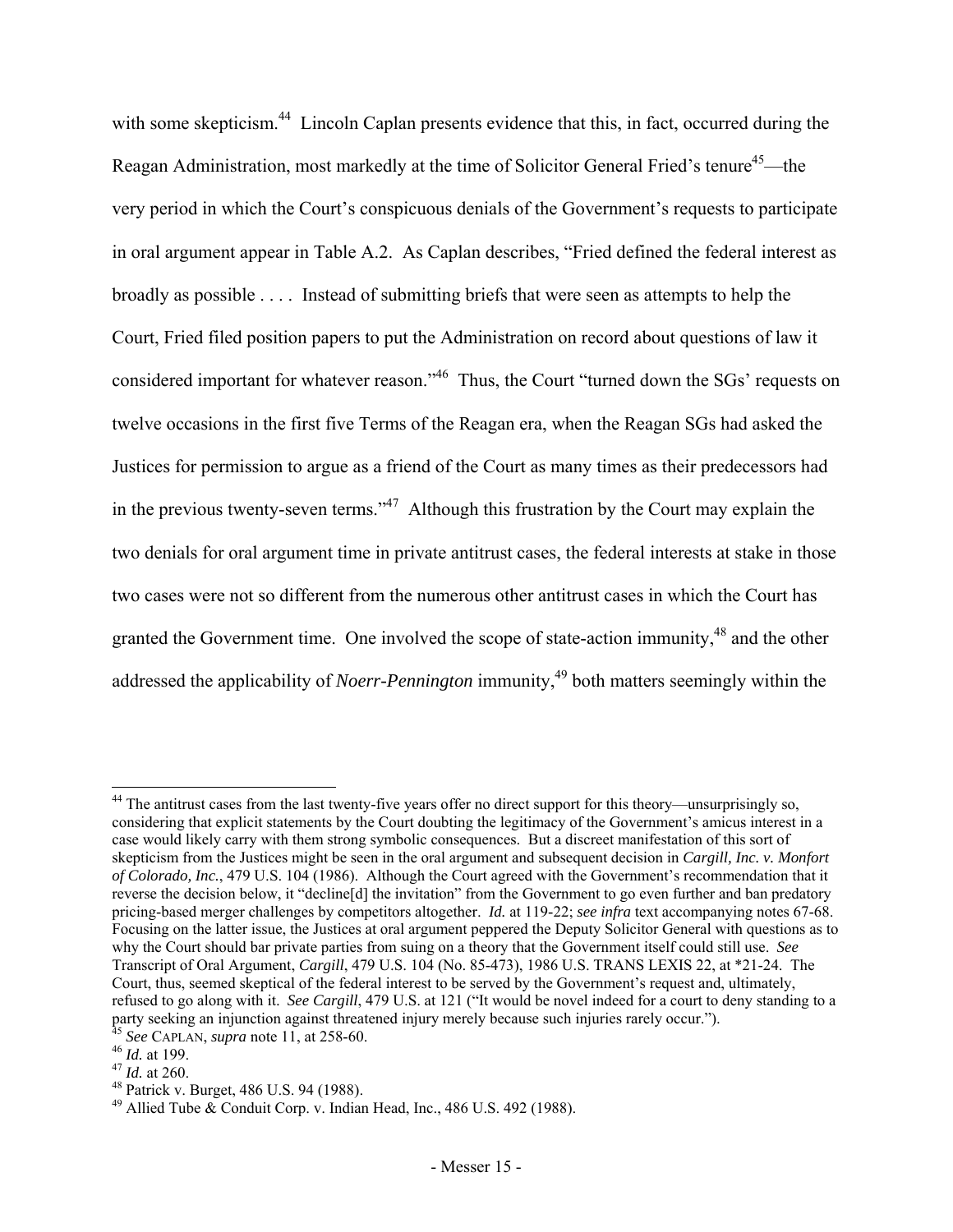with some skepticism.[44] Lincoln Caplan presents evidence that this, in fact, occurred during the Reagan Administration, most markedly at the time of Solicitor General Fried's tenure[45]—the very period in which the Court's conspicuous denials of the Government's requests to participate in oral argument appear in Table A.2. As Caplan describes, "Fried defined the federal interest as broadly as possible . . . . Instead of submitting briefs that were seen as attempts to help the Court, Fried filed position papers to put the Administration on record about questions of law it considered important for whatever reason."[46] Thus, the Court "turned down the SGs' requests on twelve occasions in the first five Terms of the Reagan era, when the Reagan SGs had asked the Justices for permission to argue as a friend of the Court as many times as their predecessors had in the previous twenty-seven terms."[47] Although this frustration by the Court may explain the two denials for oral argument time in private antitrust cases, the federal interests at stake in those two cases were not so different from the numerous other antitrust cases in which the Court has granted the Government time. One involved the scope of state-action immunity,[48] and the other addressed the applicability of *Noerr-Pennington* immunity,[49] both matters seemingly within the

---

[44] The antitrust cases from the last twenty-five years offer no direct support for this theory—unsurprisingly so, considering that explicit statements by the Court doubting the legitimacy of the Government's amicus interest in a case would likely carry with them strong symbolic consequences. But a discreet manifestation of this sort of skepticism from the Justices might be seen in the oral argument and subsequent decision in *Cargill, Inc. v. Monfort of Colorado, Inc.*, 479 U.S. 104 (1986). Although the Court agreed with the Government's recommendation that it reverse the decision below, it "decline[d] the invitation" from the Government to go even further and ban predatory pricing-based merger challenges by competitors altogether. *Id.* at 119-22; *see infra* text accompanying notes 67-68. Focusing on the latter issue, the Justices at oral argument peppered the Deputy Solicitor General with questions as to why the Court should bar private parties from suing on a theory that the Government itself could still use. *See* Transcript of Oral Argument, *Cargill*, 479 U.S. 104 (No. 85-473), 1986 U.S. TRANS LEXIS 22, at *21-24. The Court, thus, seemed skeptical of the federal interest to be served by the Government's request and, ultimately, refused to go along with it. *See Cargill*, 479 U.S. at 121 ("It would be novel indeed for a court to deny standing to a party seeking an injunction against threatened injury merely because such injuries rarely occur.").

[45] *See* CAPLAN, *supra* note 11, at 258-60.

[46] *Id.* at 199.

[47] *Id.* at 260.

[48] Patrick v. Burget, 486 U.S. 94 (1988).

[49] Allied Tube & Conduit Corp. v. Indian Head, Inc., 486 U.S. 492 (1988).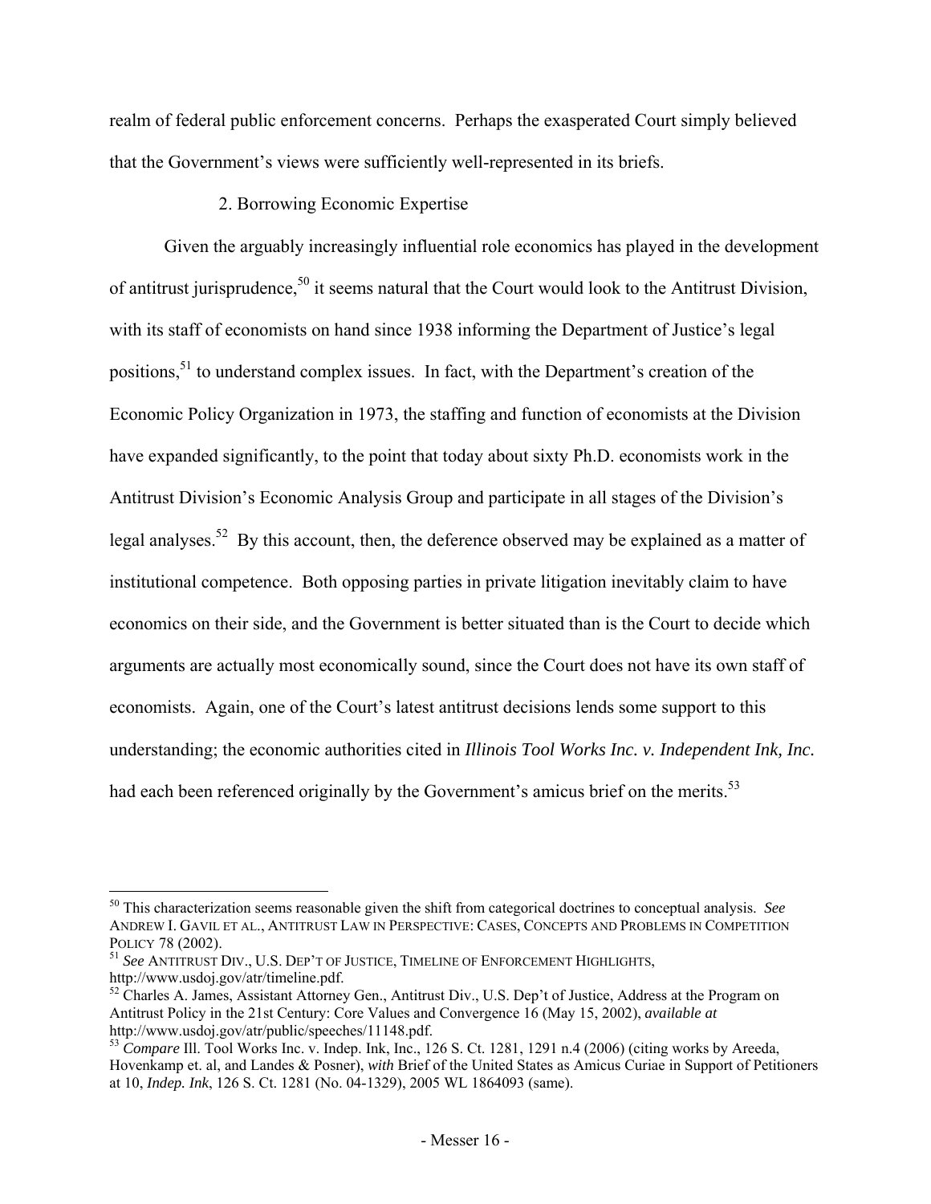realm of federal public enforcement concerns. Perhaps the exasperated Court simply believed that the Government's views were sufficiently well-represented in its briefs.

### 2. Borrowing Economic Expertise

Given the arguably increasingly influential role economics has played in the development of antitrust jurisprudence,[50] it seems natural that the Court would look to the Antitrust Division, with its staff of economists on hand since 1938 informing the Department of Justice's legal positions,[51] to understand complex issues. In fact, with the Department's creation of the Economic Policy Organization in 1973, the staffing and function of economists at the Division have expanded significantly, to the point that today about sixty Ph.D. economists work in the Antitrust Division's Economic Analysis Group and participate in all stages of the Division's legal analyses.[52] By this account, then, the deference observed may be explained as a matter of institutional competence. Both opposing parties in private litigation inevitably claim to have economics on their side, and the Government is better situated than is the Court to decide which arguments are actually most economically sound, since the Court does not have its own staff of economists. Again, one of the Court's latest antitrust decisions lends some support to this understanding; the economic authorities cited in *Illinois Tool Works Inc. v. Independent Ink, Inc.* had each been referenced originally by the Government's amicus brief on the merits.[53]

---

[50] This characterization seems reasonable given the shift from categorical doctrines to conceptual analysis. *See* ANDREW I. GAVIL ET AL., ANTITRUST LAW IN PERSPECTIVE: CASES, CONCEPTS AND PROBLEMS IN COMPETITION POLICY 78 (2002).

[51] *See* ANTITRUST DIV., U.S. DEP'T OF JUSTICE, TIMELINE OF ENFORCEMENT HIGHLIGHTS, http://www.usdoj.gov/atr/timeline.pdf.

[52] Charles A. James, Assistant Attorney Gen., Antitrust Div., U.S. Dep't of Justice, Address at the Program on Antitrust Policy in the 21st Century: Core Values and Convergence 16 (May 15, 2002), *available at* http://www.usdoj.gov/atr/public/speeches/11148.pdf.

[53] *Compare* Ill. Tool Works Inc. v. Indep. Ink, Inc., 126 S. Ct. 1281, 1291 n.4 (2006) (citing works by Areeda, Hovenkamp et. al, and Landes & Posner), *with* Brief of the United States as Amicus Curiae in Support of Petitioners at 10, *Indep. Ink*, 126 S. Ct. 1281 (No. 04-1329), 2005 WL 1864093 (same).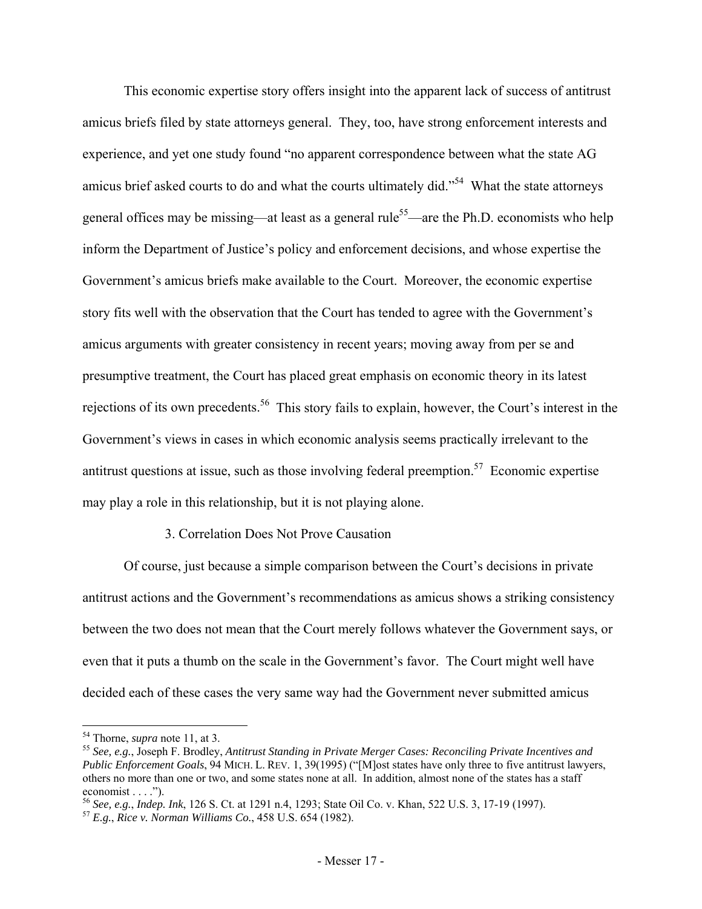This economic expertise story offers insight into the apparent lack of success of antitrust amicus briefs filed by state attorneys general. They, too, have strong enforcement interests and experience, and yet one study found "no apparent correspondence between what the state AG amicus brief asked courts to do and what the courts ultimately did."[54] What the state attorneys general offices may be missing—at least as a general rule[55]—are the Ph.D. economists who help inform the Department of Justice's policy and enforcement decisions, and whose expertise the Government's amicus briefs make available to the Court. Moreover, the economic expertise story fits well with the observation that the Court has tended to agree with the Government's amicus arguments with greater consistency in recent years; moving away from per se and presumptive treatment, the Court has placed great emphasis on economic theory in its latest rejections of its own precedents.[56] This story fails to explain, however, the Court's interest in the Government's views in cases in which economic analysis seems practically irrelevant to the antitrust questions at issue, such as those involving federal preemption.[57] Economic expertise may play a role in this relationship, but it is not playing alone.

### 3. Correlation Does Not Prove Causation

Of course, just because a simple comparison between the Court's decisions in private antitrust actions and the Government's recommendations as amicus shows a striking consistency between the two does not mean that the Court merely follows whatever the Government says, or even that it puts a thumb on the scale in the Government's favor. The Court might well have decided each of these cases the very same way had the Government never submitted amicus

---

[54] Thorne, *supra* note 11, at 3.

[55] *See, e.g.*, Joseph F. Brodley, *Antitrust Standing in Private Merger Cases: Reconciling Private Incentives and Public Enforcement Goals*, 94 MICH. L. REV. 1, 39(1995) ("[M]ost states have only three to five antitrust lawyers, others no more than one or two, and some states none at all. In addition, almost none of the states has a staff economist . . . .").

[56] *See, e.g.*, *Indep. Ink*, 126 S. Ct. at 1291 n.4, 1293; State Oil Co. v. Khan, 522 U.S. 3, 17-19 (1997).

[57] *E.g.*, *Rice v. Norman Williams Co.*, 458 U.S. 654 (1982).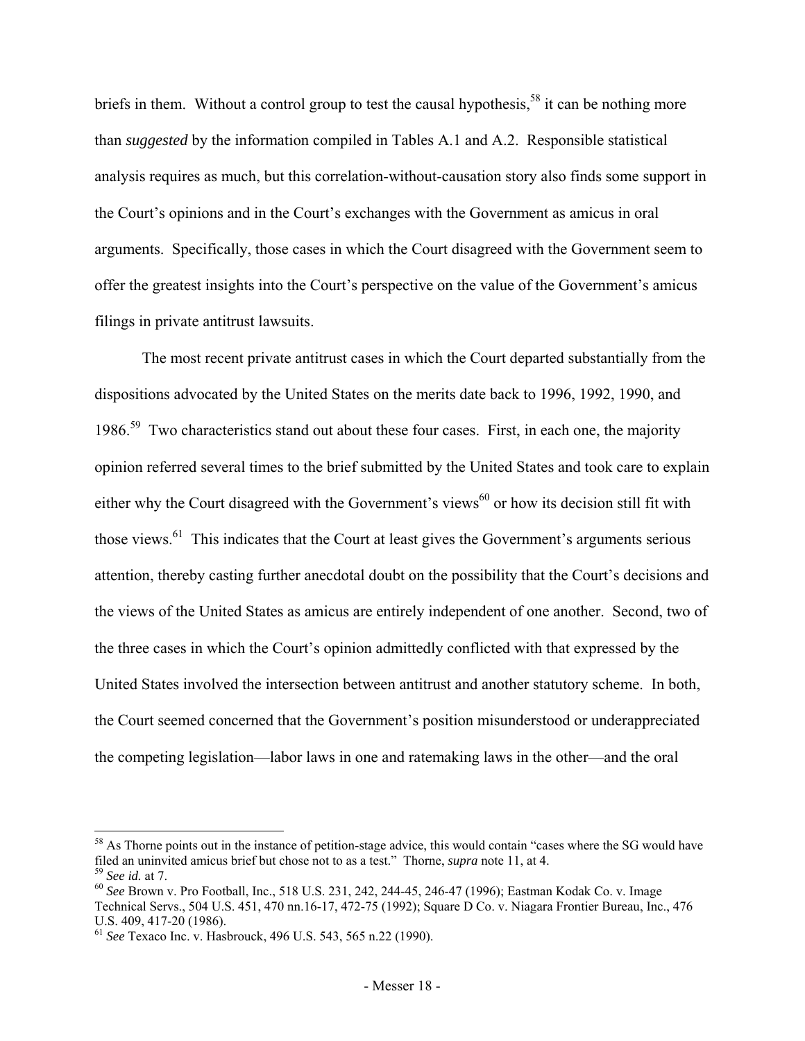briefs in them. Without a control group to test the causal hypothesis,[58] it can be nothing more than *suggested* by the information compiled in Tables A.1 and A.2. Responsible statistical analysis requires as much, but this correlation-without-causation story also finds some support in the Court's opinions and in the Court's exchanges with the Government as amicus in oral arguments. Specifically, those cases in which the Court disagreed with the Government seem to offer the greatest insights into the Court's perspective on the value of the Government's amicus filings in private antitrust lawsuits.

The most recent private antitrust cases in which the Court departed substantially from the dispositions advocated by the United States on the merits date back to 1996, 1992, 1990, and 1986.[59] Two characteristics stand out about these four cases. First, in each one, the majority opinion referred several times to the brief submitted by the United States and took care to explain either why the Court disagreed with the Government's views[60] or how its decision still fit with those views.[61] This indicates that the Court at least gives the Government's arguments serious attention, thereby casting further anecdotal doubt on the possibility that the Court's decisions and the views of the United States as amicus are entirely independent of one another. Second, two of the three cases in which the Court's opinion admittedly conflicted with that expressed by the United States involved the intersection between antitrust and another statutory scheme. In both, the Court seemed concerned that the Government's position misunderstood or underappreciated the competing legislation—labor laws in one and ratemaking laws in the other—and the oral

---

[58] As Thorne points out in the instance of petition-stage advice, this would contain "cases where the SG would have filed an uninvited amicus brief but chose not to as a test." Thorne, ***supra*** note 11, at 4.

[59] *See id.* at 7.

[60] *See* Brown v. Pro Football, Inc., 518 U.S. 231, 242, 244-45, 246-47 (1996); Eastman Kodak Co. v. Image Technical Servs., 504 U.S. 451, 470 nn.16-17, 472-75 (1992); Square D Co. v. Niagara Frontier Bureau, Inc., 476 U.S. 409, 417-20 (1986).

[61] *See* Texaco Inc. v. Hasbrouck, 496 U.S. 543, 565 n.22 (1990).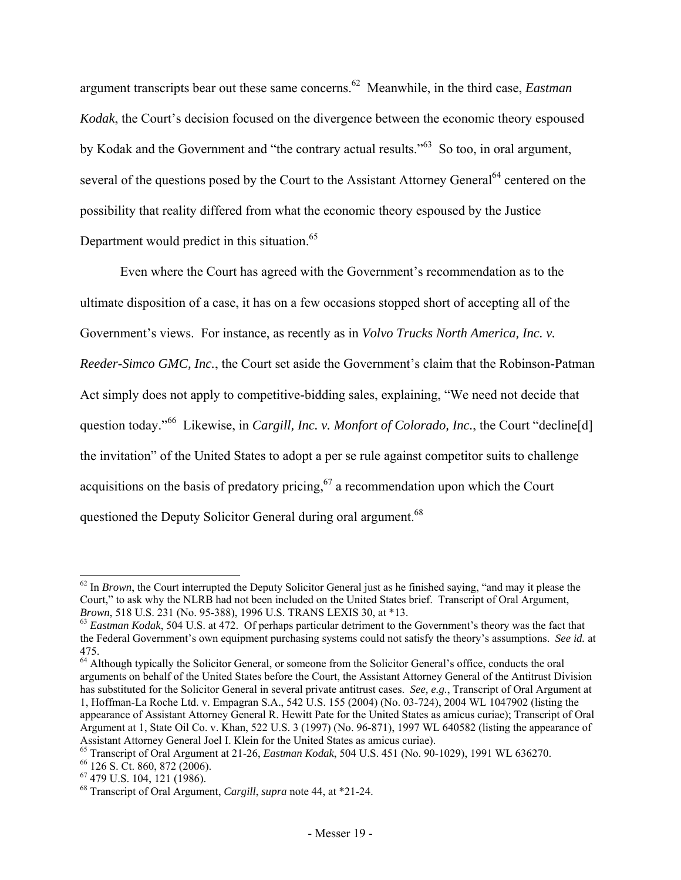argument transcripts bear out these same concerns.[62] Meanwhile, in the third case, *Eastman Kodak*, the Court's decision focused on the divergence between the economic theory espoused by Kodak and the Government and "the contrary actual results."[63] So too, in oral argument, several of the questions posed by the Court to the Assistant Attorney General[64] centered on the possibility that reality differed from what the economic theory espoused by the Justice Department would predict in this situation.[65]

Even where the Court has agreed with the Government's recommendation as to the ultimate disposition of a case, it has on a few occasions stopped short of accepting all of the Government's views. For instance, as recently as in *Volvo Trucks North America, Inc. v. Reeder-Simco GMC, Inc.*, the Court set aside the Government's claim that the Robinson-Patman Act simply does not apply to competitive-bidding sales, explaining, "We need not decide that question today."[66] Likewise, in *Cargill, Inc. v. Monfort of Colorado, Inc.*, the Court "decline[d] the invitation" of the United States to adopt a per se rule against competitor suits to challenge acquisitions on the basis of predatory pricing,[67] a recommendation upon which the Court questioned the Deputy Solicitor General during oral argument.[68]

---

[62] In *Brown*, the Court interrupted the Deputy Solicitor General just as he finished saying, "and may it please the Court," to ask why the NLRB had not been included on the United States brief. Transcript of Oral Argument, *Brown*, 518 U.S. 231 (No. 95-388), 1996 U.S. TRANS LEXIS 30, at *13.

[63] *Eastman Kodak*, 504 U.S. at 472. Of perhaps particular detriment to the Government's theory was the fact that the Federal Government's own equipment purchasing systems could not satisfy the theory's assumptions. *See id.* at 475.

[64] Although typically the Solicitor General, or someone from the Solicitor General's office, conducts the oral arguments on behalf of the United States before the Court, the Assistant Attorney General of the Antitrust Division has substituted for the Solicitor General in several private antitrust cases. *See, e.g.*, Transcript of Oral Argument at 1, Hoffman-La Roche Ltd. v. Empagran S.A., 542 U.S. 155 (2004) (No. 03-724), 2004 WL 1047902 (listing the appearance of Assistant Attorney General R. Hewitt Pate for the United States as amicus curiae); Transcript of Oral Argument at 1, State Oil Co. v. Khan, 522 U.S. 3 (1997) (No. 96-871), 1997 WL 640582 (listing the appearance of Assistant Attorney General Joel I. Klein for the United States as amicus curiae).

[65] Transcript of Oral Argument at 21-26, *Eastman Kodak*, 504 U.S. 451 (No. 90-1029), 1991 WL 636270.

[66] 126 S. Ct. 860, 872 (2006).

[67] 479 U.S. 104, 121 (1986).

[68] Transcript of Oral Argument, *Cargill*, *supra* note 44, at *21-24.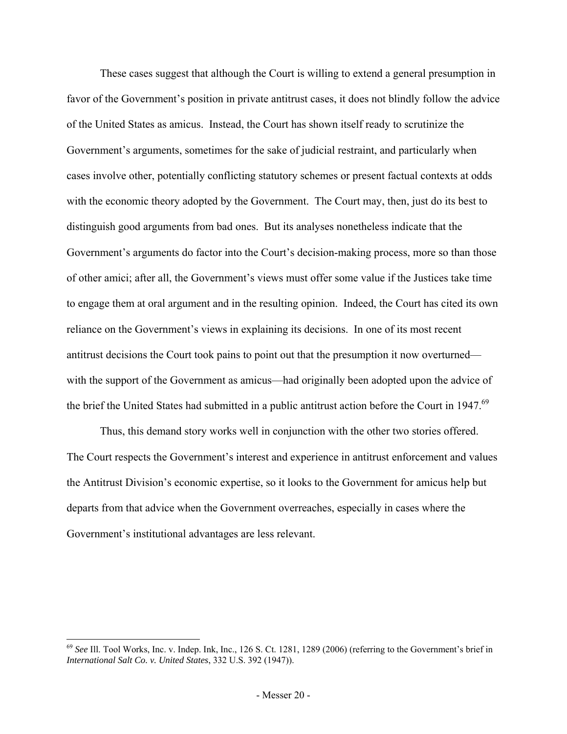These cases suggest that although the Court is willing to extend a general presumption in favor of the Government's position in private antitrust cases, it does not blindly follow the advice of the United States as amicus. Instead, the Court has shown itself ready to scrutinize the Government's arguments, sometimes for the sake of judicial restraint, and particularly when cases involve other, potentially conflicting statutory schemes or present factual contexts at odds with the economic theory adopted by the Government. The Court may, then, just do its best to distinguish good arguments from bad ones. But its analyses nonetheless indicate that the Government's arguments do factor into the Court's decision-making process, more so than those of other amici; after all, the Government's views must offer some value if the Justices take time to engage them at oral argument and in the resulting opinion. Indeed, the Court has cited its own reliance on the Government's views in explaining its decisions. In one of its most recent antitrust decisions the Court took pains to point out that the presumption it now overturned—with the support of the Government as amicus—had originally been adopted upon the advice of the brief the United States had submitted in a public antitrust action before the Court in 1947.[69]

Thus, this demand story works well in conjunction with the other two stories offered. The Court respects the Government's interest and experience in antitrust enforcement and values the Antitrust Division's economic expertise, so it looks to the Government for amicus help but departs from that advice when the Government overreaches, especially in cases where the Government's institutional advantages are less relevant.

[69] *See* Ill. Tool Works, Inc. v. Indep. Ink, Inc., 126 S. Ct. 1281, 1289 (2006) (referring to the Government's brief in *International Salt Co. v. United States*, 332 U.S. 392 (1947)).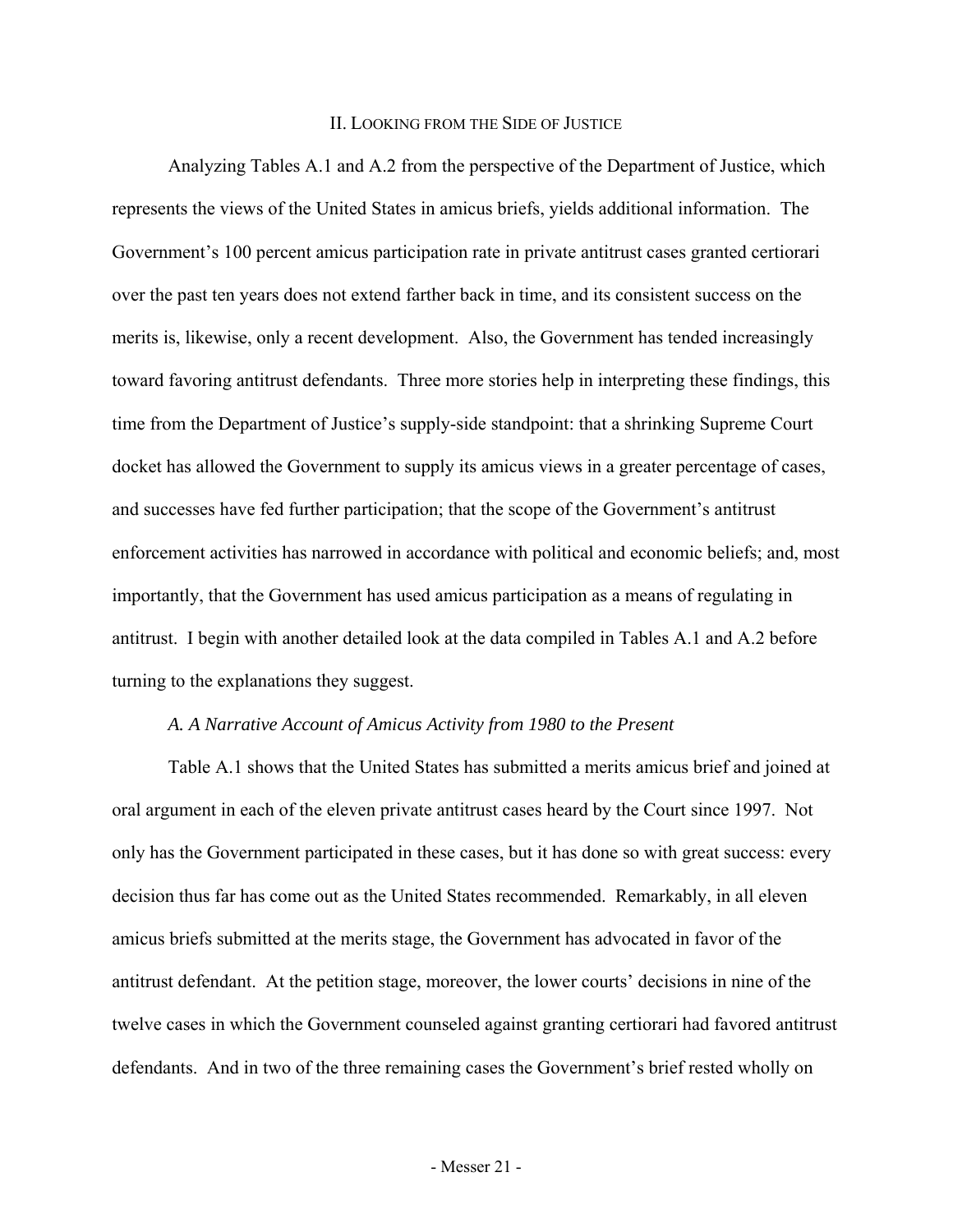## II. Looking from the Side of Justice

Analyzing Tables A.1 and A.2 from the perspective of the Department of Justice, which represents the views of the United States in amicus briefs, yields additional information. The Government's 100 percent amicus participation rate in private antitrust cases granted certiorari over the past ten years does not extend farther back in time, and its consistent success on the merits is, likewise, only a recent development. Also, the Government has tended increasingly toward favoring antitrust defendants. Three more stories help in interpreting these findings, this time from the Department of Justice's supply-side standpoint: that a shrinking Supreme Court docket has allowed the Government to supply its amicus views in a greater percentage of cases, and successes have fed further participation; that the scope of the Government's antitrust enforcement activities has narrowed in accordance with political and economic beliefs; and, most importantly, that the Government has used amicus participation as a means of regulating in antitrust. I begin with another detailed look at the data compiled in Tables A.1 and A.2 before turning to the explanations they suggest.

### *A. A Narrative Account of Amicus Activity from 1980 to the Present*

Table A.1 shows that the United States has submitted a merits amicus brief and joined at oral argument in each of the eleven private antitrust cases heard by the Court since 1997. Not only has the Government participated in these cases, but it has done so with great success: every decision thus far has come out as the United States recommended. Remarkably, in all eleven amicus briefs submitted at the merits stage, the Government has advocated in favor of the antitrust defendant. At the petition stage, moreover, the lower courts' decisions in nine of the twelve cases in which the Government counseled against granting certiorari had favored antitrust defendants. And in two of the three remaining cases the Government's brief rested wholly on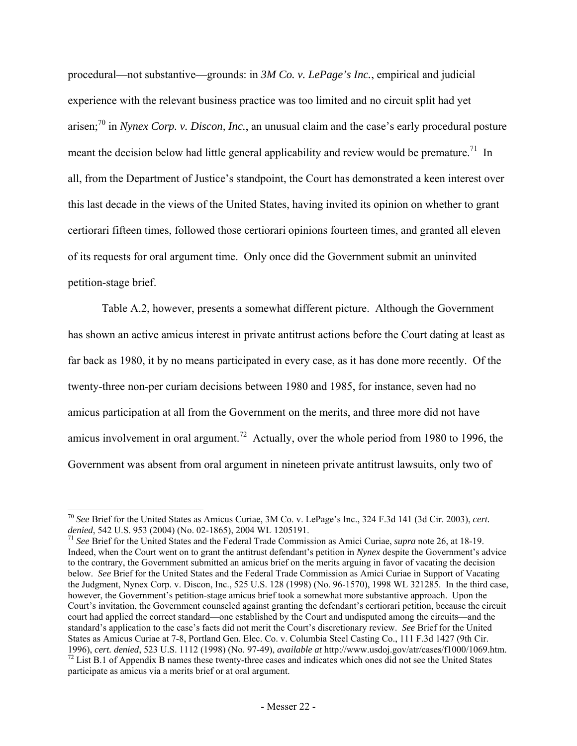procedural—not substantive—grounds: in *3M Co. v. LePage's Inc.*, empirical and judicial experience with the relevant business practice was too limited and no circuit split had yet arisen;[70] in *Nynex Corp. v. Discon, Inc.*, an unusual claim and the case's early procedural posture meant the decision below had little general applicability and review would be premature.[71] In all, from the Department of Justice's standpoint, the Court has demonstrated a keen interest over this last decade in the views of the United States, having invited its opinion on whether to grant certiorari fifteen times, followed those certiorari opinions fourteen times, and granted all eleven of its requests for oral argument time. Only once did the Government submit an uninvited petition-stage brief.

Table A.2, however, presents a somewhat different picture. Although the Government has shown an active amicus interest in private antitrust actions before the Court dating at least as far back as 1980, it by no means participated in every case, as it has done more recently. Of the twenty-three non-per curiam decisions between 1980 and 1985, for instance, seven had no amicus participation at all from the Government on the merits, and three more did not have amicus involvement in oral argument.[72] Actually, over the whole period from 1980 to 1996, the Government was absent from oral argument in nineteen private antitrust lawsuits, only two of

---

[70] *See* Brief for the United States as Amicus Curiae, 3M Co. v. LePage's Inc., 324 F.3d 141 (3d Cir. 2003), *cert. denied*, 542 U.S. 953 (2004) (No. 02-1865), 2004 WL 1205191.

[71] *See* Brief for the United States and the Federal Trade Commission as Amici Curiae, *supra* note 26, at 18-19. Indeed, when the Court went on to grant the antitrust defendant's petition in *Nynex* despite the Government's advice to the contrary, the Government submitted an amicus brief on the merits arguing in favor of vacating the decision below. *See* Brief for the United States and the Federal Trade Commission as Amici Curiae in Support of Vacating the Judgment, Nynex Corp. v. Discon, Inc., 525 U.S. 128 (1998) (No. 96-1570), 1998 WL 321285. In the third case, however, the Government's petition-stage amicus brief took a somewhat more substantive approach. Upon the Court's invitation, the Government counseled against granting the defendant's certiorari petition, because the circuit court had applied the correct standard—one established by the Court and undisputed among the circuits—and the standard's application to the case's facts did not merit the Court's discretionary review. *See* Brief for the United States as Amicus Curiae at 7-8, Portland Gen. Elec. Co. v. Columbia Steel Casting Co., 111 F.3d 1427 (9th Cir. 1996), *cert. denied*, 523 U.S. 1112 (1998) (No. 97-49), *available at* http://www.usdoj.gov/atr/cases/f1000/1069.htm.

[72] List B.1 of Appendix B names these twenty-three cases and indicates which ones did not see the United States participate as amicus via a merits brief or at oral argument.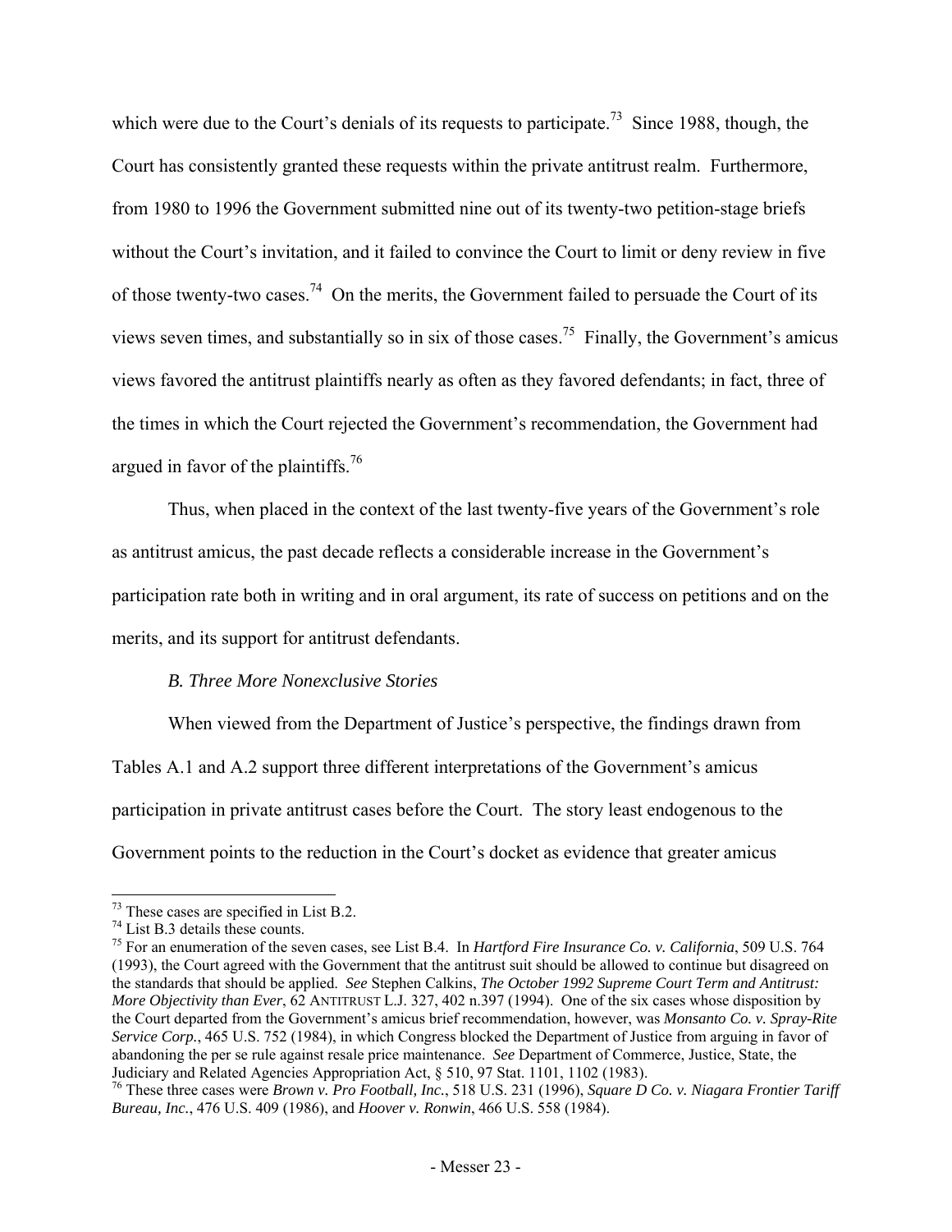which were due to the Court's denials of its requests to participate.[73] Since 1988, though, the Court has consistently granted these requests within the private antitrust realm. Furthermore, from 1980 to 1996 the Government submitted nine out of its twenty-two petition-stage briefs without the Court's invitation, and it failed to convince the Court to limit or deny review in five of those twenty-two cases.[74] On the merits, the Government failed to persuade the Court of its views seven times, and substantially so in six of those cases.[75] Finally, the Government's amicus views favored the antitrust plaintiffs nearly as often as they favored defendants; in fact, three of the times in which the Court rejected the Government's recommendation, the Government had argued in favor of the plaintiffs.[76]

Thus, when placed in the context of the last twenty-five years of the Government's role as antitrust amicus, the past decade reflects a considerable increase in the Government's participation rate both in writing and in oral argument, its rate of success on petitions and on the merits, and its support for antitrust defendants.

### *B. Three More Nonexclusive Stories*

When viewed from the Department of Justice's perspective, the findings drawn from Tables A.1 and A.2 support three different interpretations of the Government's amicus participation in private antitrust cases before the Court. The story least endogenous to the Government points to the reduction in the Court's docket as evidence that greater amicus

---

[73] These cases are specified in List B.2.

[74] List B.3 details these counts.

[75] For an enumeration of the seven cases, see List B.4. In *Hartford Fire Insurance Co. v. California*, 509 U.S. 764 (1993), the Court agreed with the Government that the antitrust suit should be allowed to continue but disagreed on the standards that should be applied. *See* Stephen Calkins, *The October 1992 Supreme Court Term and Antitrust: More Objectivity than Ever*, 62 ANTITRUST L.J. 327, 402 n.397 (1994). One of the six cases whose disposition by the Court departed from the Government's amicus brief recommendation, however, was *Monsanto Co. v. Spray-Rite Service Corp.*, 465 U.S. 752 (1984), in which Congress blocked the Department of Justice from arguing in favor of abandoning the per se rule against resale price maintenance. *See* Department of Commerce, Justice, State, the Judiciary and Related Agencies Appropriation Act, § 510, 97 Stat. 1101, 1102 (1983).

[76] These three cases were *Brown v. Pro Football, Inc.*, 518 U.S. 231 (1996), *Square D Co. v. Niagara Frontier Tariff Bureau, Inc.*, 476 U.S. 409 (1986), and *Hoover v. Ronwin*, 466 U.S. 558 (1984).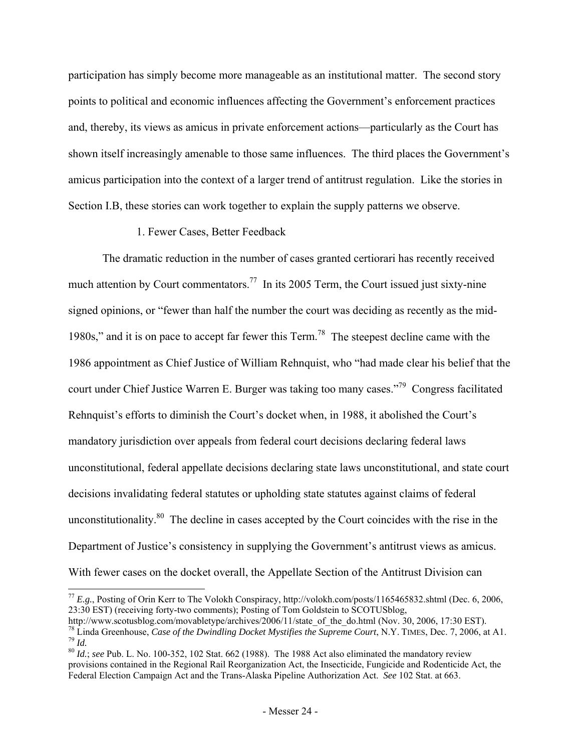participation has simply become more manageable as an institutional matter. The second story points to political and economic influences affecting the Government's enforcement practices and, thereby, its views as amicus in private enforcement actions—particularly as the Court has shown itself increasingly amenable to those same influences. The third places the Government's amicus participation into the context of a larger trend of antitrust regulation. Like the stories in Section I.B, these stories can work together to explain the supply patterns we observe.

#### 1. Fewer Cases, Better Feedback

The dramatic reduction in the number of cases granted certiorari has recently received much attention by Court commentators.[77] In its 2005 Term, the Court issued just sixty-nine signed opinions, or "fewer than half the number the court was deciding as recently as the mid-1980s," and it is on pace to accept far fewer this Term.[78] The steepest decline came with the 1986 appointment as Chief Justice of William Rehnquist, who "had made clear his belief that the court under Chief Justice Warren E. Burger was taking too many cases."[79] Congress facilitated Rehnquist's efforts to diminish the Court's docket when, in 1988, it abolished the Court's mandatory jurisdiction over appeals from federal court decisions declaring federal laws unconstitutional, federal appellate decisions declaring state laws unconstitutional, and state court decisions invalidating federal statutes or upholding state statutes against claims of federal unconstitutionality.[80] The decline in cases accepted by the Court coincides with the rise in the Department of Justice's consistency in supplying the Government's antitrust views as amicus. With fewer cases on the docket overall, the Appellate Section of the Antitrust Division can

---

[77] *E.g.*, Posting of Orin Kerr to The Volokh Conspiracy, http://volokh.com/posts/1165465832.shtml (Dec. 6, 2006, 23:30 EST) (receiving forty-two comments); Posting of Tom Goldstein to SCOTUSblog, http://www.scotusblog.com/movabletype/archives/2006/11/state_of_the_do.html (Nov. 30, 2006, 17:30 EST).

[78] Linda Greenhouse, *Case of the Dwindling Docket Mystifies the Supreme Court*, N.Y. TIMES, Dec. 7, 2006, at A1.

[79] *Id.*

[80] *Id.*; *see* Pub. L. No. 100-352, 102 Stat. 662 (1988). The 1988 Act also eliminated the mandatory review provisions contained in the Regional Rail Reorganization Act, the Insecticide, Fungicide and Rodenticide Act, the Federal Election Campaign Act and the Trans-Alaska Pipeline Authorization Act. *See* 102 Stat. at 663.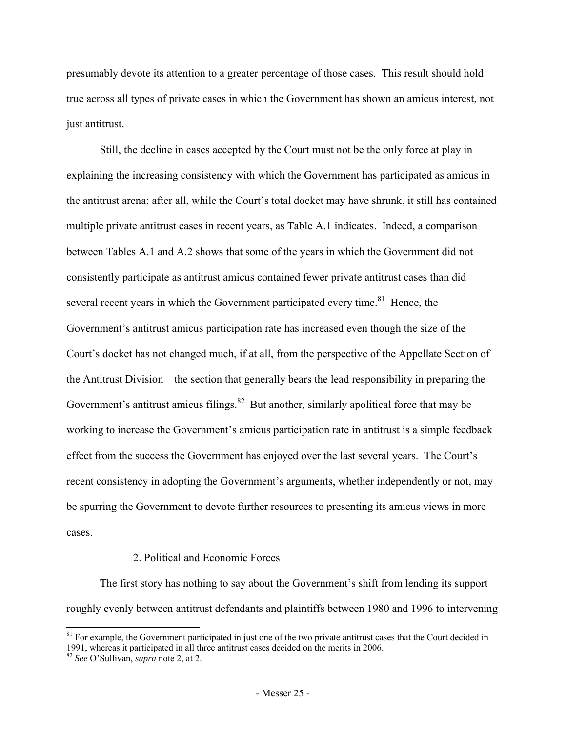presumably devote its attention to a greater percentage of those cases. This result should hold true across all types of private cases in which the Government has shown an amicus interest, not just antitrust.

Still, the decline in cases accepted by the Court must not be the only force at play in explaining the increasing consistency with which the Government has participated as amicus in the antitrust arena; after all, while the Court's total docket may have shrunk, it still has contained multiple private antitrust cases in recent years, as Table A.1 indicates. Indeed, a comparison between Tables A.1 and A.2 shows that some of the years in which the Government did not consistently participate as antitrust amicus contained fewer private antitrust cases than did several recent years in which the Government participated every time.[81] Hence, the Government's antitrust amicus participation rate has increased even though the size of the Court's docket has not changed much, if at all, from the perspective of the Appellate Section of the Antitrust Division—the section that generally bears the lead responsibility in preparing the Government's antitrust amicus filings.[82] But another, similarly apolitical force that may be working to increase the Government's amicus participation rate in antitrust is a simple feedback effect from the success the Government has enjoyed over the last several years. The Court's recent consistency in adopting the Government's arguments, whether independently or not, may be spurring the Government to devote further resources to presenting its amicus views in more cases.

### 2. Political and Economic Forces

The first story has nothing to say about the Government's shift from lending its support roughly evenly between antitrust defendants and plaintiffs between 1980 and 1996 to intervening

[81] For example, the Government participated in just one of the two private antitrust cases that the Court decided in 1991, whereas it participated in all three antitrust cases decided on the merits in 2006.

[82] *See* O'Sullivan, *supra* note 2, at 2.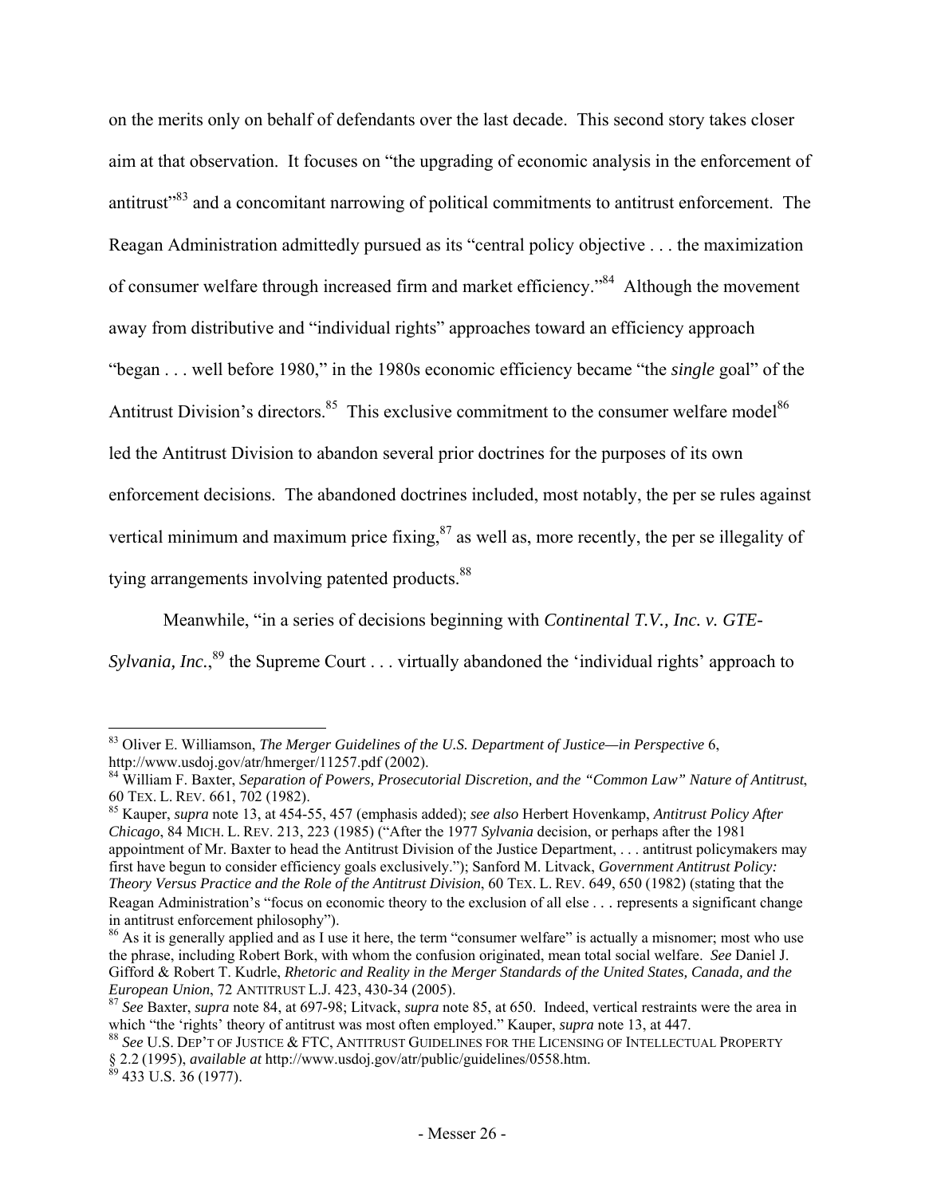on the merits only on behalf of defendants over the last decade. This second story takes closer aim at that observation. It focuses on "the upgrading of economic analysis in the enforcement of antitrust"[83] and a concomitant narrowing of political commitments to antitrust enforcement. The Reagan Administration admittedly pursued as its "central policy objective . . . the maximization of consumer welfare through increased firm and market efficiency."[84] Although the movement away from distributive and "individual rights" approaches toward an efficiency approach "began . . . well before 1980," in the 1980s economic efficiency became "the *single* goal" of the Antitrust Division's directors.[85] This exclusive commitment to the consumer welfare model[86] led the Antitrust Division to abandon several prior doctrines for the purposes of its own enforcement decisions. The abandoned doctrines included, most notably, the per se rules against vertical minimum and maximum price fixing,[87] as well as, more recently, the per se illegality of tying arrangements involving patented products.[88]

Meanwhile, "in a series of decisions beginning with *Continental T.V., Inc. v. GTE-Sylvania, Inc.*,[89] the Supreme Court . . . virtually abandoned the 'individual rights' approach to

---

[83] Oliver E. Williamson, *The Merger Guidelines of the U.S. Department of Justice—in Perspective* 6, http://www.usdoj.gov/atr/hmerger/11257.pdf (2002).

[84] William F. Baxter, *Separation of Powers, Prosecutorial Discretion, and the "Common Law" Nature of Antitrust*, 60 TEX. L. REV. 661, 702 (1982).

[85] Kauper, *supra* note 13, at 454-55, 457 (emphasis added); *see also* Herbert Hovenkamp, *Antitrust Policy After Chicago*, 84 MICH. L. REV. 213, 223 (1985) ("After the 1977 *Sylvania* decision, or perhaps after the 1981 appointment of Mr. Baxter to head the Antitrust Division of the Justice Department, . . . antitrust policymakers may first have begun to consider efficiency goals exclusively."); Sanford M. Litvack, *Government Antitrust Policy: Theory Versus Practice and the Role of the Antitrust Division*, 60 TEX. L. REV. 649, 650 (1982) (stating that the Reagan Administration's "focus on economic theory to the exclusion of all else . . . represents a significant change in antitrust enforcement philosophy").

[86] As it is generally applied and as I use it here, the term "consumer welfare" is actually a misnomer; most who use the phrase, including Robert Bork, with whom the confusion originated, mean total social welfare. *See* Daniel J. Gifford & Robert T. Kudrle, *Rhetoric and Reality in the Merger Standards of the United States, Canada, and the European Union*, 72 ANTITRUST L.J. 423, 430-34 (2005).

[87] *See* Baxter, *supra* note 84, at 697-98; Litvack, *supra* note 85, at 650. Indeed, vertical restraints were the area in which "the 'rights' theory of antitrust was most often employed." Kauper, *supra* note 13, at 447.

[88] *See* U.S. DEP'T OF JUSTICE & FTC, ANTITRUST GUIDELINES FOR THE LICENSING OF INTELLECTUAL PROPERTY § 2.2 (1995), *available at* http://www.usdoj.gov/atr/public/guidelines/0558.htm.

[89] 433 U.S. 36 (1977).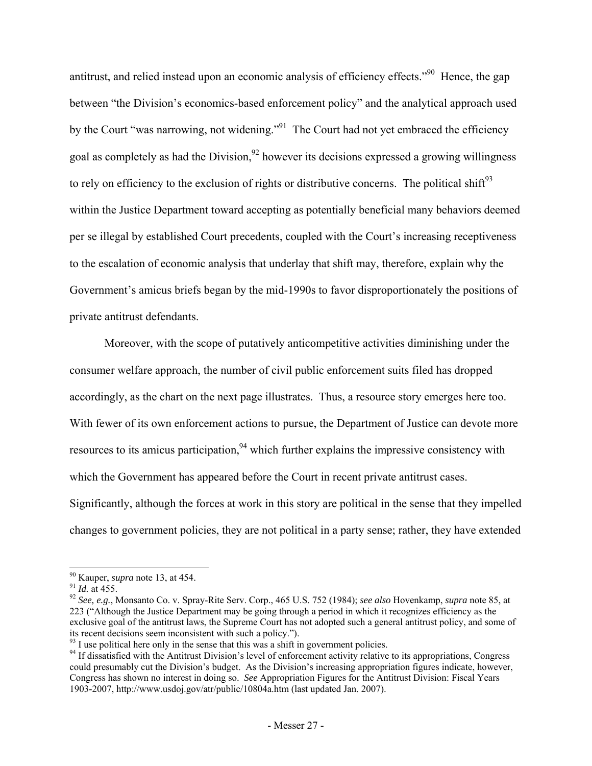antitrust, and relied instead upon an economic analysis of efficiency effects."[90] Hence, the gap between "the Division's economics-based enforcement policy" and the analytical approach used by the Court "was narrowing, not widening."[91] The Court had not yet embraced the efficiency goal as completely as had the Division,[92] however its decisions expressed a growing willingness to rely on efficiency to the exclusion of rights or distributive concerns. The political shift[93] within the Justice Department toward accepting as potentially beneficial many behaviors deemed per se illegal by established Court precedents, coupled with the Court's increasing receptiveness to the escalation of economic analysis that underlay that shift may, therefore, explain why the Government's amicus briefs began by the mid-1990s to favor disproportionately the positions of private antitrust defendants.

Moreover, with the scope of putatively anticompetitive activities diminishing under the consumer welfare approach, the number of civil public enforcement suits filed has dropped accordingly, as the chart on the next page illustrates. Thus, a resource story emerges here too. With fewer of its own enforcement actions to pursue, the Department of Justice can devote more resources to its amicus participation,[94] which further explains the impressive consistency with which the Government has appeared before the Court in recent private antitrust cases. Significantly, although the forces at work in this story are political in the sense that they impelled changes to government policies, they are not political in a party sense; rather, they have extended

---

[90] Kauper, *supra* note 13, at 454.

[91] *Id.* at 455.

[92] *See, e.g.*, Monsanto Co. v. Spray-Rite Serv. Corp., 465 U.S. 752 (1984); *see also* Hovenkamp, *supra* note 85, at 223 ("Although the Justice Department may be going through a period in which it recognizes efficiency as the exclusive goal of the antitrust laws, the Supreme Court has not adopted such a general antitrust policy, and some of its recent decisions seem inconsistent with such a policy.").

[93] I use political here only in the sense that this was a shift in government policies.

[94] If dissatisfied with the Antitrust Division's level of enforcement activity relative to its appropriations, Congress could presumably cut the Division's budget. As the Division's increasing appropriation figures indicate, however, Congress has shown no interest in doing so. *See* Appropriation Figures for the Antitrust Division: Fiscal Years 1903-2007, http://www.usdoj.gov/atr/public/10804a.htm (last updated Jan. 2007).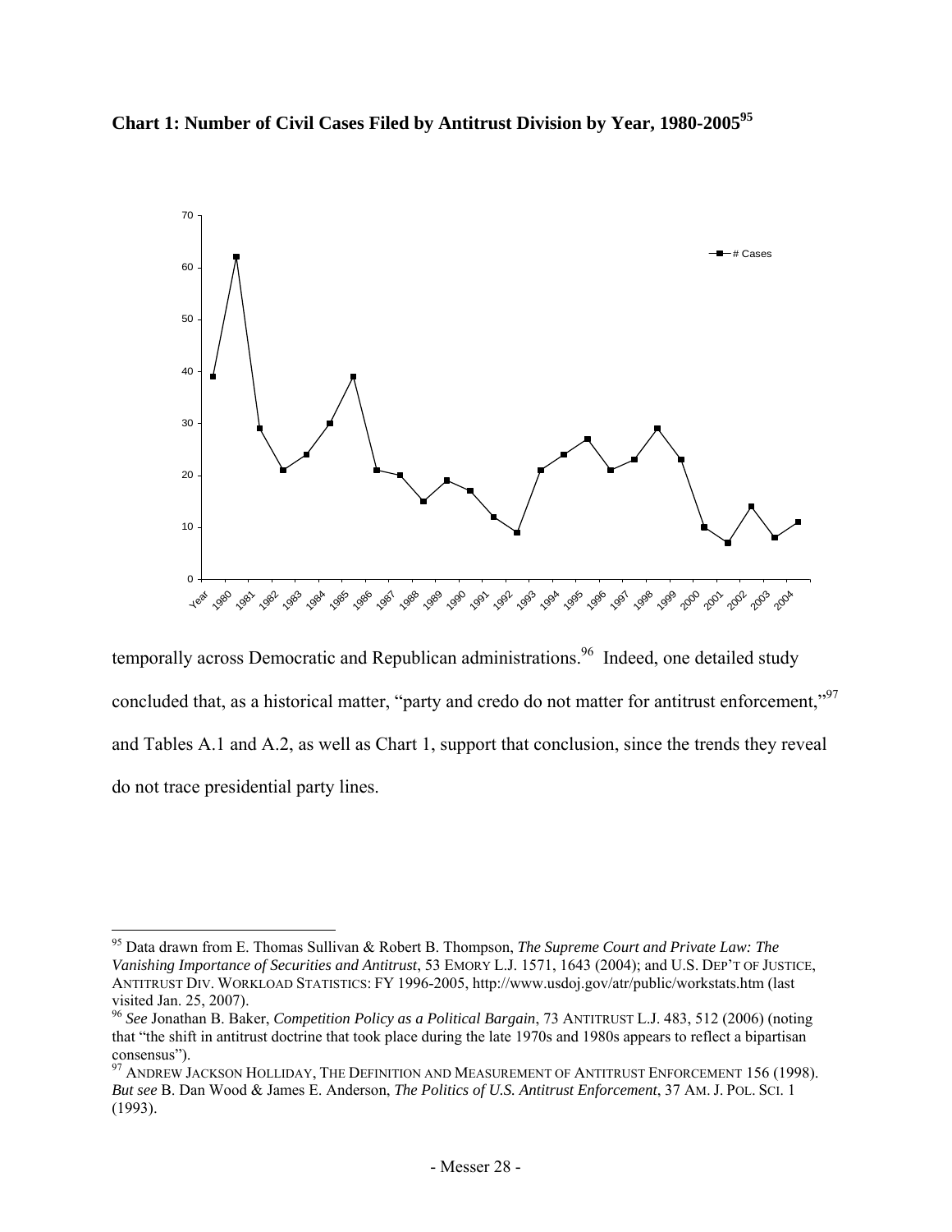**Chart 1: Number of Civil Cases Filed by Antitrust Division by Year, 1980-2005**[95]

temporally across Democratic and Republican administrations.[96] Indeed, one detailed study concluded that, as a historical matter, "party and credo do not matter for antitrust enforcement,"[97] and Tables A.1 and A.2, as well as Chart 1, support that conclusion, since the trends they reveal do not trace presidential party lines.

---

[95] Data drawn from E. Thomas Sullivan & Robert B. Thompson, *The Supreme Court and Private Law: The Vanishing Importance of Securities and Antitrust*, 53 EMORY L.J. 1571, 1643 (2004); and U.S. DEP'T OF JUSTICE, ANTITRUST DIV. WORKLOAD STATISTICS: FY 1996-2005, http://www.usdoj.gov/atr/public/workstats.htm (last visited Jan. 25, 2007).

[96] *See* Jonathan B. Baker, *Competition Policy as a Political Bargain*, 73 ANTITRUST L.J. 483, 512 (2006) (noting that "the shift in antitrust doctrine that took place during the late 1970s and 1980s appears to reflect a bipartisan consensus").

[97] ANDREW JACKSON HOLLIDAY, THE DEFINITION AND MEASUREMENT OF ANTITRUST ENFORCEMENT 156 (1998). *But see* B. Dan Wood & James E. Anderson, *The Politics of U.S. Antitrust Enforcement*, 37 AM. J. POL. SCI. 1 (1993).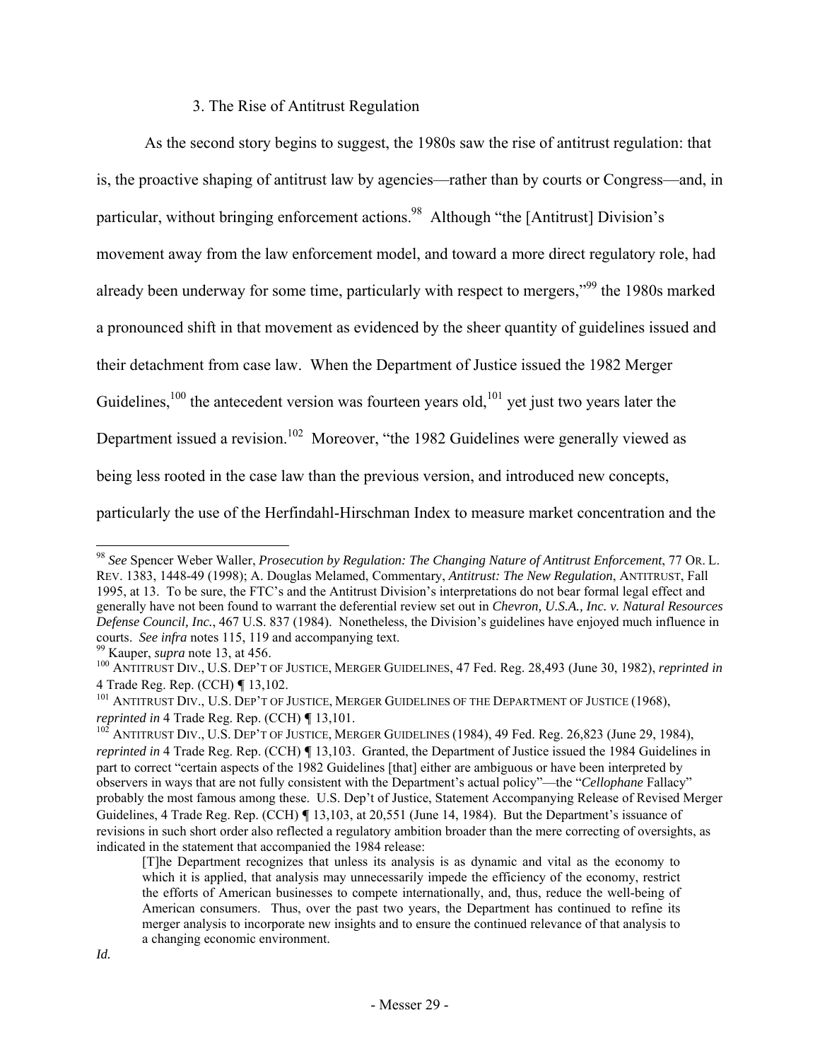### 3. The Rise of Antitrust Regulation

As the second story begins to suggest, the 1980s saw the rise of antitrust regulation: that is, the proactive shaping of antitrust law by agencies—rather than by courts or Congress—and, in particular, without bringing enforcement actions.[98] Although "the [Antitrust] Division's movement away from the law enforcement model, and toward a more direct regulatory role, had already been underway for some time, particularly with respect to mergers,"[99] the 1980s marked a pronounced shift in that movement as evidenced by the sheer quantity of guidelines issued and their detachment from case law. When the Department of Justice issued the 1982 Merger Guidelines,[100] the antecedent version was fourteen years old,[101] yet just two years later the Department issued a revision.[102] Moreover, "the 1982 Guidelines were generally viewed as being less rooted in the case law than the previous version, and introduced new concepts, particularly the use of the Herfindahl-Hirschman Index to measure market concentration and the

---

[98] *See* Spencer Weber Waller, *Prosecution by Regulation: The Changing Nature of Antitrust Enforcement*, 77 OR. L. REV. 1383, 1448-49 (1998); A. Douglas Melamed, Commentary, *Antitrust: The New Regulation*, ANTITRUST, Fall 1995, at 13. To be sure, the FTC's and the Antitrust Division's interpretations do not bear formal legal effect and generally have not been found to warrant the deferential review set out in *Chevron, U.S.A., Inc. v. Natural Resources Defense Council, Inc.*, 467 U.S. 837 (1984). Nonetheless, the Division's guidelines have enjoyed much influence in courts. *See infra* notes 115, 119 and accompanying text.

[99] Kauper, *supra* note 13, at 456.

[100] ANTITRUST DIV., U.S. DEP'T OF JUSTICE, MERGER GUIDELINES, 47 Fed. Reg. 28,493 (June 30, 1982), *reprinted in* 4 Trade Reg. Rep. (CCH) ¶ 13,102.

[101] ANTITRUST DIV., U.S. DEP'T OF JUSTICE, MERGER GUIDELINES OF THE DEPARTMENT OF JUSTICE (1968), *reprinted in* 4 Trade Reg. Rep. (CCH) ¶ 13,101.

[102] ANTITRUST DIV., U.S. DEP'T OF JUSTICE, MERGER GUIDELINES (1984), 49 Fed. Reg. 26,823 (June 29, 1984), *reprinted in* 4 Trade Reg. Rep. (CCH) ¶ 13,103. Granted, the Department of Justice issued the 1984 Guidelines in part to correct "certain aspects of the 1982 Guidelines [that] either are ambiguous or have been interpreted by observers in ways that are not fully consistent with the Department's actual policy"—the "*Cellophane* Fallacy" probably the most famous among these. U.S. Dep't of Justice, Statement Accompanying Release of Revised Merger Guidelines, 4 Trade Reg. Rep. (CCH) ¶ 13,103, at 20,551 (June 14, 1984). But the Department's issuance of revisions in such short order also reflected a regulatory ambition broader than the mere correcting of oversights, as indicated in the statement that accompanied the 1984 release:

> [T]he Department recognizes that unless its analysis is as dynamic and vital as the economy to which it is applied, that analysis may unnecessarily impede the efficiency of the economy, restrict the efforts of American businesses to compete internationally, and, thus, reduce the well-being of American consumers. Thus, over the past two years, the Department has continued to refine its merger analysis to incorporate new insights and to ensure the continued relevance of that analysis to a changing economic environment.

*Id.*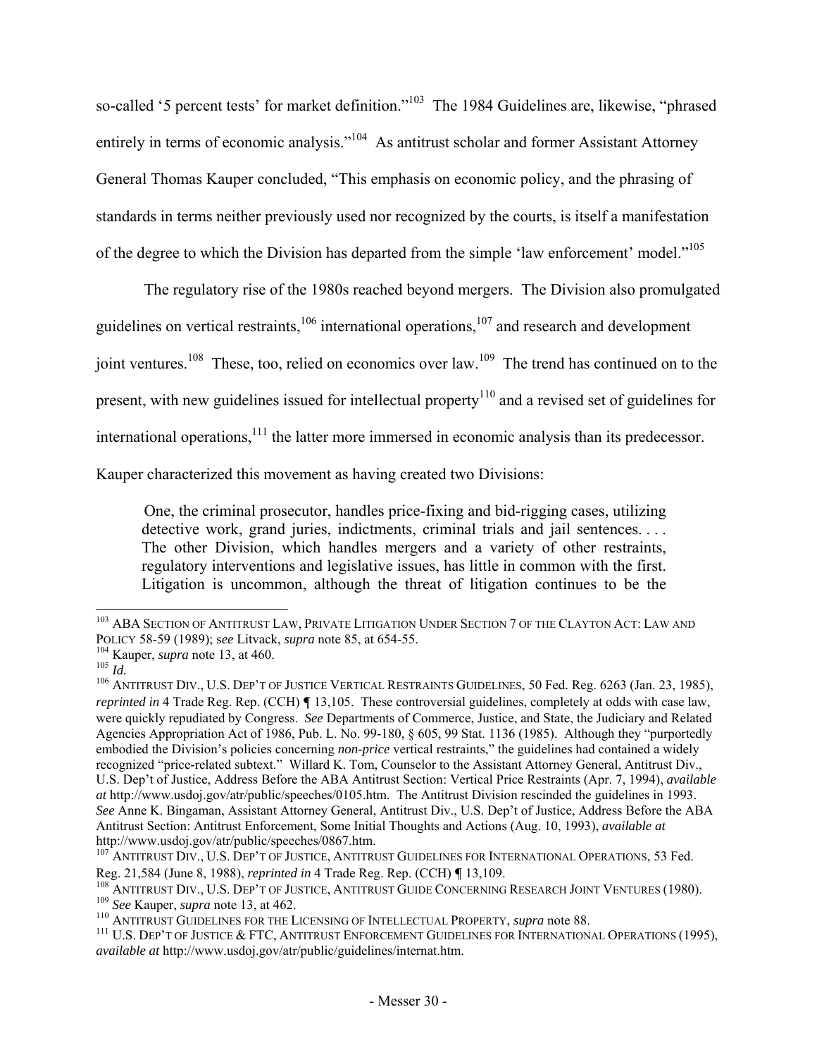so-called '5 percent tests' for market definition."[103] The 1984 Guidelines are, likewise, "phrased entirely in terms of economic analysis."[104] As antitrust scholar and former Assistant Attorney General Thomas Kauper concluded, "This emphasis on economic policy, and the phrasing of standards in terms neither previously used nor recognized by the courts, is itself a manifestation of the degree to which the Division has departed from the simple 'law enforcement' model."[105]

The regulatory rise of the 1980s reached beyond mergers. The Division also promulgated guidelines on vertical restraints,[106] international operations,[107] and research and development joint ventures.[108] These, too, relied on economics over law.[109] The trend has continued on to the present, with new guidelines issued for intellectual property[110] and a revised set of guidelines for international operations,[111] the latter more immersed in economic analysis than its predecessor. Kauper characterized this movement as having created two Divisions:

> One, the criminal prosecutor, handles price-fixing and bid-rigging cases, utilizing detective work, grand juries, indictments, criminal trials and jail sentences. . . . The other Division, which handles mergers and a variety of other restraints, regulatory interventions and legislative issues, has little in common with the first. Litigation is uncommon, although the threat of litigation continues to be the

---

[103] ABA SECTION OF ANTITRUST LAW, PRIVATE LITIGATION UNDER SECTION 7 OF THE CLAYTON ACT: LAW AND POLICY 58-59 (1989); *see* Litvack, *supra* note 85, at 654-55.

[104] Kauper, *supra* note 13, at 460.

[105] *Id.*

[106] ANTITRUST DIV., U.S. DEP'T OF JUSTICE VERTICAL RESTRAINTS GUIDELINES, 50 Fed. Reg. 6263 (Jan. 23, 1985), *reprinted in* 4 Trade Reg. Rep. (CCH) ¶ 13,105. These controversial guidelines, completely at odds with case law, were quickly repudiated by Congress. *See* Departments of Commerce, Justice, and State, the Judiciary and Related Agencies Appropriation Act of 1986, Pub. L. No. 99-180, § 605, 99 Stat. 1136 (1985). Although they "purportedly embodied the Division's policies concerning *non-price* vertical restraints," the guidelines had contained a widely recognized "price-related subtext." Willard K. Tom, Counselor to the Assistant Attorney General, Antitrust Div., U.S. Dep't of Justice, Address Before the ABA Antitrust Section: Vertical Price Restraints (Apr. 7, 1994), *available at* http://www.usdoj.gov/atr/public/speeches/0105.htm. The Antitrust Division rescinded the guidelines in 1993. *See* Anne K. Bingaman, Assistant Attorney General, Antitrust Div., U.S. Dep't of Justice, Address Before the ABA Antitrust Section: Antitrust Enforcement, Some Initial Thoughts and Actions (Aug. 10, 1993), *available at* http://www.usdoj.gov/atr/public/speeches/0867.htm.

[107] ANTITRUST DIV., U.S. DEP'T OF JUSTICE, ANTITRUST GUIDELINES FOR INTERNATIONAL OPERATIONS, 53 Fed. Reg. 21,584 (June 8, 1988), *reprinted in* 4 Trade Reg. Rep. (CCH) ¶ 13,109.

[108] ANTITRUST DIV., U.S. DEP'T OF JUSTICE, ANTITRUST GUIDE CONCERNING RESEARCH JOINT VENTURES (1980).

[109] *See* Kauper, *supra* note 13, at 462.

[110] ANTITRUST GUIDELINES FOR THE LICENSING OF INTELLECTUAL PROPERTY, *supra* note 88.

[111] U.S. DEP'T OF JUSTICE & FTC, ANTITRUST ENFORCEMENT GUIDELINES FOR INTERNATIONAL OPERATIONS (1995), *available at* http://www.usdoj.gov/atr/public/guidelines/internat.htm.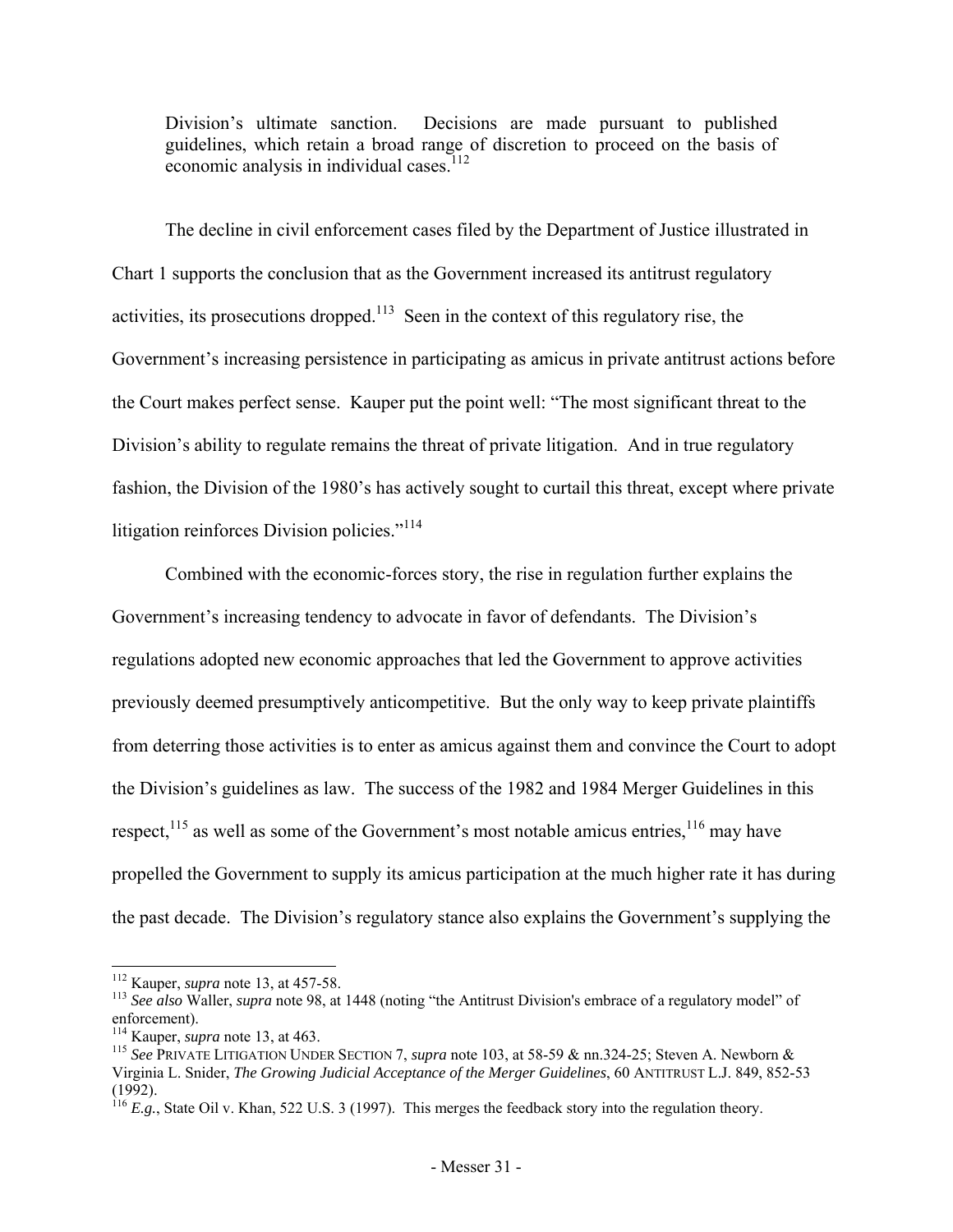Division's ultimate sanction. Decisions are made pursuant to published guidelines, which retain a broad range of discretion to proceed on the basis of economic analysis in individual cases.[112]

The decline in civil enforcement cases filed by the Department of Justice illustrated in Chart 1 supports the conclusion that as the Government increased its antitrust regulatory activities, its prosecutions dropped.[113] Seen in the context of this regulatory rise, the Government's increasing persistence in participating as amicus in private antitrust actions before the Court makes perfect sense. Kauper put the point well: "The most significant threat to the Division's ability to regulate remains the threat of private litigation. And in true regulatory fashion, the Division of the 1980's has actively sought to curtail this threat, except where private litigation reinforces Division policies."[114]

Combined with the economic-forces story, the rise in regulation further explains the Government's increasing tendency to advocate in favor of defendants. The Division's regulations adopted new economic approaches that led the Government to approve activities previously deemed presumptively anticompetitive. But the only way to keep private plaintiffs from deterring those activities is to enter as amicus against them and convince the Court to adopt the Division's guidelines as law. The success of the 1982 and 1984 Merger Guidelines in this respect,[115] as well as some of the Government's most notable amicus entries,[116] may have propelled the Government to supply its amicus participation at the much higher rate it has during the past decade. The Division's regulatory stance also explains the Government's supplying the

---

[112] Kauper, *supra* note 13, at 457-58.

[113] *See also* Waller, *supra* note 98, at 1448 (noting "the Antitrust Division's embrace of a regulatory model" of enforcement).

[114] Kauper, *supra* note 13, at 463.

[115] *See* PRIVATE LITIGATION UNDER SECTION 7, *supra* note 103, at 58-59 & nn.324-25; Steven A. Newborn & Virginia L. Snider, *The Growing Judicial Acceptance of the Merger Guidelines*, 60 ANTITRUST L.J. 849, 852-53 (1992).

[116] *E.g.*, State Oil v. Khan, 522 U.S. 3 (1997). This merges the feedback story into the regulation theory.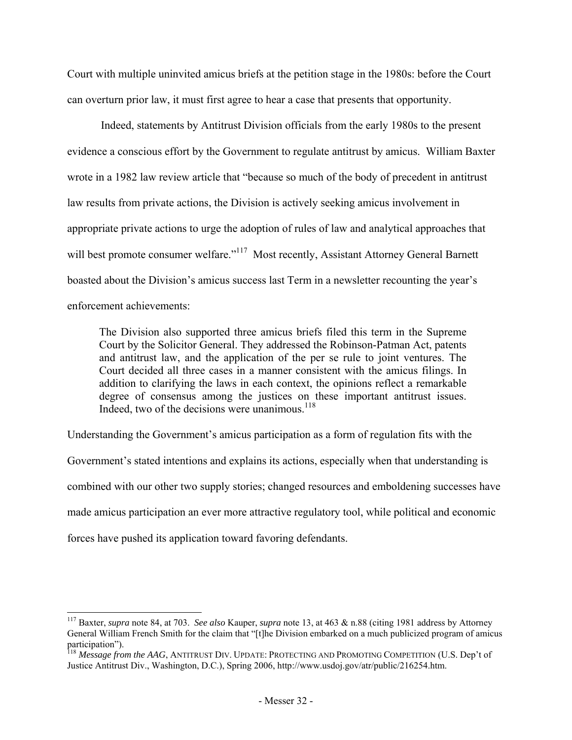Court with multiple uninvited amicus briefs at the petition stage in the 1980s: before the Court can overturn prior law, it must first agree to hear a case that presents that opportunity.

Indeed, statements by Antitrust Division officials from the early 1980s to the present evidence a conscious effort by the Government to regulate antitrust by amicus. William Baxter wrote in a 1982 law review article that "because so much of the body of precedent in antitrust law results from private actions, the Division is actively seeking amicus involvement in appropriate private actions to urge the adoption of rules of law and analytical approaches that will best promote consumer welfare."[117] Most recently, Assistant Attorney General Barnett boasted about the Division's amicus success last Term in a newsletter recounting the year's enforcement achievements:

> The Division also supported three amicus briefs filed this term in the Supreme Court by the Solicitor General. They addressed the Robinson-Patman Act, patents and antitrust law, and the application of the per se rule to joint ventures. The Court decided all three cases in a manner consistent with the amicus filings. In addition to clarifying the laws in each context, the opinions reflect a remarkable degree of consensus among the justices on these important antitrust issues. Indeed, two of the decisions were unanimous.[118]

Understanding the Government's amicus participation as a form of regulation fits with the Government's stated intentions and explains its actions, especially when that understanding is combined with our other two supply stories; changed resources and emboldening successes have made amicus participation an ever more attractive regulatory tool, while political and economic forces have pushed its application toward favoring defendants.

---

[117] Baxter, *supra* note 84, at 703. *See also* Kauper, *supra* note 13, at 463 & n.88 (citing 1981 address by Attorney General William French Smith for the claim that "[t]he Division embarked on a much publicized program of amicus participation").

[118] *Message from the AAG*, ANTITRUST DIV. UPDATE: PROTECTING AND PROMOTING COMPETITION (U.S. Dep't of Justice Antitrust Div., Washington, D.C.), Spring 2006, http://www.usdoj.gov/atr/public/216254.htm.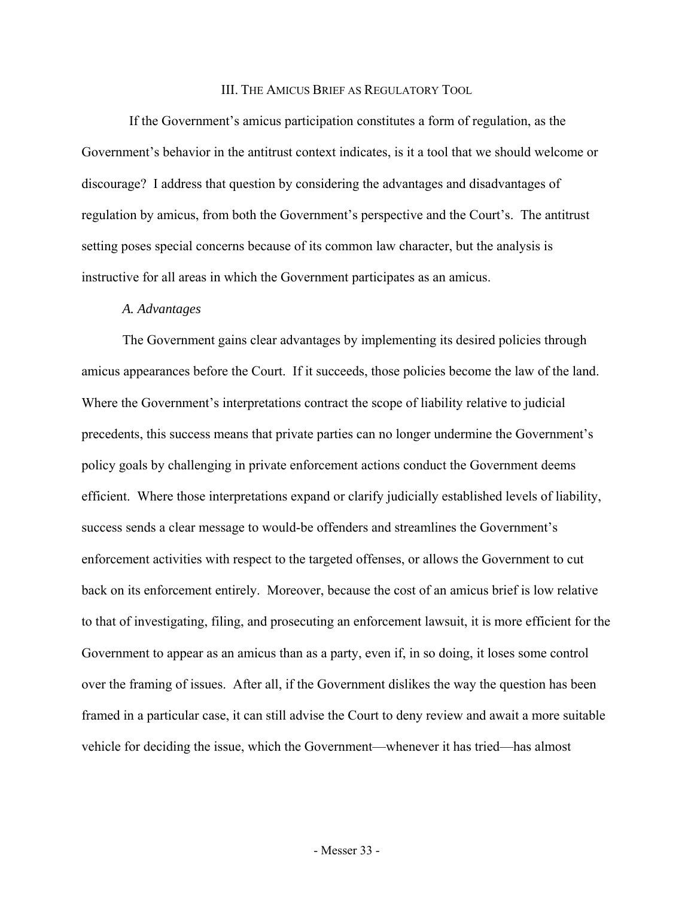## III. The Amicus Brief as Regulatory Tool

If the Government's amicus participation constitutes a form of regulation, as the Government's behavior in the antitrust context indicates, is it a tool that we should welcome or discourage? I address that question by considering the advantages and disadvantages of regulation by amicus, from both the Government's perspective and the Court's. The antitrust setting poses special concerns because of its common law character, but the analysis is instructive for all areas in which the Government participates as an amicus.

### *A. Advantages*

The Government gains clear advantages by implementing its desired policies through amicus appearances before the Court. If it succeeds, those policies become the law of the land. Where the Government's interpretations contract the scope of liability relative to judicial precedents, this success means that private parties can no longer undermine the Government's policy goals by challenging in private enforcement actions conduct the Government deems efficient. Where those interpretations expand or clarify judicially established levels of liability, success sends a clear message to would-be offenders and streamlines the Government's enforcement activities with respect to the targeted offenses, or allows the Government to cut back on its enforcement entirely. Moreover, because the cost of an amicus brief is low relative to that of investigating, filing, and prosecuting an enforcement lawsuit, it is more efficient for the Government to appear as an amicus than as a party, even if, in so doing, it loses some control over the framing of issues. After all, if the Government dislikes the way the question has been framed in a particular case, it can still advise the Court to deny review and await a more suitable vehicle for deciding the issue, which the Government—whenever it has tried—has almost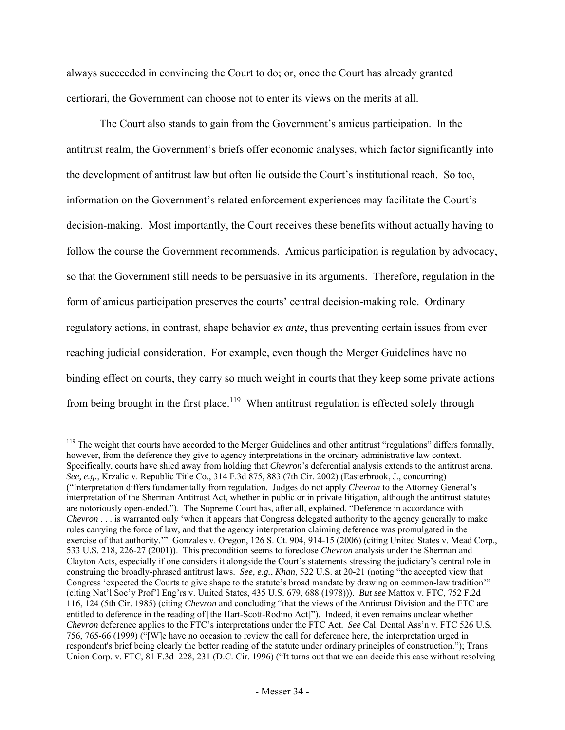always succeeded in convincing the Court to do; or, once the Court has already granted certiorari, the Government can choose not to enter its views on the merits at all.

The Court also stands to gain from the Government's amicus participation. In the antitrust realm, the Government's briefs offer economic analyses, which factor significantly into the development of antitrust law but often lie outside the Court's institutional reach. So too, information on the Government's related enforcement experiences may facilitate the Court's decision-making. Most importantly, the Court receives these benefits without actually having to follow the course the Government recommends. Amicus participation is regulation by advocacy, so that the Government still needs to be persuasive in its arguments. Therefore, regulation in the form of amicus participation preserves the courts' central decision-making role. Ordinary regulatory actions, in contrast, shape behavior *ex ante*, thus preventing certain issues from ever reaching judicial consideration. For example, even though the Merger Guidelines have no binding effect on courts, they carry so much weight in courts that they keep some private actions from being brought in the first place.[119] When antitrust regulation is effected solely through

---

[119] The weight that courts have accorded to the Merger Guidelines and other antitrust "regulations" differs formally, however, from the deference they give to agency interpretations in the ordinary administrative law context. Specifically, courts have shied away from holding that *Chevron*'s deferential analysis extends to the antitrust arena. *See, e.g.*, Krzalic v. Republic Title Co., 314 F.3d 875, 883 (7th Cir. 2002) (Easterbrook, J., concurring) ("Interpretation differs fundamentally from regulation. Judges do not apply *Chevron* to the Attorney General's interpretation of the Sherman Antitrust Act, whether in public or in private litigation, although the antitrust statutes are notoriously open-ended."). The Supreme Court has, after all, explained, "Deference in accordance with *Chevron* . . . is warranted only 'when it appears that Congress delegated authority to the agency generally to make rules carrying the force of law, and that the agency interpretation claiming deference was promulgated in the exercise of that authority.'" Gonzales v. Oregon, 126 S. Ct. 904, 914-15 (2006) (citing United States v. Mead Corp., 533 U.S. 218, 226-27 (2001)). This precondition seems to foreclose *Chevron* analysis under the Sherman and Clayton Acts, especially if one considers it alongside the Court's statements stressing the judiciary's central role in construing the broadly-phrased antitrust laws. *See, e.g.*, *Khan*, 522 U.S. at 20-21 (noting "the accepted view that Congress 'expected the Courts to give shape to the statute's broad mandate by drawing on common-law tradition'" (citing Nat'l Soc'y Prof'l Eng'rs v. United States, 435 U.S. 679, 688 (1978))). *But see* Mattox v. FTC, 752 F.2d 116, 124 (5th Cir. 1985) (citing *Chevron* and concluding "that the views of the Antitrust Division and the FTC are entitled to deference in the reading of [the Hart-Scott-Rodino Act]"). Indeed, it even remains unclear whether *Chevron* deference applies to the FTC's interpretations under the FTC Act. *See* Cal. Dental Ass'n v. FTC 526 U.S. 756, 765-66 (1999) ("[W]e have no occasion to review the call for deference here, the interpretation urged in respondent's brief being clearly the better reading of the statute under ordinary principles of construction."); Trans Union Corp. v. FTC, 81 F.3d 228, 231 (D.C. Cir. 1996) ("It turns out that we can decide this case without resolving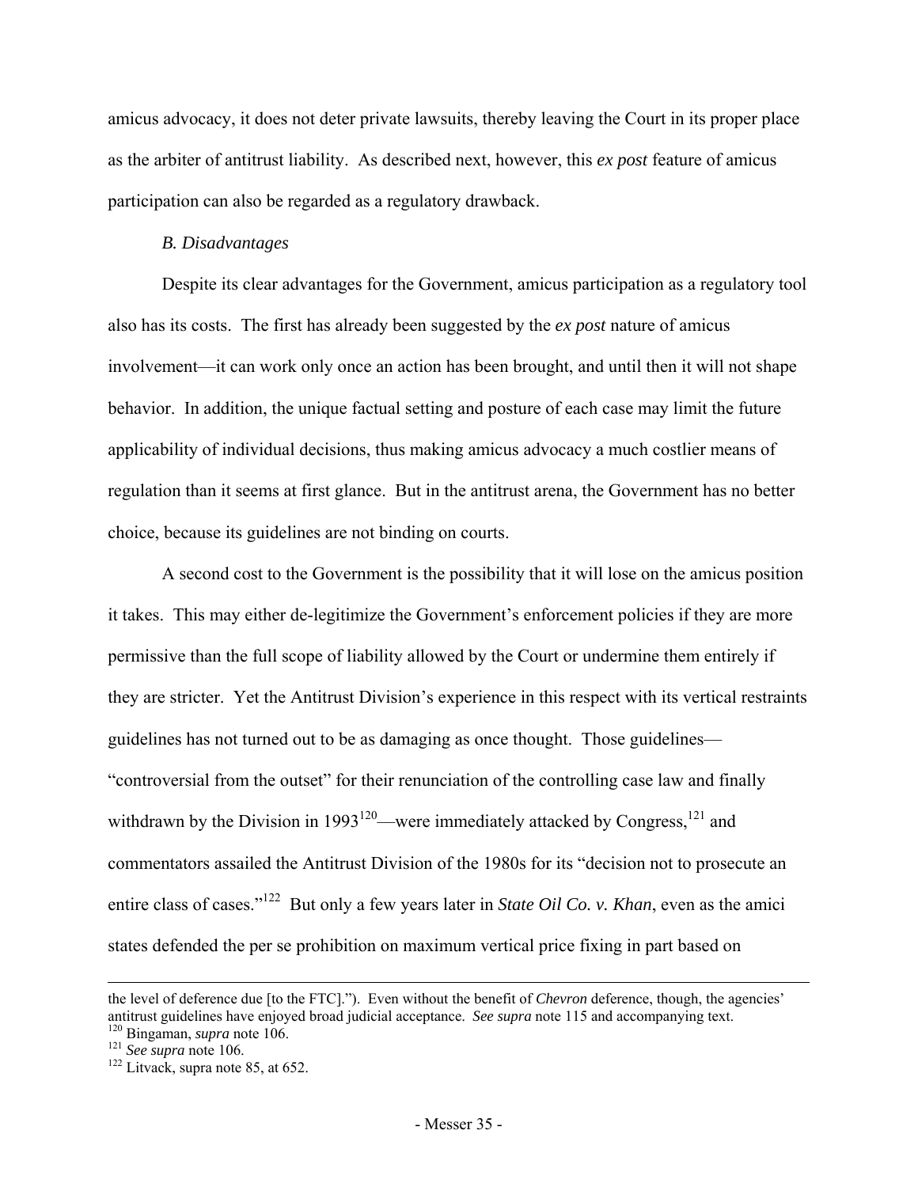amicus advocacy, it does not deter private lawsuits, thereby leaving the Court in its proper place as the arbiter of antitrust liability. As described next, however, this *ex post* feature of amicus participation can also be regarded as a regulatory drawback.

### *B. Disadvantages*

Despite its clear advantages for the Government, amicus participation as a regulatory tool also has its costs. The first has already been suggested by the *ex post* nature of amicus involvement—it can work only once an action has been brought, and until then it will not shape behavior. In addition, the unique factual setting and posture of each case may limit the future applicability of individual decisions, thus making amicus advocacy a much costlier means of regulation than it seems at first glance. But in the antitrust arena, the Government has no better choice, because its guidelines are not binding on courts.

A second cost to the Government is the possibility that it will lose on the amicus position it takes. This may either de-legitimize the Government's enforcement policies if they are more permissive than the full scope of liability allowed by the Court or undermine them entirely if they are stricter. Yet the Antitrust Division's experience in this respect with its vertical restraints guidelines has not turned out to be as damaging as once thought. Those guidelines—"controversial from the outset" for their renunciation of the controlling case law and finally withdrawn by the Division in 1993[120]—were immediately attacked by Congress,[121] and commentators assailed the Antitrust Division of the 1980s for its "decision not to prosecute an entire class of cases."[122] But only a few years later in *State Oil Co. v. Khan*, even as the amici states defended the per se prohibition on maximum vertical price fixing in part based on

---

the level of deference due [to the FTC]."). Even without the benefit of *Chevron* deference, though, the agencies' antitrust guidelines have enjoyed broad judicial acceptance. *See supra* note 115 and accompanying text.

[120] Bingaman, *supra* note 106.

[121] *See supra* note 106.

[122] Litvack, supra note 85, at 652.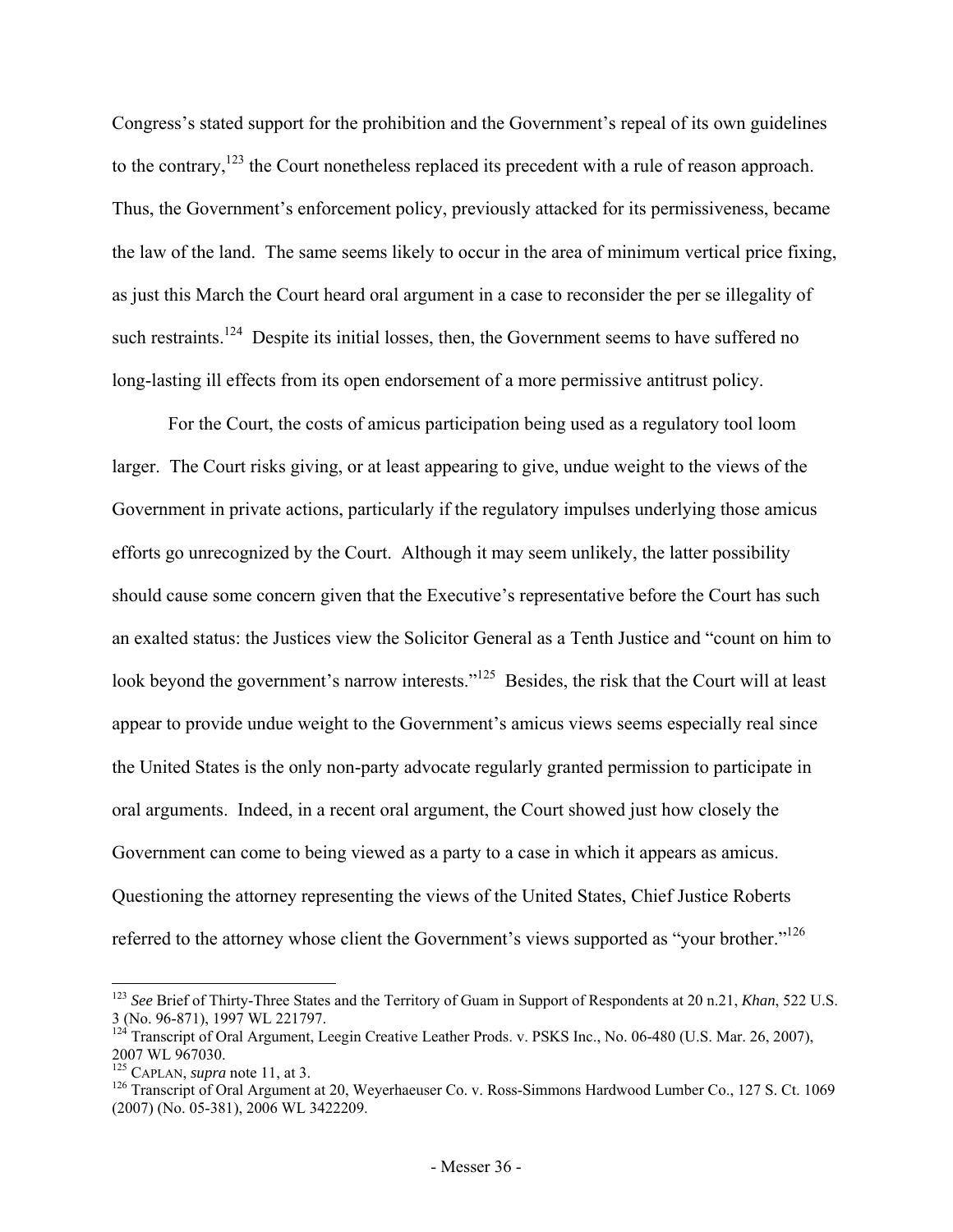Congress's stated support for the prohibition and the Government's repeal of its own guidelines to the contrary,[123] the Court nonetheless replaced its precedent with a rule of reason approach. Thus, the Government's enforcement policy, previously attacked for its permissiveness, became the law of the land. The same seems likely to occur in the area of minimum vertical price fixing, as just this March the Court heard oral argument in a case to reconsider the per se illegality of such restraints.[124] Despite its initial losses, then, the Government seems to have suffered no long-lasting ill effects from its open endorsement of a more permissive antitrust policy.

For the Court, the costs of amicus participation being used as a regulatory tool loom larger. The Court risks giving, or at least appearing to give, undue weight to the views of the Government in private actions, particularly if the regulatory impulses underlying those amicus efforts go unrecognized by the Court. Although it may seem unlikely, the latter possibility should cause some concern given that the Executive's representative before the Court has such an exalted status: the Justices view the Solicitor General as a Tenth Justice and "count on him to look beyond the government's narrow interests."[125] Besides, the risk that the Court will at least appear to provide undue weight to the Government's amicus views seems especially real since the United States is the only non-party advocate regularly granted permission to participate in oral arguments. Indeed, in a recent oral argument, the Court showed just how closely the Government can come to being viewed as a party to a case in which it appears as amicus. Questioning the attorney representing the views of the United States, Chief Justice Roberts referred to the attorney whose client the Government's views supported as "your brother."[126]

---

[123] *See* Brief of Thirty-Three States and the Territory of Guam in Support of Respondents at 20 n.21, *Khan*, 522 U.S. 3 (No. 96-871), 1997 WL 221797.

[124] Transcript of Oral Argument, Leegin Creative Leather Prods. v. PSKS Inc., No. 06-480 (U.S. Mar. 26, 2007), 2007 WL 967030.

[125] CAPLAN, *supra* note 11, at 3.

[126] Transcript of Oral Argument at 20, Weyerhaeuser Co. v. Ross-Simmons Hardwood Lumber Co., 127 S. Ct. 1069 (2007) (No. 05-381), 2006 WL 3422209.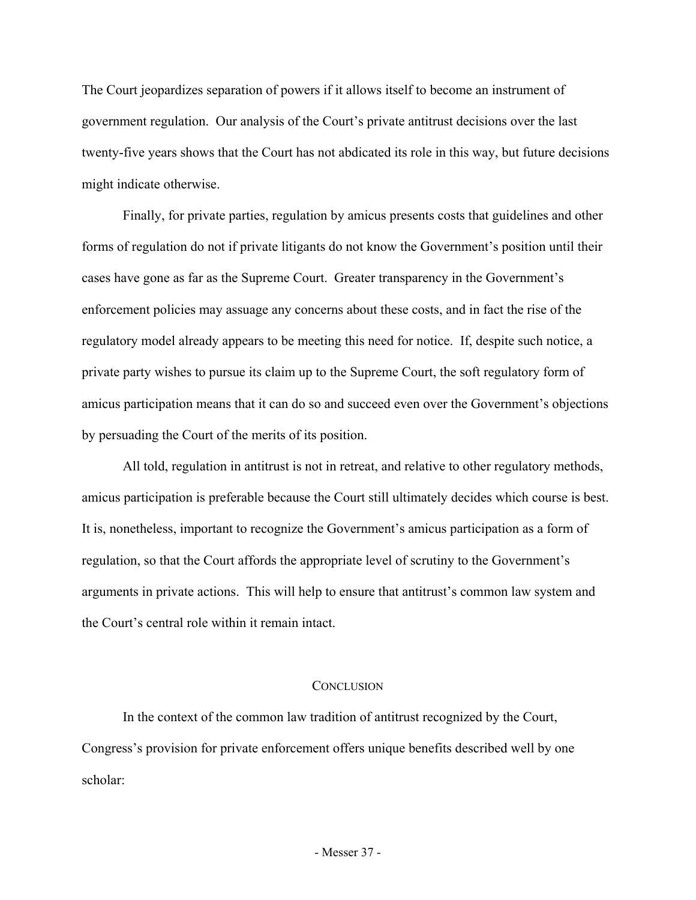The Court jeopardizes separation of powers if it allows itself to become an instrument of government regulation. Our analysis of the Court's private antitrust decisions over the last twenty-five years shows that the Court has not abdicated its role in this way, but future decisions might indicate otherwise.

Finally, for private parties, regulation by amicus presents costs that guidelines and other forms of regulation do not if private litigants do not know the Government's position until their cases have gone as far as the Supreme Court. Greater transparency in the Government's enforcement policies may assuage any concerns about these costs, and in fact the rise of the regulatory model already appears to be meeting this need for notice. If, despite such notice, a private party wishes to pursue its claim up to the Supreme Court, the soft regulatory form of amicus participation means that it can do so and succeed even over the Government's objections by persuading the Court of the merits of its position.

All told, regulation in antitrust is not in retreat, and relative to other regulatory methods, amicus participation is preferable because the Court still ultimately decides which course is best. It is, nonetheless, important to recognize the Government's amicus participation as a form of regulation, so that the Court affords the appropriate level of scrutiny to the Government's arguments in private actions. This will help to ensure that antitrust's common law system and the Court's central role within it remain intact.

## CONCLUSION

In the context of the common law tradition of antitrust recognized by the Court, Congress's provision for private enforcement offers unique benefits described well by one scholar: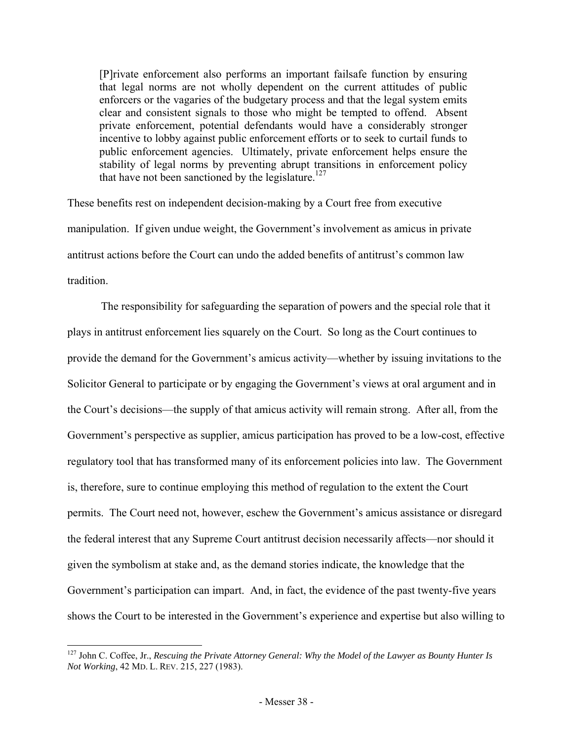> [P]rivate enforcement also performs an important failsafe function by ensuring that legal norms are not wholly dependent on the current attitudes of public enforcers or the vagaries of the budgetary process and that the legal system emits clear and consistent signals to those who might be tempted to offend. Absent private enforcement, potential defendants would have a considerably stronger incentive to lobby against public enforcement efforts or to seek to curtail funds to public enforcement agencies. Ultimately, private enforcement helps ensure the stability of legal norms by preventing abrupt transitions in enforcement policy that have not been sanctioned by the legislature.[127]

These benefits rest on independent decision-making by a Court free from executive manipulation. If given undue weight, the Government's involvement as amicus in private antitrust actions before the Court can undo the added benefits of antitrust's common law tradition.

The responsibility for safeguarding the separation of powers and the special role that it plays in antitrust enforcement lies squarely on the Court. So long as the Court continues to provide the demand for the Government's amicus activity—whether by issuing invitations to the Solicitor General to participate or by engaging the Government's views at oral argument and in the Court's decisions—the supply of that amicus activity will remain strong. After all, from the Government's perspective as supplier, amicus participation has proved to be a low-cost, effective regulatory tool that has transformed many of its enforcement policies into law. The Government is, therefore, sure to continue employing this method of regulation to the extent the Court permits. The Court need not, however, eschew the Government's amicus assistance or disregard the federal interest that any Supreme Court antitrust decision necessarily affects—nor should it given the symbolism at stake and, as the demand stories indicate, the knowledge that the Government's participation can impart. And, in fact, the evidence of the past twenty-five years shows the Court to be interested in the Government's experience and expertise but also willing to

---

[127] John C. Coffee, Jr., *Rescuing the Private Attorney General: Why the Model of the Lawyer as Bounty Hunter Is Not Working*, 42 MD. L. REV. 215, 227 (1983).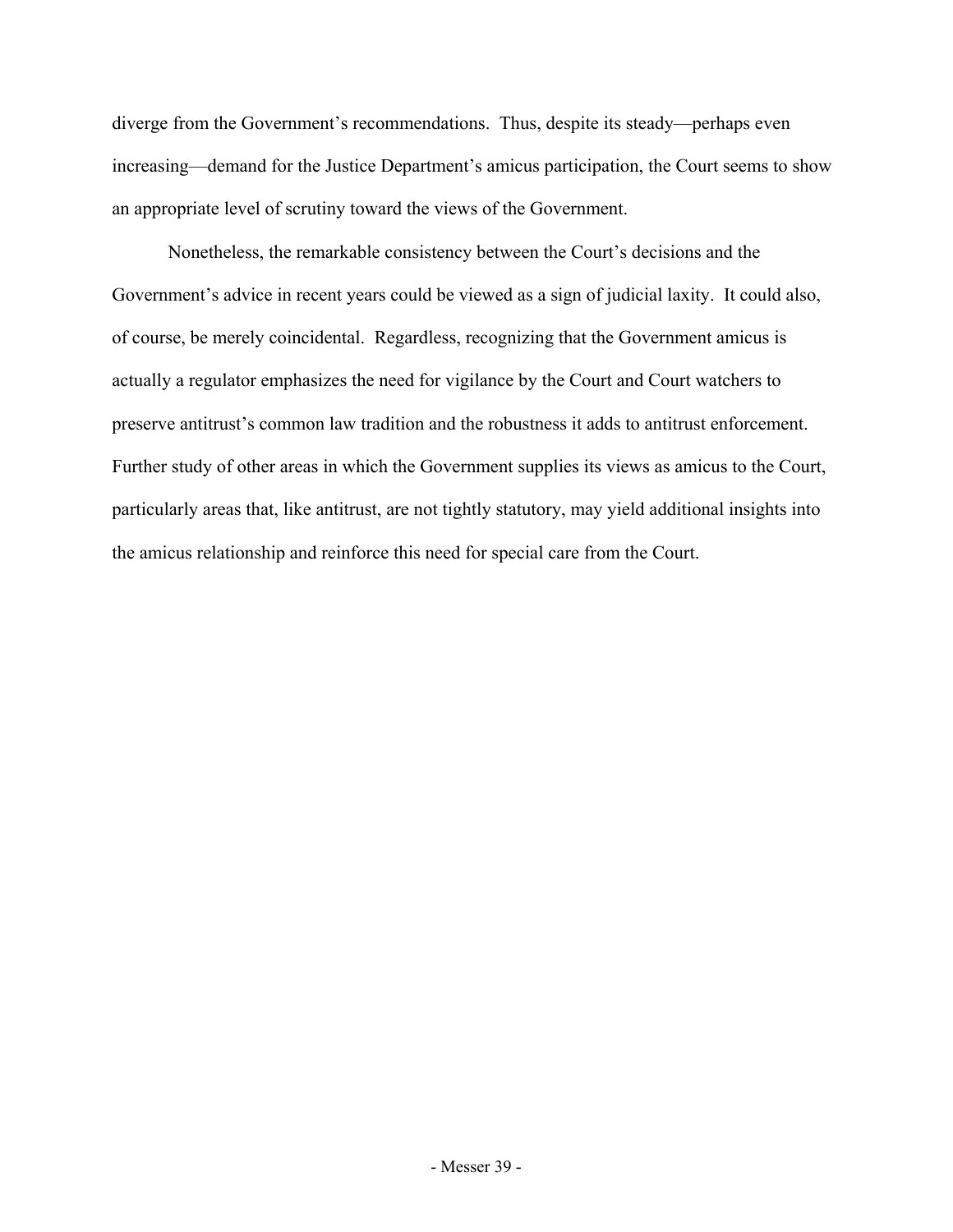diverge from the Government's recommendations. Thus, despite its steady—perhaps even increasing—demand for the Justice Department's amicus participation, the Court seems to show an appropriate level of scrutiny toward the views of the Government.

Nonetheless, the remarkable consistency between the Court's decisions and the Government's advice in recent years could be viewed as a sign of judicial laxity. It could also, of course, be merely coincidental. Regardless, recognizing that the Government amicus is actually a regulator emphasizes the need for vigilance by the Court and Court watchers to preserve antitrust's common law tradition and the robustness it adds to antitrust enforcement. Further study of other areas in which the Government supplies its views as amicus to the Court, particularly areas that, like antitrust, are not tightly statutory, may yield additional insights into the amicus relationship and reinforce this need for special care from the Court.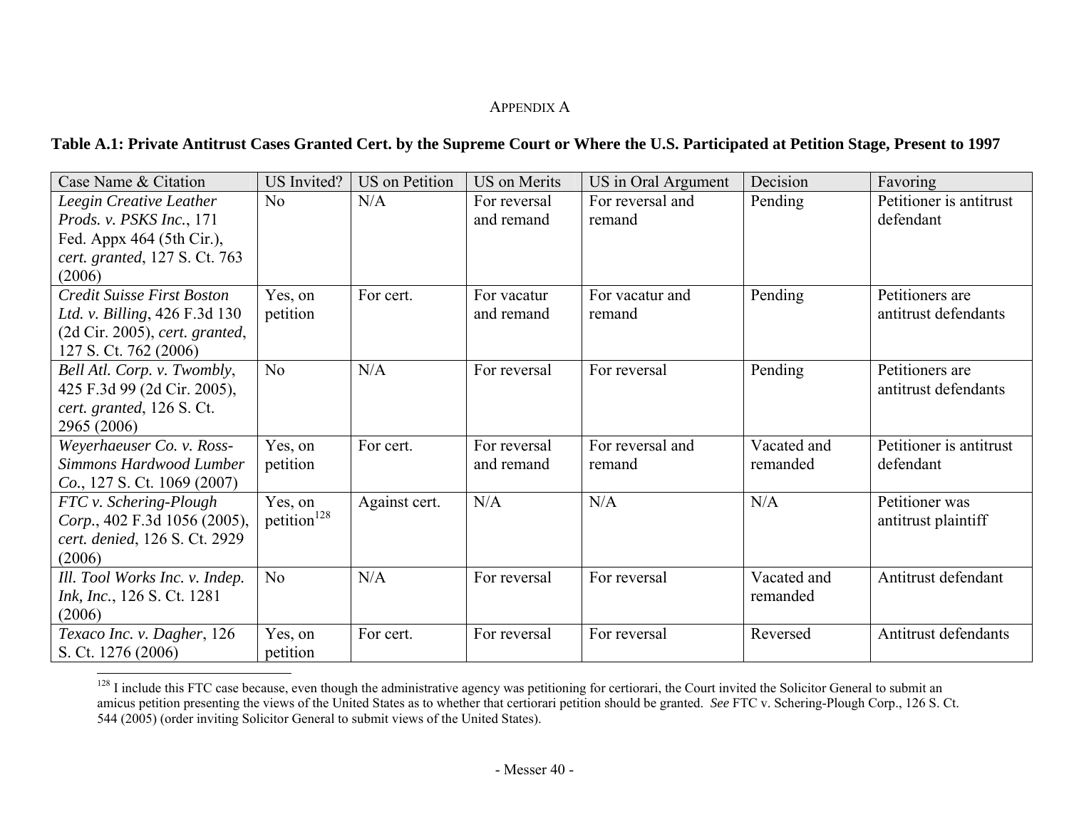APPENDIX A

**Table A.1: Private Antitrust Cases Granted Cert. by the Supreme Court or Where the U.S. Participated at Petition Stage, Present to 1997**

| Case Name & Citation | US Invited? | US on Petition | US on Merits | US in Oral Argument | Decision | Favoring |
|---|---|---|---|---|---|---|
| *Leegin Creative Leather Prods. v. PSKS Inc.*, 171 Fed. Appx 464 (5th Cir.), *cert. granted*, 127 S. Ct. 763 (2006) | No | N/A | For reversal and remand | For reversal and remand | Pending | Petitioner is antitrust defendant |
| *Credit Suisse First Boston Ltd. v. Billing*, 426 F.3d 130 (2d Cir. 2005), *cert. granted*, 127 S. Ct. 762 (2006) | Yes, on petition | For cert. | For vacatur and remand | For vacatur and remand | Pending | Petitioners are antitrust defendants |
| *Bell Atl. Corp. v. Twombly*, 425 F.3d 99 (2d Cir. 2005), *cert. granted*, 126 S. Ct. 2965 (2006) | No | N/A | For reversal | For reversal | Pending | Petitioners are antitrust defendants |
| *Weyerhaeuser Co. v. Ross-Simmons Hardwood Lumber Co.*, 127 S. Ct. 1069 (2007) | Yes, on petition | For cert. | For reversal and remand | For reversal and remand | Vacated and remanded | Petitioner is antitrust defendant |
| *FTC v. Schering-Plough Corp.*, 402 F.3d 1056 (2005), *cert. denied*, 126 S. Ct. 2929 (2006) | Yes, on petition[128] | Against cert. | N/A | N/A | N/A | Petitioner was antitrust plaintiff |
| *Ill. Tool Works Inc. v. Indep. Ink, Inc.*, 126 S. Ct. 1281 (2006) | No | N/A | For reversal | For reversal | Vacated and remanded | Antitrust defendant |
| *Texaco Inc. v. Dagher*, 126 S. Ct. 1276 (2006) | Yes, on petition | For cert. | For reversal | For reversal | Reversed | Antitrust defendants |

[128] I include this FTC case because, even though the administrative agency was petitioning for certiorari, the Court invited the Solicitor General to submit an amicus petition presenting the views of the United States as to whether that certiorari petition should be granted. *See* FTC v. Schering-Plough Corp., 126 S. Ct. 544 (2005) (order inviting Solicitor General to submit views of the United States).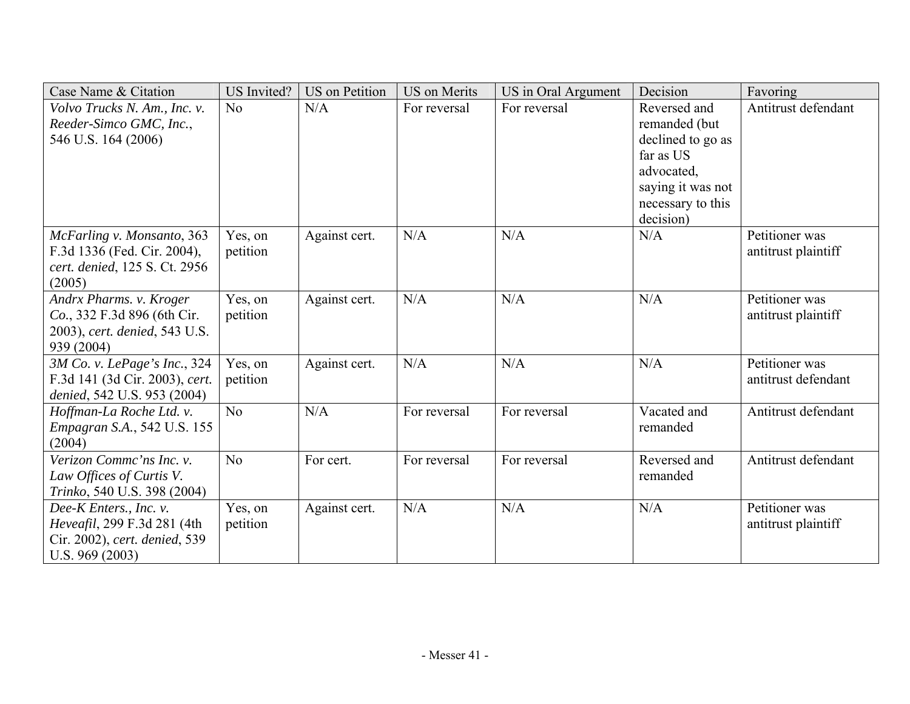| Case Name & Citation | US Invited? | US on Petition | US on Merits | US in Oral Argument | Decision | Favoring |
|---|---|---|---|---|---|---|
| *Volvo Trucks N. Am., Inc. v. Reeder-Simco GMC, Inc.*, 546 U.S. 164 (2006) | No | N/A | For reversal | For reversal | Reversed and remanded (but declined to go as far as US advocated, saying it was not necessary to this decision) | Antitrust defendant |
| *McFarling v. Monsanto*, 363 F.3d 1336 (Fed. Cir. 2004), *cert. denied*, 125 S. Ct. 2956 (2005) | Yes, on petition | Against cert. | N/A | N/A | N/A | Petitioner was antitrust plaintiff |
| *Andrx Pharms. v. Kroger Co.*, 332 F.3d 896 (6th Cir. 2003), *cert. denied*, 543 U.S. 939 (2004) | Yes, on petition | Against cert. | N/A | N/A | N/A | Petitioner was antitrust plaintiff |
| *3M Co. v. LePage's Inc.*, 324 F.3d 141 (3d Cir. 2003), *cert. denied*, 542 U.S. 953 (2004) | Yes, on petition | Against cert. | N/A | N/A | N/A | Petitioner was antitrust defendant |
| *Hoffman-La Roche Ltd. v. Empagran S.A.*, 542 U.S. 155 (2004) | No | N/A | For reversal | For reversal | Vacated and remanded | Antitrust defendant |
| *Verizon Commc'ns Inc. v. Law Offices of Curtis V. Trinko*, 540 U.S. 398 (2004) | No | For cert. | For reversal | For reversal | Reversed and remanded | Antitrust defendant |
| *Dee-K Enters., Inc. v. Heveafil*, 299 F.3d 281 (4th Cir. 2002), *cert. denied*, 539 U.S. 969 (2003) | Yes, on petition | Against cert. | N/A | N/A | N/A | Petitioner was antitrust plaintiff |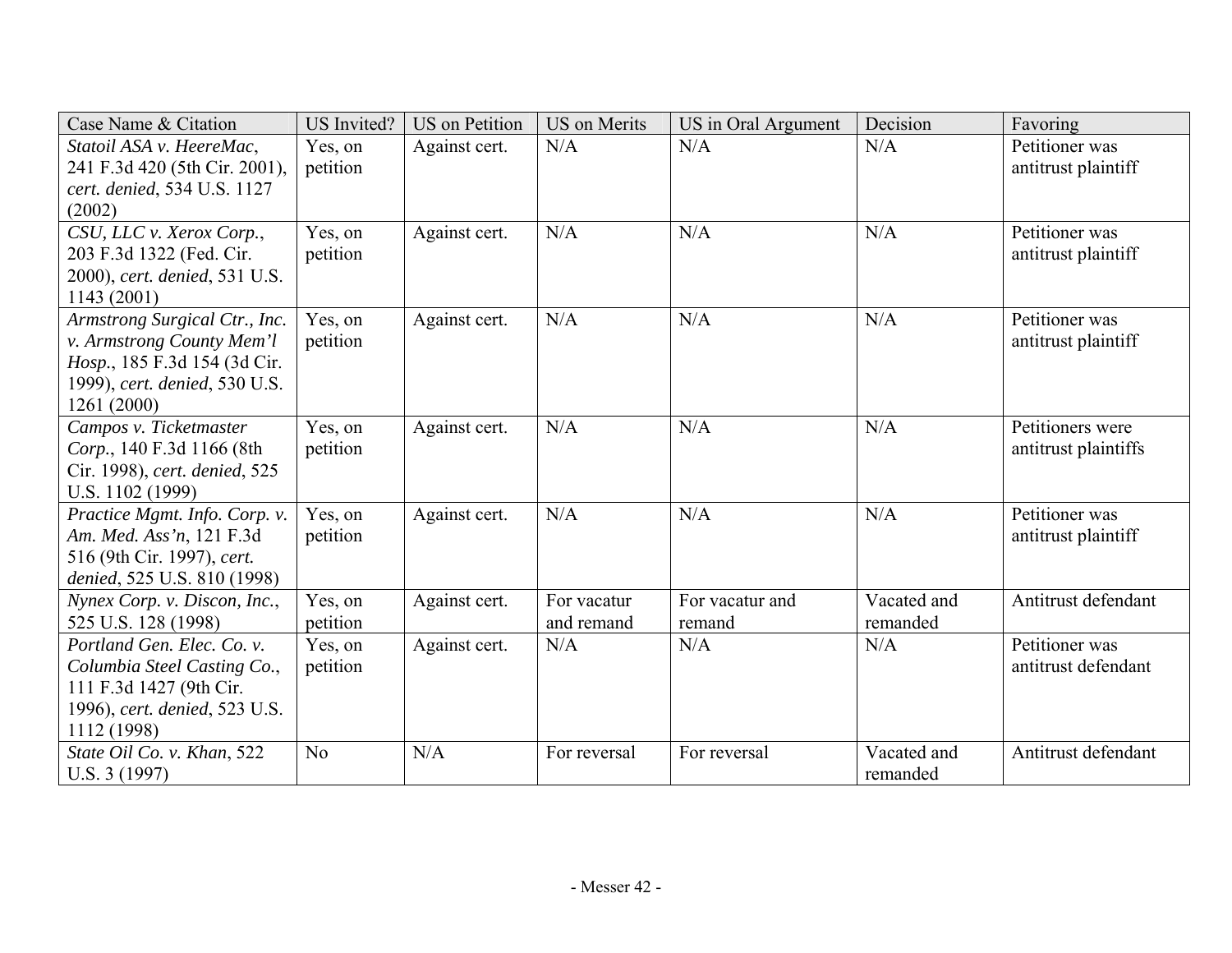| Case Name & Citation | US Invited? | US on Petition | US on Merits | US in Oral Argument | Decision | Favoring |
|---|---|---|---|---|---|---|
| *Statoil ASA v. HeereMac*, 241 F.3d 420 (5th Cir. 2001), *cert. denied*, 534 U.S. 1127 (2002) | Yes, on petition | Against cert. | N/A | N/A | N/A | Petitioner was antitrust plaintiff |
| *CSU, LLC v. Xerox Corp.*, 203 F.3d 1322 (Fed. Cir. 2000), *cert. denied*, 531 U.S. 1143 (2001) | Yes, on petition | Against cert. | N/A | N/A | N/A | Petitioner was antitrust plaintiff |
| *Armstrong Surgical Ctr., Inc. v. Armstrong County Mem'l Hosp.*, 185 F.3d 154 (3d Cir. 1999), *cert. denied*, 530 U.S. 1261 (2000) | Yes, on petition | Against cert. | N/A | N/A | N/A | Petitioner was antitrust plaintiff |
| *Campos v. Ticketmaster Corp.*, 140 F.3d 1166 (8th Cir. 1998), *cert. denied*, 525 U.S. 1102 (1999) | Yes, on petition | Against cert. | N/A | N/A | N/A | Petitioners were antitrust plaintiffs |
| *Practice Mgmt. Info. Corp. v. Am. Med. Ass'n*, 121 F.3d 516 (9th Cir. 1997), *cert. denied*, 525 U.S. 810 (1998) | Yes, on petition | Against cert. | N/A | N/A | N/A | Petitioner was antitrust plaintiff |
| *Nynex Corp. v. Discon, Inc.*, 525 U.S. 128 (1998) | Yes, on petition | Against cert. | For vacatur and remand | For vacatur and remand | Vacated and remanded | Antitrust defendant |
| *Portland Gen. Elec. Co. v. Columbia Steel Casting Co.*, 111 F.3d 1427 (9th Cir. 1996), *cert. denied*, 523 U.S. 1112 (1998) | Yes, on petition | Against cert. | N/A | N/A | N/A | Petitioner was antitrust defendant |
| *State Oil Co. v. Khan*, 522 U.S. 3 (1997) | No | N/A | For reversal | For reversal | Vacated and remanded | Antitrust defendant |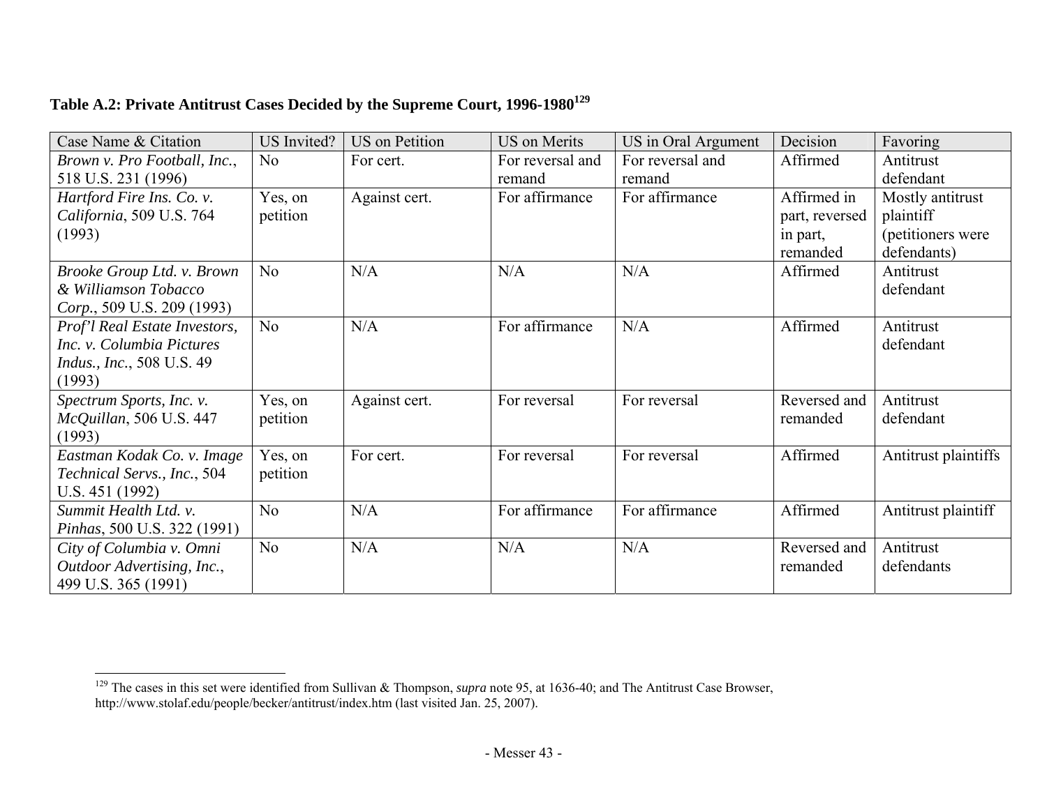**Table A.2: Private Antitrust Cases Decided by the Supreme Court, 1996-1980**[129]

| Case Name & Citation | US Invited? | US on Petition | US on Merits | US in Oral Argument | Decision | Favoring |
|---|---|---|---|---|---|---|
| *Brown v. Pro Football, Inc.*, 518 U.S. 231 (1996) | No | For cert. | For reversal and remand | For reversal and remand | Affirmed | Antitrust defendant |
| *Hartford Fire Ins. Co. v. California*, 509 U.S. 764 (1993) | Yes, on petition | Against cert. | For affirmance | For affirmance | Affirmed in part, reversed in part, remanded | Mostly antitrust plaintiff (petitioners were defendants) |
| *Brooke Group Ltd. v. Brown & Williamson Tobacco Corp.*, 509 U.S. 209 (1993) | No | N/A | N/A | N/A | Affirmed | Antitrust defendant |
| *Prof'l Real Estate Investors, Inc. v. Columbia Pictures Indus., Inc.*, 508 U.S. 49 (1993) | No | N/A | For affirmance | N/A | Affirmed | Antitrust defendant |
| *Spectrum Sports, Inc. v. McQuillan*, 506 U.S. 447 (1993) | Yes, on petition | Against cert. | For reversal | For reversal | Reversed and remanded | Antitrust defendant |
| *Eastman Kodak Co. v. Image Technical Servs., Inc.*, 504 U.S. 451 (1992) | Yes, on petition | For cert. | For reversal | For reversal | Affirmed | Antitrust plaintiffs |
| *Summit Health Ltd. v. Pinhas*, 500 U.S. 322 (1991) | No | N/A | For affirmance | For affirmance | Affirmed | Antitrust plaintiff |
| *City of Columbia v. Omni Outdoor Advertising, Inc.*, 499 U.S. 365 (1991) | No | N/A | N/A | N/A | Reversed and remanded | Antitrust defendants |

[129] The cases in this set were identified from Sullivan & Thompson, *supra* note 95, at 1636-40; and The Antitrust Case Browser, http://www.stolaf.edu/people/becker/antitrust/index.htm (last visited Jan. 25, 2007).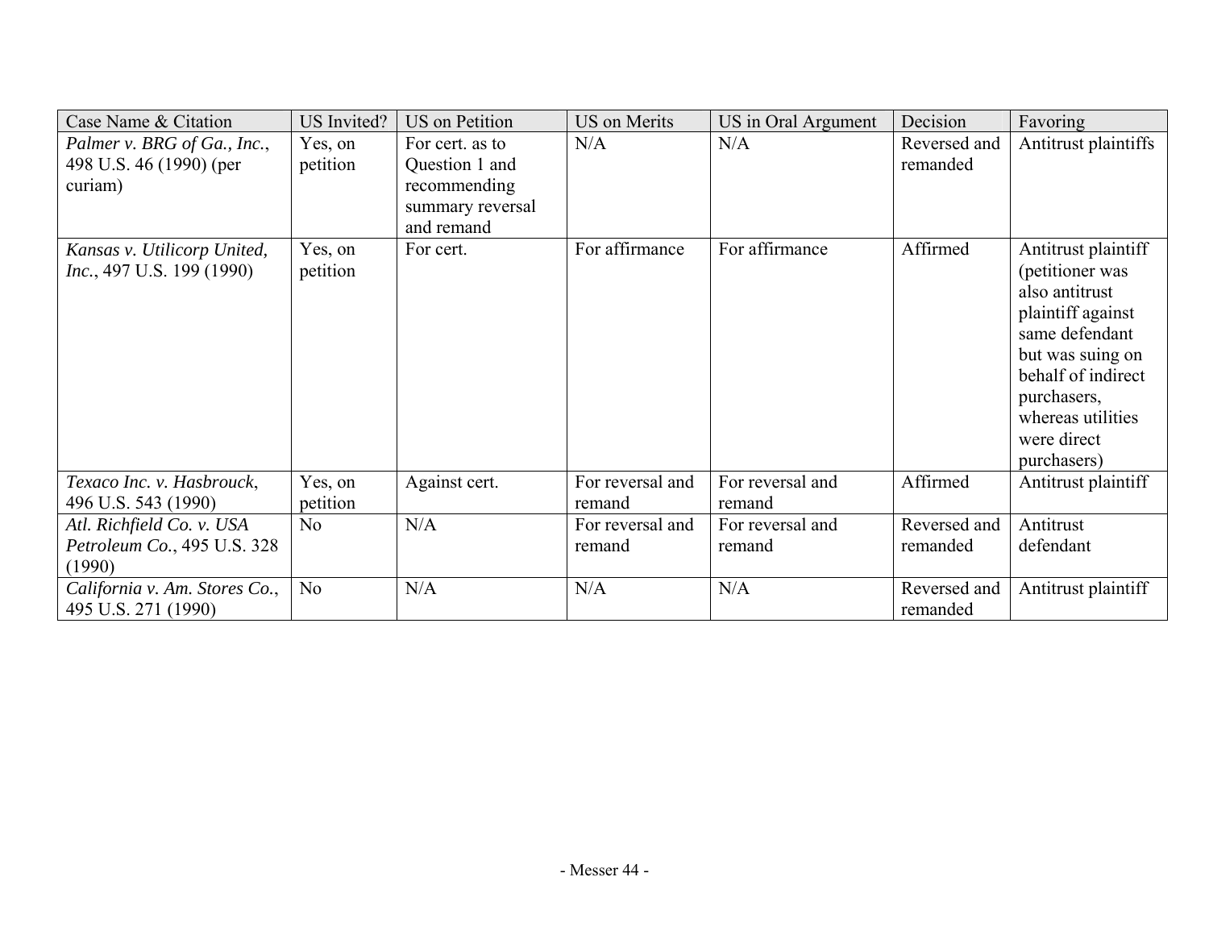| Case Name & Citation | US Invited? | US on Petition | US on Merits | US in Oral Argument | Decision | Favoring |
|---|---|---|---|---|---|---|
| *Palmer v. BRG of Ga., Inc.*, 498 U.S. 46 (1990) (per curiam) | Yes, on petition | For cert. as to Question 1 and recommending summary reversal and remand | N/A | N/A | Reversed and remanded | Antitrust plaintiffs |
| *Kansas v. Utilicorp United, Inc.*, 497 U.S. 199 (1990) | Yes, on petition | For cert. | For affirmance | For affirmance | Affirmed | Antitrust plaintiff (petitioner was also antitrust plaintiff against same defendant but was suing on behalf of indirect purchasers, whereas utilities were direct purchasers) |
| *Texaco Inc. v. Hasbrouck*, 496 U.S. 543 (1990) | Yes, on petition | Against cert. | For reversal and remand | For reversal and remand | Affirmed | Antitrust plaintiff |
| *Atl. Richfield Co. v. USA Petroleum Co.*, 495 U.S. 328 (1990) | No | N/A | For reversal and remand | For reversal and remand | Reversed and remanded | Antitrust defendant |
| *California v. Am. Stores Co.*, 495 U.S. 271 (1990) | No | N/A | N/A | N/A | Reversed and remanded | Antitrust plaintiff |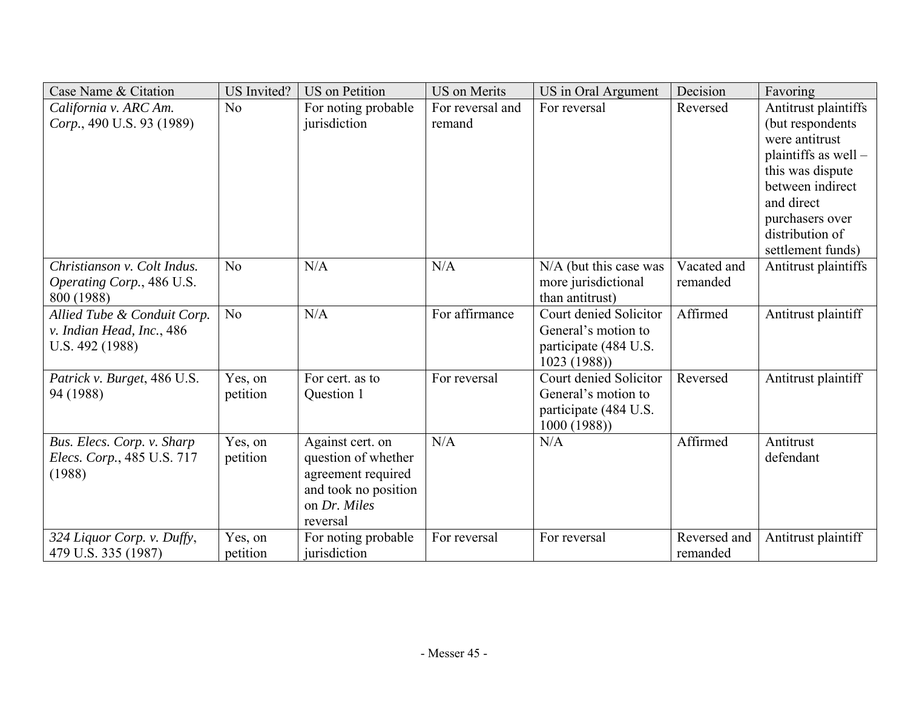| Case Name & Citation | US Invited? | US on Petition | US on Merits | US in Oral Argument | Decision | Favoring |
|---|---|---|---|---|---|---|
| *California v. ARC Am. Corp.*, 490 U.S. 93 (1989) | No | For noting probable jurisdiction | For reversal and remand | For reversal | Reversed | Antitrust plaintiffs (but respondents were antitrust plaintiffs as well – this was dispute between indirect and direct purchasers over distribution of settlement funds) |
| *Christianson v. Colt Indus. Operating Corp.*, 486 U.S. 800 (1988) | No | N/A | N/A | N/A (but this case was more jurisdictional than antitrust) | Vacated and remanded | Antitrust plaintiffs |
| *Allied Tube & Conduit Corp. v. Indian Head, Inc.*, 486 U.S. 492 (1988) | No | N/A | For affirmance | Court denied Solicitor General's motion to participate (484 U.S. 1023 (1988)) | Affirmed | Antitrust plaintiff |
| *Patrick v. Burget*, 486 U.S. 94 (1988) | Yes, on petition | For cert. as to Question 1 | For reversal | Court denied Solicitor General's motion to participate (484 U.S. 1000 (1988)) | Reversed | Antitrust plaintiff |
| *Bus. Elecs. Corp. v. Sharp Elecs. Corp.*, 485 U.S. 717 (1988) | Yes, on petition | Against cert. on question of whether agreement required and took no position on *Dr. Miles* reversal | N/A | N/A | Affirmed | Antitrust defendant |
| *324 Liquor Corp. v. Duffy*, 479 U.S. 335 (1987) | Yes, on petition | For noting probable jurisdiction | For reversal | For reversal | Reversed and remanded | Antitrust plaintiff |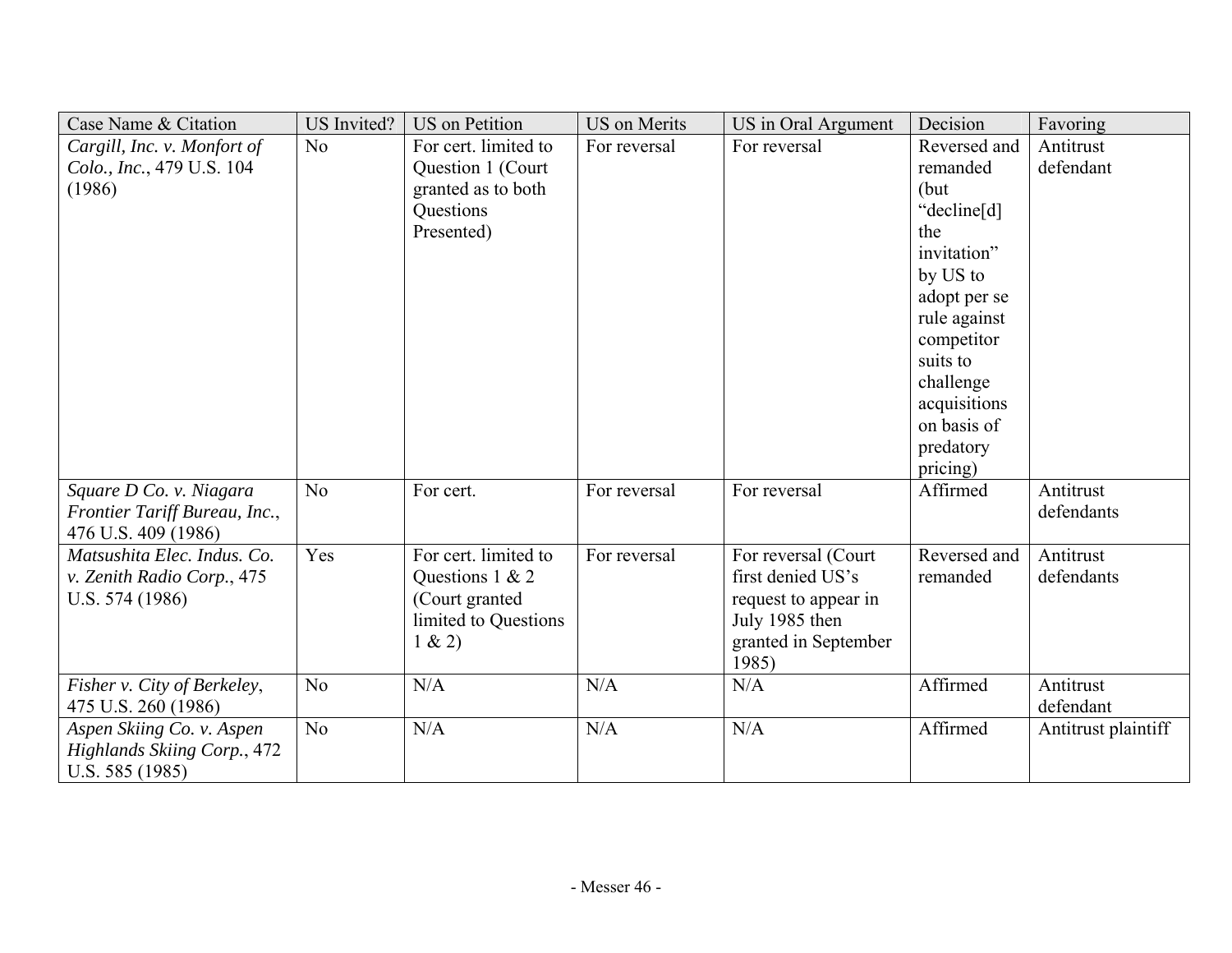| Case Name & Citation | US Invited? | US on Petition | US on Merits | US in Oral Argument | Decision | Favoring |
|---|---|---|---|---|---|---|
| *Cargill, Inc. v. Monfort of Colo., Inc.*, 479 U.S. 104 (1986) | No | For cert. limited to Question 1 (Court granted as to both Questions Presented) | For reversal | For reversal | Reversed and remanded (but "decline[d] the invitation" by US to adopt per se rule against competitor suits to challenge acquisitions on basis of predatory pricing) | Antitrust defendant |
| *Square D Co. v. Niagara Frontier Tariff Bureau, Inc.*, 476 U.S. 409 (1986) | No | For cert. | For reversal | For reversal | Affirmed | Antitrust defendants |
| *Matsushita Elec. Indus. Co. v. Zenith Radio Corp.*, 475 U.S. 574 (1986) | Yes | For cert. limited to Questions 1 & 2 (Court granted limited to Questions 1 & 2) | For reversal | For reversal (Court first denied US's request to appear in July 1985 then granted in September 1985) | Reversed and remanded | Antitrust defendants |
| *Fisher v. City of Berkeley*, 475 U.S. 260 (1986) | No | N/A | N/A | N/A | Affirmed | Antitrust defendant |
| *Aspen Skiing Co. v. Aspen Highlands Skiing Corp.*, 472 U.S. 585 (1985) | No | N/A | N/A | N/A | Affirmed | Antitrust plaintiff |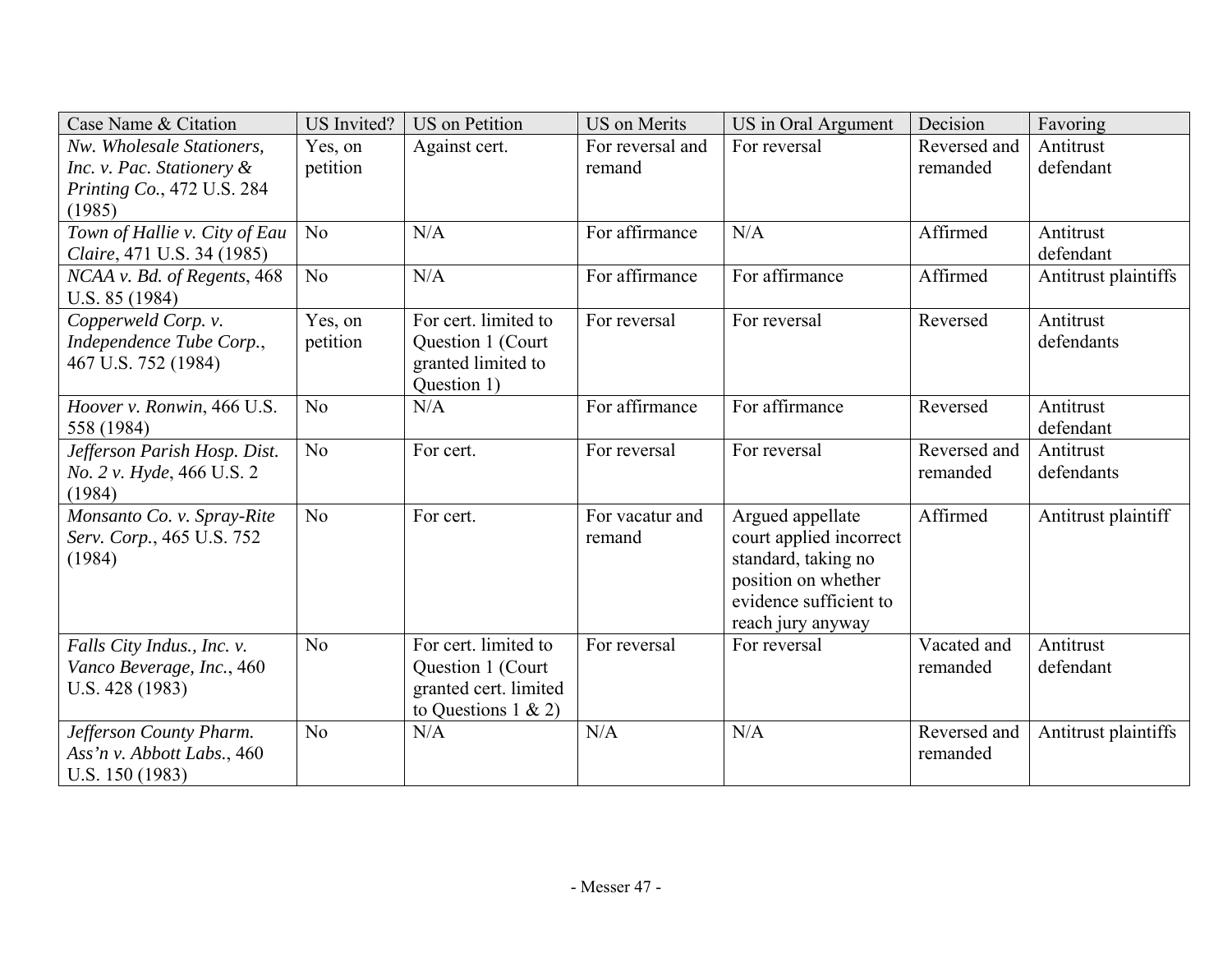| Case Name & Citation | US Invited? | US on Petition | US on Merits | US in Oral Argument | Decision | Favoring |
|---|---|---|---|---|---|---|
| *Nw. Wholesale Stationers, Inc. v. Pac. Stationery & Printing Co.*, 472 U.S. 284 (1985) | Yes, on petition | Against cert. | For reversal and remand | For reversal | Reversed and remanded | Antitrust defendant |
| *Town of Hallie v. City of Eau Claire*, 471 U.S. 34 (1985) | No | N/A | For affirmance | N/A | Affirmed | Antitrust defendant |
| *NCAA v. Bd. of Regents*, 468 U.S. 85 (1984) | No | N/A | For affirmance | For affirmance | Affirmed | Antitrust plaintiffs |
| *Copperweld Corp. v. Independence Tube Corp.*, 467 U.S. 752 (1984) | Yes, on petition | For cert. limited to Question 1 (Court granted limited to Question 1) | For reversal | For reversal | Reversed | Antitrust defendants |
| *Hoover v. Ronwin*, 466 U.S. 558 (1984) | No | N/A | For affirmance | For affirmance | Reversed | Antitrust defendant |
| *Jefferson Parish Hosp. Dist. No. 2 v. Hyde*, 466 U.S. 2 (1984) | No | For cert. | For reversal | For reversal | Reversed and remanded | Antitrust defendants |
| *Monsanto Co. v. Spray-Rite Serv. Corp.*, 465 U.S. 752 (1984) | No | For cert. | For vacatur and remand | Argued appellate court applied incorrect standard, taking no position on whether evidence sufficient to reach jury anyway | Affirmed | Antitrust plaintiff |
| *Falls City Indus., Inc. v. Vanco Beverage, Inc.*, 460 U.S. 428 (1983) | No | For cert. limited to Question 1 (Court granted cert. limited to Questions 1 & 2) | For reversal | For reversal | Vacated and remanded | Antitrust defendant |
| *Jefferson County Pharm. Ass'n v. Abbott Labs.*, 460 U.S. 150 (1983) | No | N/A | N/A | N/A | Reversed and remanded | Antitrust plaintiffs |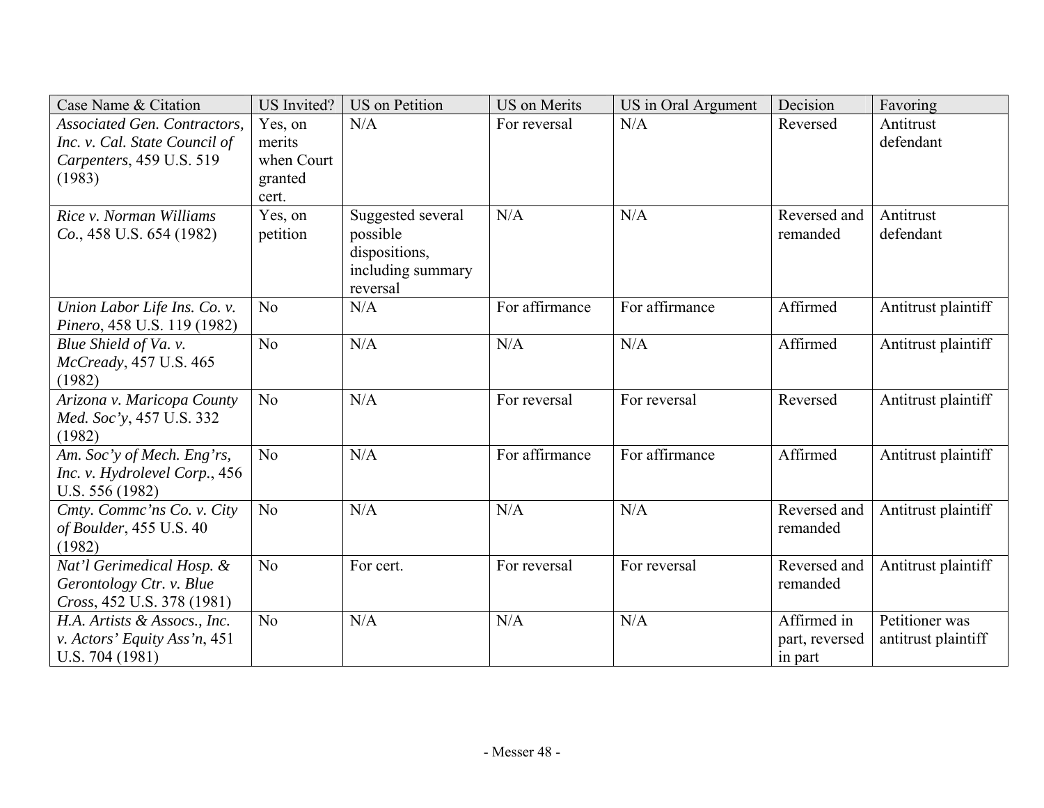| Case Name & Citation | US Invited? | US on Petition | US on Merits | US in Oral Argument | Decision | Favoring |
|---|---|---|---|---|---|---|
| *Associated Gen. Contractors, Inc. v. Cal. State Council of Carpenters*, 459 U.S. 519 (1983) | Yes, on merits when Court granted cert. | N/A | For reversal | N/A | Reversed | Antitrust defendant |
| *Rice v. Norman Williams Co.*, 458 U.S. 654 (1982) | Yes, on petition | Suggested several possible dispositions, including summary reversal | N/A | N/A | Reversed and remanded | Antitrust defendant |
| *Union Labor Life Ins. Co. v. Pinero*, 458 U.S. 119 (1982) | No | N/A | For affirmance | For affirmance | Affirmed | Antitrust plaintiff |
| *Blue Shield of Va. v. McCready*, 457 U.S. 465 (1982) | No | N/A | N/A | N/A | Affirmed | Antitrust plaintiff |
| *Arizona v. Maricopa County Med. Soc'y*, 457 U.S. 332 (1982) | No | N/A | For reversal | For reversal | Reversed | Antitrust plaintiff |
| *Am. Soc'y of Mech. Eng'rs, Inc. v. Hydrolevel Corp.*, 456 U.S. 556 (1982) | No | N/A | For affirmance | For affirmance | Affirmed | Antitrust plaintiff |
| *Cmty. Commc'ns Co. v. City of Boulder*, 455 U.S. 40 (1982) | No | N/A | N/A | N/A | Reversed and remanded | Antitrust plaintiff |
| *Nat'l Gerimedical Hosp. & Gerontology Ctr. v. Blue Cross*, 452 U.S. 378 (1981) | No | For cert. | For reversal | For reversal | Reversed and remanded | Antitrust plaintiff |
| *H.A. Artists & Assocs., Inc. v. Actors' Equity Ass'n*, 451 U.S. 704 (1981) | No | N/A | N/A | N/A | Affirmed in part, reversed in part | Petitioner was antitrust plaintiff |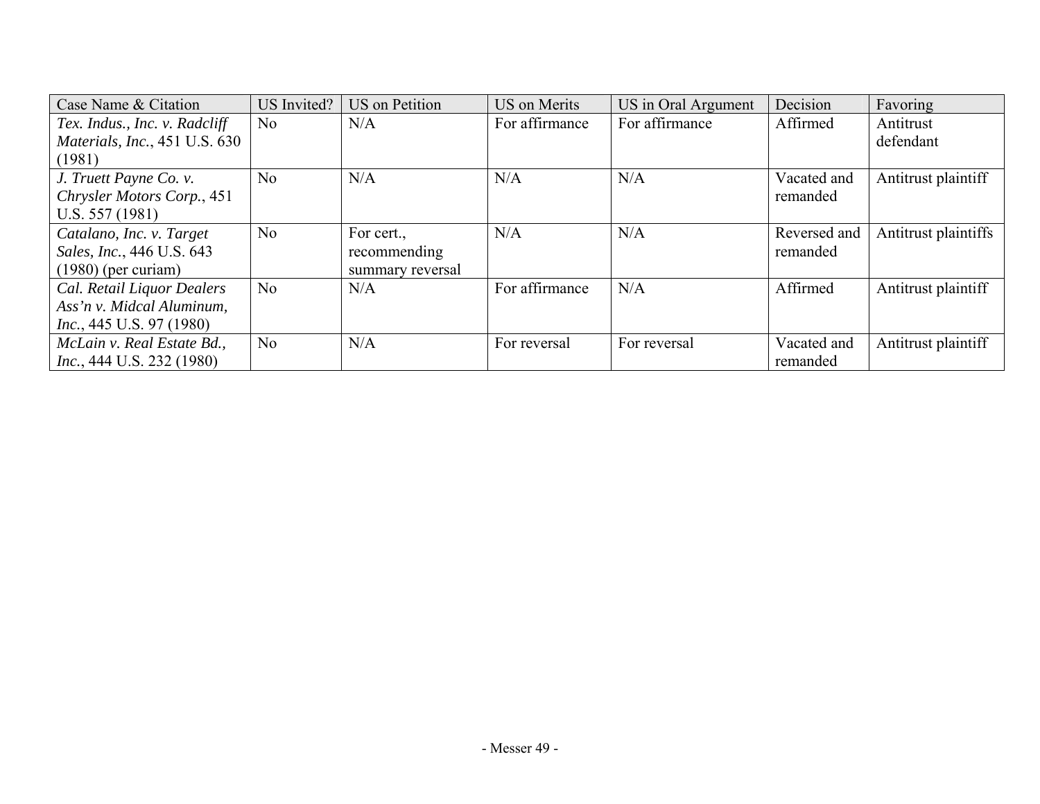| Case Name & Citation | US Invited? | US on Petition | US on Merits | US in Oral Argument | Decision | Favoring |
|---|---|---|---|---|---|---|
| *Tex. Indus., Inc. v. Radcliff Materials, Inc.*, 451 U.S. 630 (1981) | No | N/A | For affirmance | For affirmance | Affirmed | Antitrust defendant |
| *J. Truett Payne Co. v. Chrysler Motors Corp.*, 451 U.S. 557 (1981) | No | N/A | N/A | N/A | Vacated and remanded | Antitrust plaintiff |
| *Catalano, Inc. v. Target Sales, Inc.*, 446 U.S. 643 (1980) (per curiam) | No | For cert., recommending summary reversal | N/A | N/A | Reversed and remanded | Antitrust plaintiffs |
| *Cal. Retail Liquor Dealers Ass'n v. Midcal Aluminum, Inc.*, 445 U.S. 97 (1980) | No | N/A | For affirmance | N/A | Affirmed | Antitrust plaintiff |
| *McLain v. Real Estate Bd., Inc.*, 444 U.S. 232 (1980) | No | N/A | For reversal | For reversal | Vacated and remanded | Antitrust plaintiff |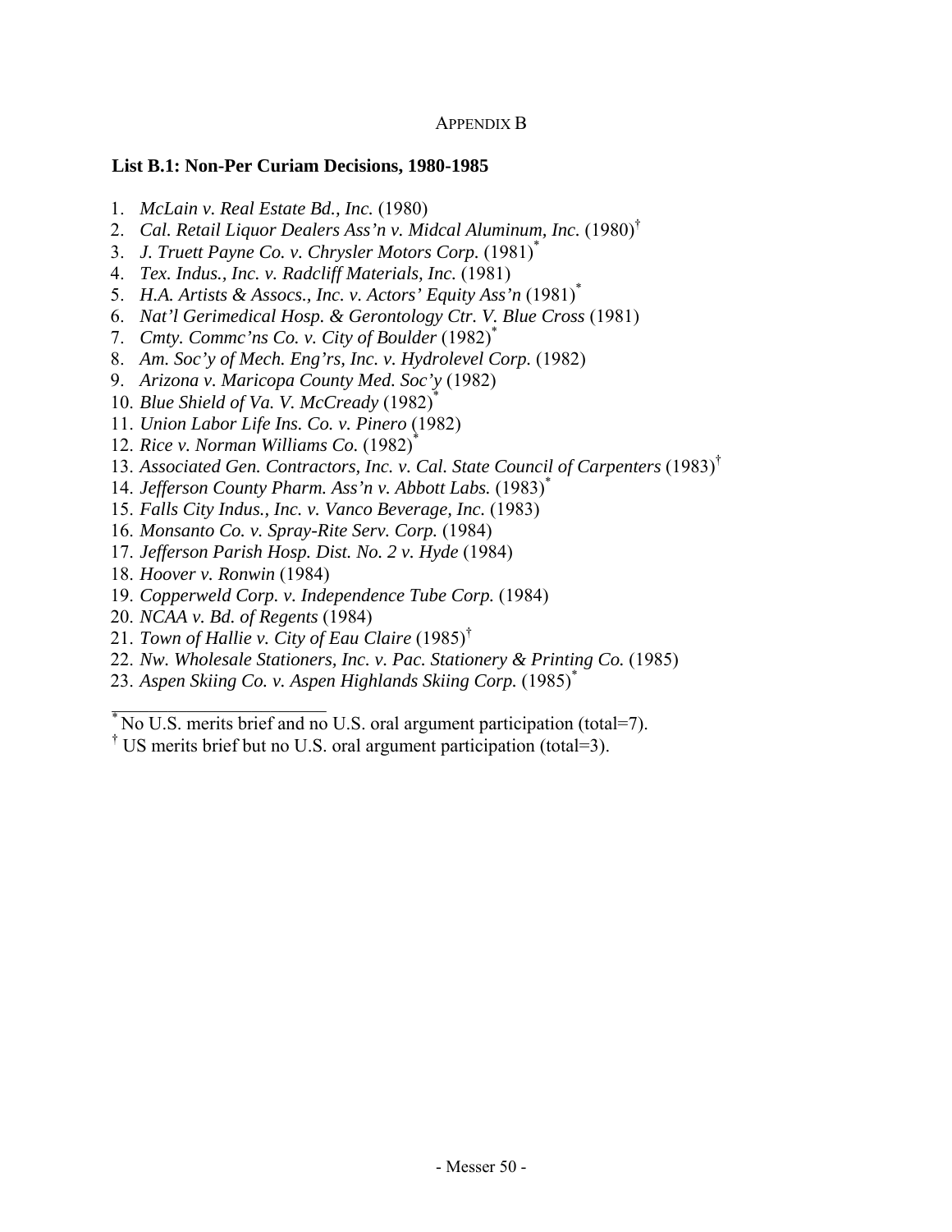APPENDIX B

**List B.1: Non-Per Curiam Decisions, 1980-1985**

1. *McLain v. Real Estate Bd., Inc.* (1980)
2. *Cal. Retail Liquor Dealers Ass'n v. Midcal Aluminum, Inc.* (1980)[†]
3. *J. Truett Payne Co. v. Chrysler Motors Corp.* (1981)[*]
4. *Tex. Indus., Inc. v. Radcliff Materials, Inc.* (1981)
5. *H.A. Artists & Assocs., Inc. v. Actors' Equity Ass'n* (1981)[*]
6. *Nat'l Gerimedical Hosp. & Gerontology Ctr. V. Blue Cross* (1981)
7. *Cmty. Commc'ns Co. v. City of Boulder* (1982)[*]
8. *Am. Soc'y of Mech. Eng'rs, Inc. v. Hydrolevel Corp.* (1982)
9. *Arizona v. Maricopa County Med. Soc'y* (1982)
10. *Blue Shield of Va. V. McCready* (1982)[*]
11. *Union Labor Life Ins. Co. v. Pinero* (1982)
12. *Rice v. Norman Williams Co.* (1982)[*]
13. *Associated Gen. Contractors, Inc. v. Cal. State Council of Carpenters* (1983)[†]
14. *Jefferson County Pharm. Ass'n v. Abbott Labs.* (1983)[*]
15. *Falls City Indus., Inc. v. Vanco Beverage, Inc.* (1983)
16. *Monsanto Co. v. Spray-Rite Serv. Corp.* (1984)
17. *Jefferson Parish Hosp. Dist. No. 2 v. Hyde* (1984)
18. *Hoover v. Ronwin* (1984)
19. *Copperweld Corp. v. Independence Tube Corp.* (1984)
20. *NCAA v. Bd. of Regents* (1984)
21. *Town of Hallie v. City of Eau Claire* (1985)[†]
22. *Nw. Wholesale Stationers, Inc. v. Pac. Stationery & Printing Co.* (1985)
23. *Aspen Skiing Co. v. Aspen Highlands Skiing Corp.* (1985)[*]

---

[*] No U.S. merits brief and no U.S. oral argument participation (total=7).

[†] US merits brief but no U.S. oral argument participation (total=3).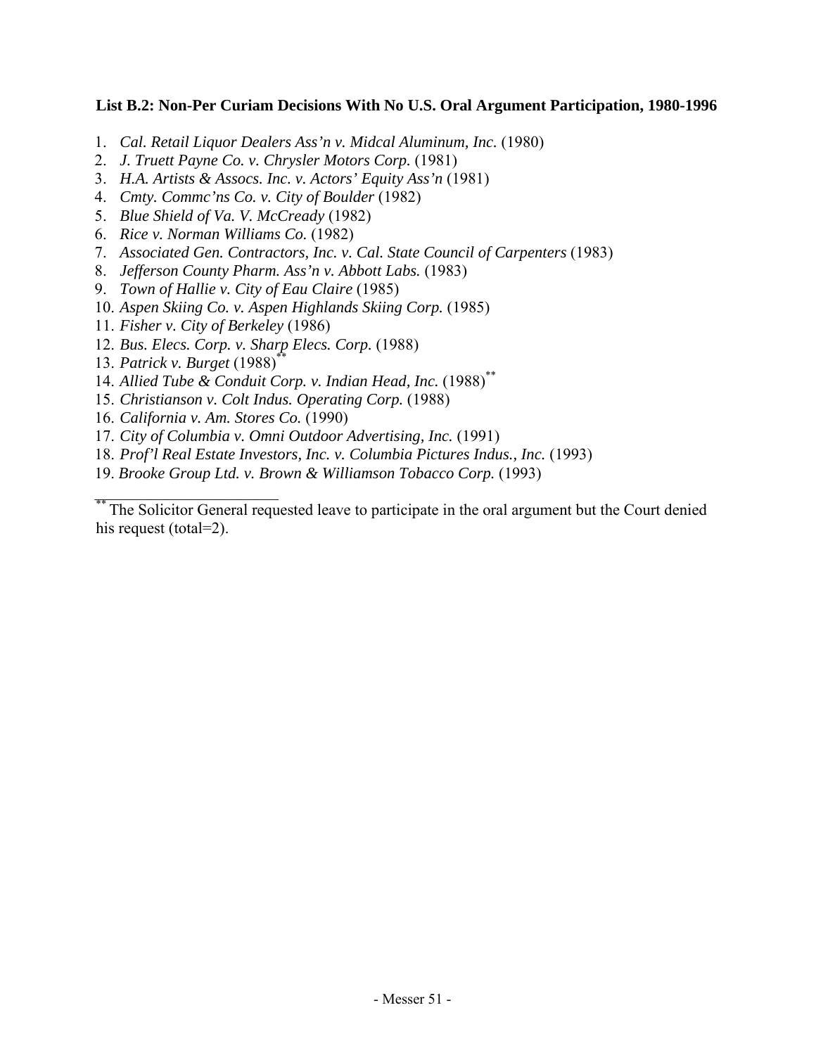**List B.2: Non-Per Curiam Decisions With No U.S. Oral Argument Participation, 1980-1996**

1. *Cal. Retail Liquor Dealers Ass'n v. Midcal Aluminum, Inc.* (1980)
2. *J. Truett Payne Co. v. Chrysler Motors Corp.* (1981)
3. *H.A. Artists & Assocs. Inc. v. Actors' Equity Ass'n* (1981)
4. *Cmty. Commc'ns Co. v. City of Boulder* (1982)
5. *Blue Shield of Va. V. McCready* (1982)
6. *Rice v. Norman Williams Co.* (1982)
7. *Associated Gen. Contractors, Inc. v. Cal. State Council of Carpenters* (1983)
8. *Jefferson County Pharm. Ass'n v. Abbott Labs.* (1983)
9. *Town of Hallie v. City of Eau Claire* (1985)
10. *Aspen Skiing Co. v. Aspen Highlands Skiing Corp.* (1985)
11. *Fisher v. City of Berkeley* (1986)
12. *Bus. Elecs. Corp. v. Sharp Elecs. Corp.* (1988)
13. *Patrick v. Burget* (1988)[**]
14. *Allied Tube & Conduit Corp. v. Indian Head, Inc.* (1988)[**]
15. *Christianson v. Colt Indus. Operating Corp.* (1988)
16. *California v. Am. Stores Co.* (1990)
17. *City of Columbia v. Omni Outdoor Advertising, Inc.* (1991)
18. *Prof'l Real Estate Investors, Inc. v. Columbia Pictures Indus., Inc.* (1993)
19. *Brooke Group Ltd. v. Brown & Williamson Tobacco Corp.* (1993)

---

[**] The Solicitor General requested leave to participate in the oral argument but the Court denied his request (total=2).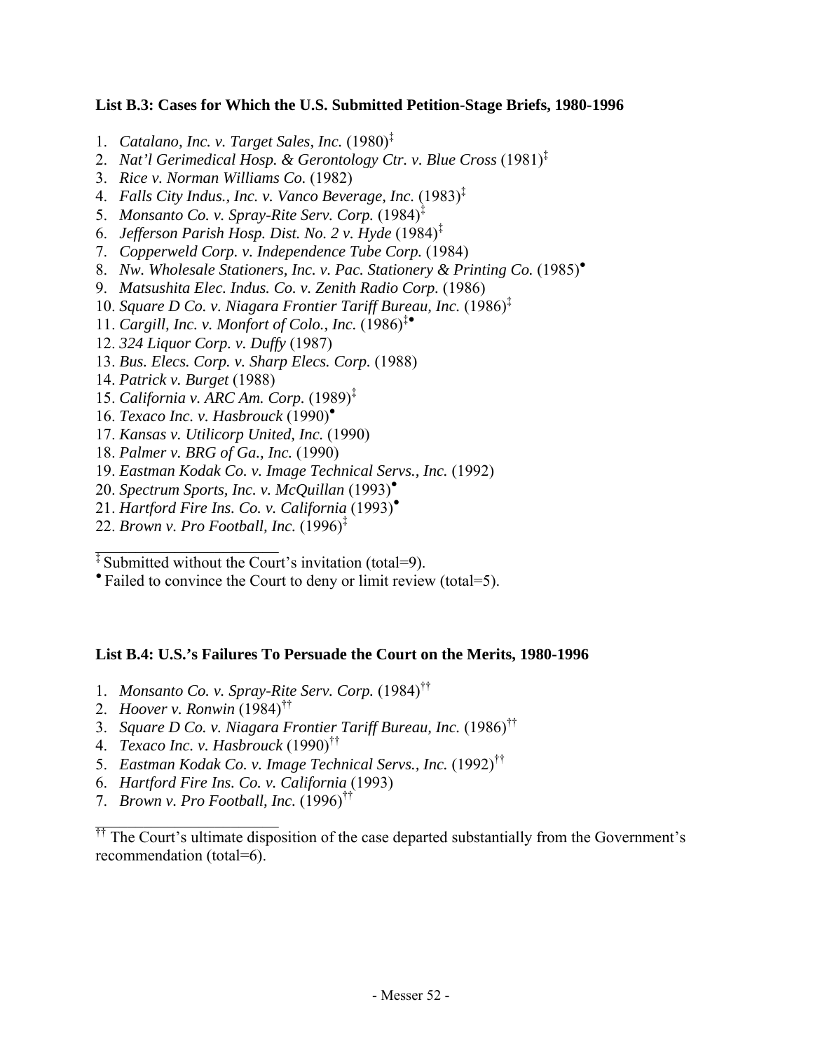### List B.3: Cases for Which the U.S. Submitted Petition-Stage Briefs, 1980-1996

1. *Catalano, Inc. v. Target Sales, Inc.* (1980)‡
2. *Nat'l Gerimedical Hosp. & Gerontology Ctr. v. Blue Cross* (1981)‡
3. *Rice v. Norman Williams Co.* (1982)
4. *Falls City Indus., Inc. v. Vanco Beverage, Inc.* (1983)‡
5. *Monsanto Co. v. Spray-Rite Serv. Corp.* (1984)‡
6. *Jefferson Parish Hosp. Dist. No. 2 v. Hyde* (1984)‡
7. *Copperweld Corp. v. Independence Tube Corp.* (1984)
8. *Nw. Wholesale Stationers, Inc. v. Pac. Stationery & Printing Co.* (1985)•
9. *Matsushita Elec. Indus. Co. v. Zenith Radio Corp.* (1986)
10. *Square D Co. v. Niagara Frontier Tariff Bureau, Inc.* (1986)‡
11. *Cargill, Inc. v. Monfort of Colo., Inc.* (1986)‡•
12. *324 Liquor Corp. v. Duffy* (1987)
13. *Bus. Elecs. Corp. v. Sharp Elecs. Corp.* (1988)
14. *Patrick v. Burget* (1988)
15. *California v. ARC Am. Corp.* (1989)‡
16. *Texaco Inc. v. Hasbrouck* (1990)•
17. *Kansas v. Utilicorp United, Inc.* (1990)
18. *Palmer v. BRG of Ga., Inc.* (1990)
19. *Eastman Kodak Co. v. Image Technical Servs., Inc.* (1992)
20. *Spectrum Sports, Inc. v. McQuillan* (1993)•
21. *Hartford Fire Ins. Co. v. California* (1993)•
22. *Brown v. Pro Football, Inc.* (1996)‡

‡ Submitted without the Court's invitation (total=9).

• Failed to convince the Court to deny or limit review (total=5).

### List B.4: U.S.'s Failures To Persuade the Court on the Merits, 1980-1996

1. *Monsanto Co. v. Spray-Rite Serv. Corp.* (1984)††
2. *Hoover v. Ronwin* (1984)††
3. *Square D Co. v. Niagara Frontier Tariff Bureau, Inc.* (1986)††
4. *Texaco Inc. v. Hasbrouck* (1990)††
5. *Eastman Kodak Co. v. Image Technical Servs., Inc.* (1992)††
6. *Hartford Fire Ins. Co. v. California* (1993)
7. *Brown v. Pro Football, Inc.* (1996)††

†† The Court's ultimate disposition of the case departed substantially from the Government's recommendation (total=6).